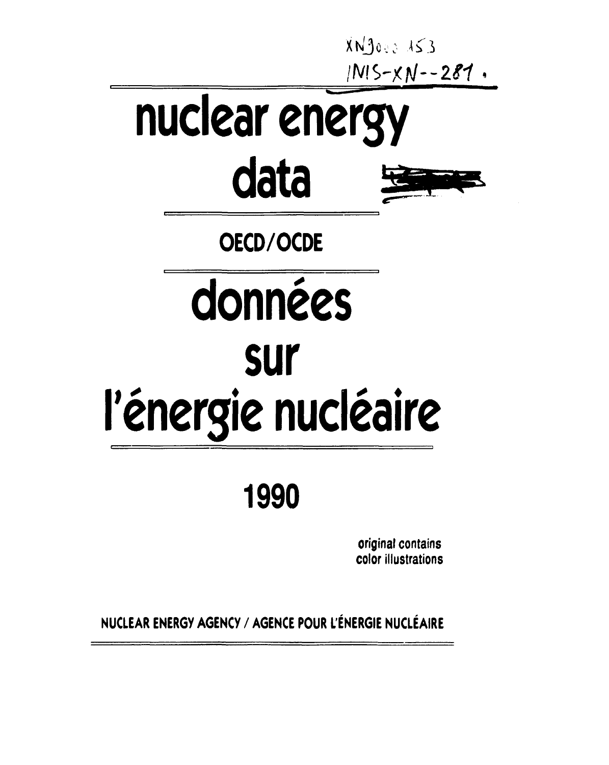XN9000153
INIS-XN--281

# nuclear energy data

## OECD/OCDE

# données sur l'énergie nucléaire

## 1990

original contains
color illustrations

NUCLEAR ENERGY AGENCY / AGENCE POUR L'ÉNERGIE NUCLÉAIRE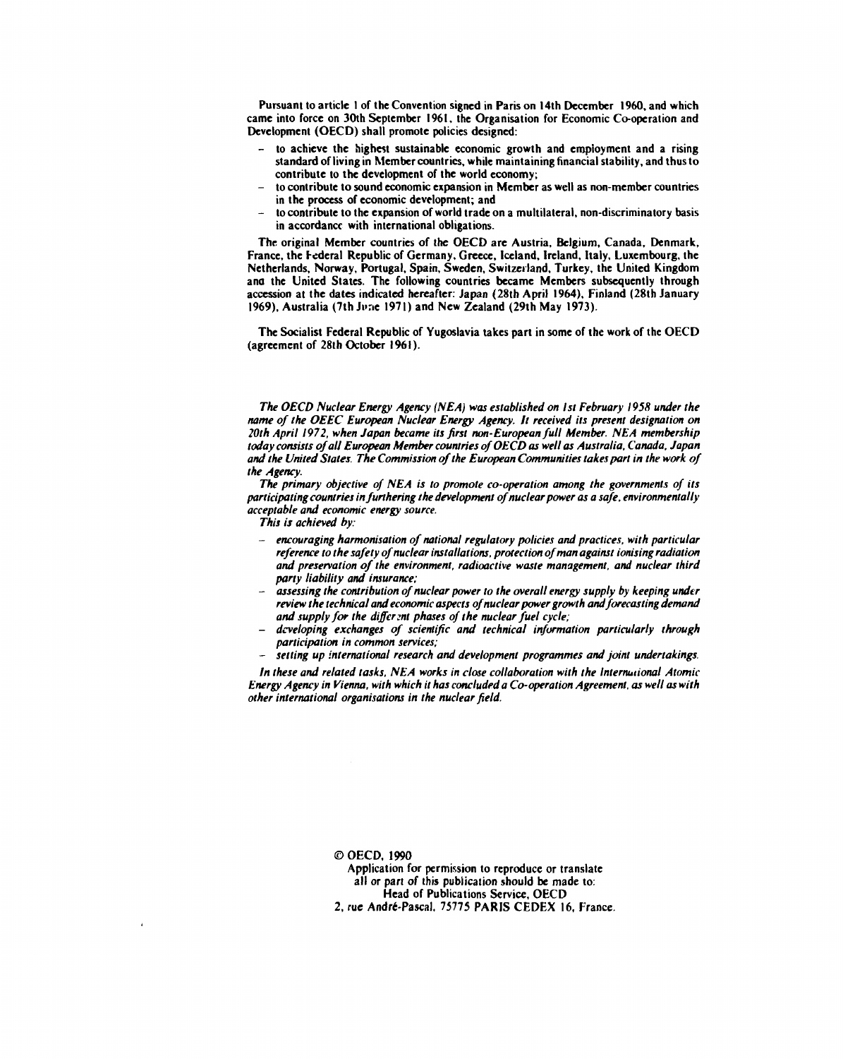Pursuant to article 1 of the Convention signed in Paris on 14th December 1960, and which came into force on 30th September 1961, the Organisation for Economic Co-operation and Development (OECD) shall promote policies designed:

- to achieve the highest sustainable economic growth and employment and a rising standard of living in Member countries, while maintaining financial stability, and thus to contribute to the development of the world economy;
- to contribute to sound economic expansion in Member as well as non-member countries in the process of economic development; and
- to contribute to the expansion of world trade on a multilateral, non-discriminatory basis in accordance with international obligations.

The original Member countries of the OECD are Austria, Belgium, Canada, Denmark, France, the Federal Republic of Germany, Greece, Iceland, Ireland, Italy, Luxembourg, the Netherlands, Norway, Portugal, Spain, Sweden, Switzerland, Turkey, the United Kingdom and the United States. The following countries became Members subsequently through accession at the dates indicated hereafter: Japan (28th April 1964), Finland (28th January 1969), Australia (7th June 1971) and New Zealand (29th May 1973).

The Socialist Federal Republic of Yugoslavia takes part in some of the work of the OECD (agreement of 28th October 1961).

*The OECD Nuclear Energy Agency (NEA) was established on 1st February 1958 under the name of the OEEC European Nuclear Energy Agency. It received its present designation on 20th April 1972, when Japan became its first non-European full Member. NEA membership today consists of all European Member countries of OECD as well as Australia, Canada, Japan and the United States. The Commission of the European Communities takes part in the work of the Agency.*

*The primary objective of NEA is to promote co-operation among the governments of its participating countries in furthering the development of nuclear power as a safe, environmentally acceptable and economic energy source.*

*This is achieved by:*

- *encouraging harmonisation of national regulatory policies and practices, with particular reference to the safety of nuclear installations, protection of man against ionising radiation and preservation of the environment, radioactive waste management, and nuclear third party liability and insurance;*
- *assessing the contribution of nuclear power to the overall energy supply by keeping under review the technical and economic aspects of nuclear power growth and forecasting demand and supply for the different phases of the nuclear fuel cycle;*
- *developing exchanges of scientific and technical information particularly through participation in common services;*
- *setting up international research and development programmes and joint undertakings.*

*In these and related tasks, NEA works in close collaboration with the International Atomic Energy Agency in Vienna, with which it has concluded a Co-operation Agreement, as well as with other international organisations in the nuclear field.*

© OECD, 1990
Application for permission to reproduce or translate all or part of this publication should be made to:
Head of Publications Service, OECD
2, rue André-Pascal, 75775 PARIS CEDEX 16, France.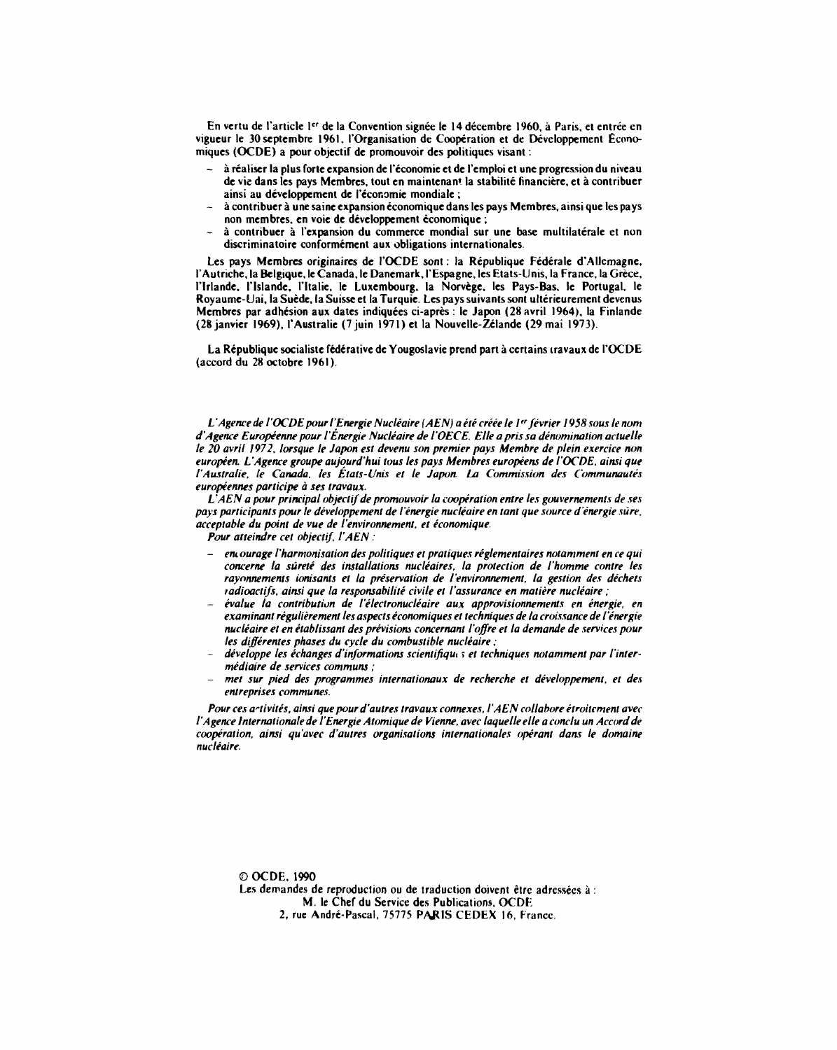En vertu de l'article 1[er] de la Convention signée le 14 décembre 1960, à Paris, et entrée en vigueur le 30 septembre 1961, l'Organisation de Coopération et de Développement Économiques (OCDE) a pour objectif de promouvoir des politiques visant :

- à réaliser la plus forte expansion de l'économie et de l'emploi et une progression du niveau de vie dans les pays Membres, tout en maintenant la stabilité financière, et à contribuer ainsi au développement de l'économie mondiale ;
- à contribuer à une saine expansion économique dans les pays Membres, ainsi que les pays non membres, en voie de développement économique ;
- à contribuer à l'expansion du commerce mondial sur une base multilatérale et non discriminatoire conformément aux obligations internationales.

Les pays Membres originaires de l'OCDE sont : la République Fédérale d'Allemagne, l'Autriche, la Belgique, le Canada, le Danemark, l'Espagne, les Etats-Unis, la France, la Grèce, l'Irlande, l'Islande, l'Italie, le Luxembourg, la Norvège, les Pays-Bas, le Portugal, le Royaume-Uni, la Suède, la Suisse et la Turquie. Les pays suivants sont ultérieurement devenus Membres par adhésion aux dates indiquées ci-après : le Japon (28 avril 1964), la Finlande (28 janvier 1969), l'Australie (7 juin 1971) et la Nouvelle-Zélande (29 mai 1973).

La République socialiste fédérative de Yougoslavie prend part à certains travaux de l'OCDE (accord du 28 octobre 1961).

*L'Agence de l'OCDE pour l'Energie Nucléaire (AEN) a été créée le 1[er] février 1958 sous le nom d'Agence Européenne pour l'Énergie Nucléaire de l'OECE. Elle a pris sa dénomination actuelle le 20 avril 1972, lorsque le Japon est devenu son premier pays Membre de plein exercice non européen. L'Agence groupe aujourd'hui tous les pays Membres européens de l'OCDE, ainsi que l'Australie, le Canada, les États-Unis et le Japon. La Commission des Communautés européennes participe à ses travaux.*

*L'AEN a pour principal objectif de promouvoir la coopération entre les gouvernements de ses pays participants pour le développement de l'énergie nucléaire en tant que source d'énergie sûre, acceptable du point de vue de l'environnement, et économique.*

*Pour atteindre cet objectif, l'AEN :*

- *encourage l'harmonisation des politiques et pratiques réglementaires notamment en ce qui concerne la sûreté des installations nucléaires, la protection de l'homme contre les rayonnements ionisants et la préservation de l'environnement, la gestion des déchets radioactifs, ainsi que la responsabilité civile et l'assurance en matière nucléaire ;*
- *évalue la contribution de l'électronucléaire aux approvisionnements en énergie, en examinant régulièrement les aspects économiques et techniques de la croissance de l'énergie nucléaire et en établissant des prévisions concernant l'offre et la demande de services pour les différentes phases du cycle du combustible nucléaire ;*
- *développe les échanges d'informations scientifiques et techniques notamment par l'intermédiaire de services communs ;*
- *met sur pied des programmes internationaux de recherche et développement, et des entreprises communes.*

*Pour ces activités, ainsi que pour d'autres travaux connexes, l'AEN collabore étroitement avec l'Agence Internationale de l'Energie Atomique de Vienne, avec laquelle elle a conclu un Accord de coopération, ainsi qu'avec d'autres organisations internationales opérant dans le domaine nucléaire.*

© OCDE, 1990
Les demandes de reproduction ou de traduction doivent être adressées à :
M. le Chef du Service des Publications, OCDE
2, rue André-Pascal, 75775 PARIS CEDEX 16, France.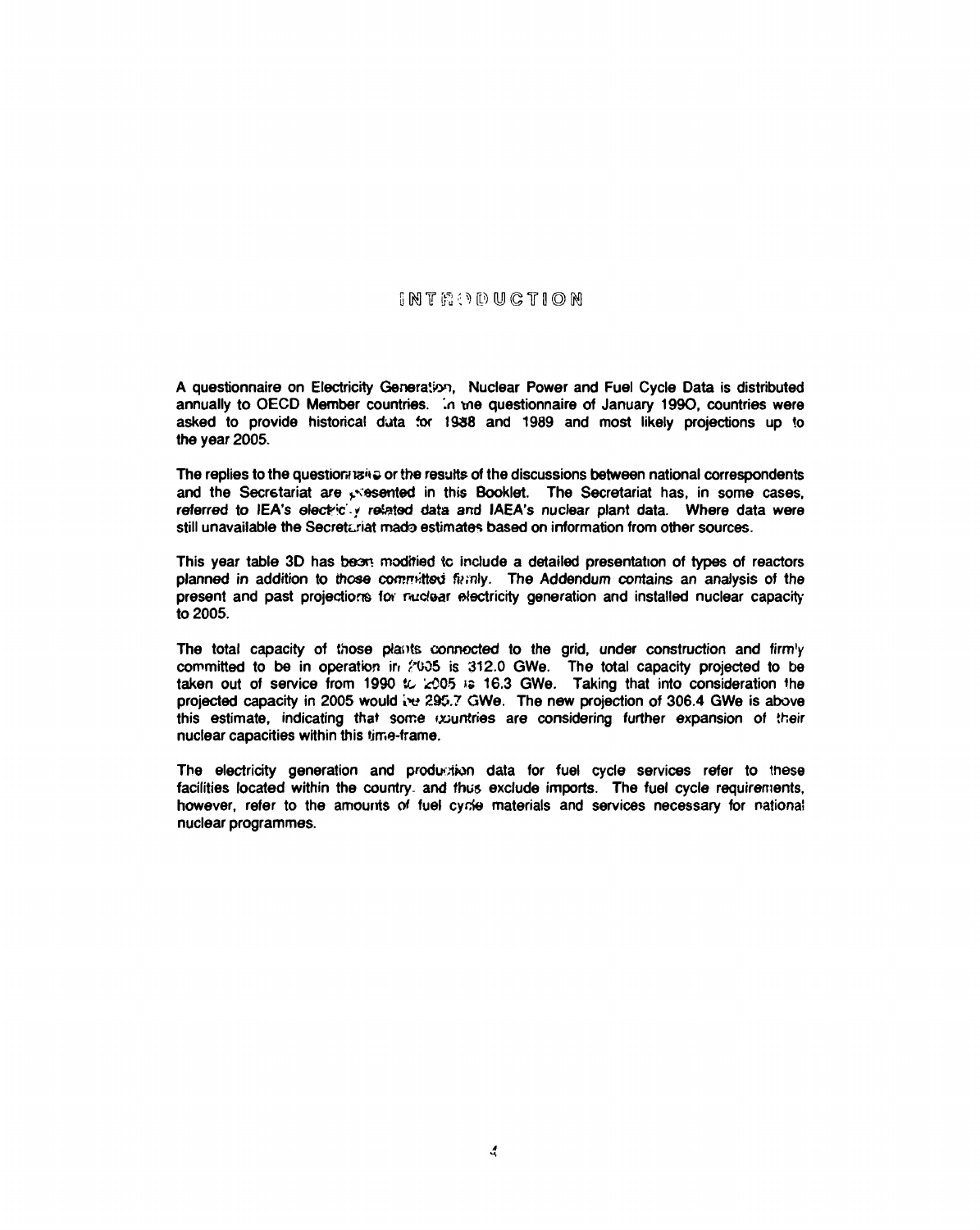# INTRODUCTION

A questionnaire on Electricity Generation, Nuclear Power and Fuel Cycle Data is distributed annually to OECD Member countries. In the questionnaire of January 1990, countries were asked to provide historical data for 1988 and 1989 and most likely projections up to the year 2005.

The replies to the questionnaire or the results of the discussions between national correspondents and the Secretariat are presented in this Booklet. The Secretariat has, in some cases, referred to IEA's electricity related data and IAEA's nuclear plant data. Where data were still unavailable the Secretariat made estimates based on information from other sources.

This year table 3D has been modified to include a detailed presentation of types of reactors planned in addition to those committed firmly. The Addendum contains an analysis of the present and past projections for nuclear electricity generation and installed nuclear capacity to 2005.

The total capacity of those plants connected to the grid, under construction and firmly committed to be in operation in 2005 is 312.0 GWe. The total capacity projected to be taken out of service from 1990 to 2005 is 16.3 GWe. Taking that into consideration the projected capacity in 2005 would be 295.7 GWe. The new projection of 306.4 GWe is above this estimate, indicating that some countries are considering further expansion of their nuclear capacities within this time-frame.

The electricity generation and production data for fuel cycle services refer to these facilities located within the country and thus exclude imports. The fuel cycle requirements, however, refer to the amounts of fuel cycle materials and services necessary for national nuclear programmes.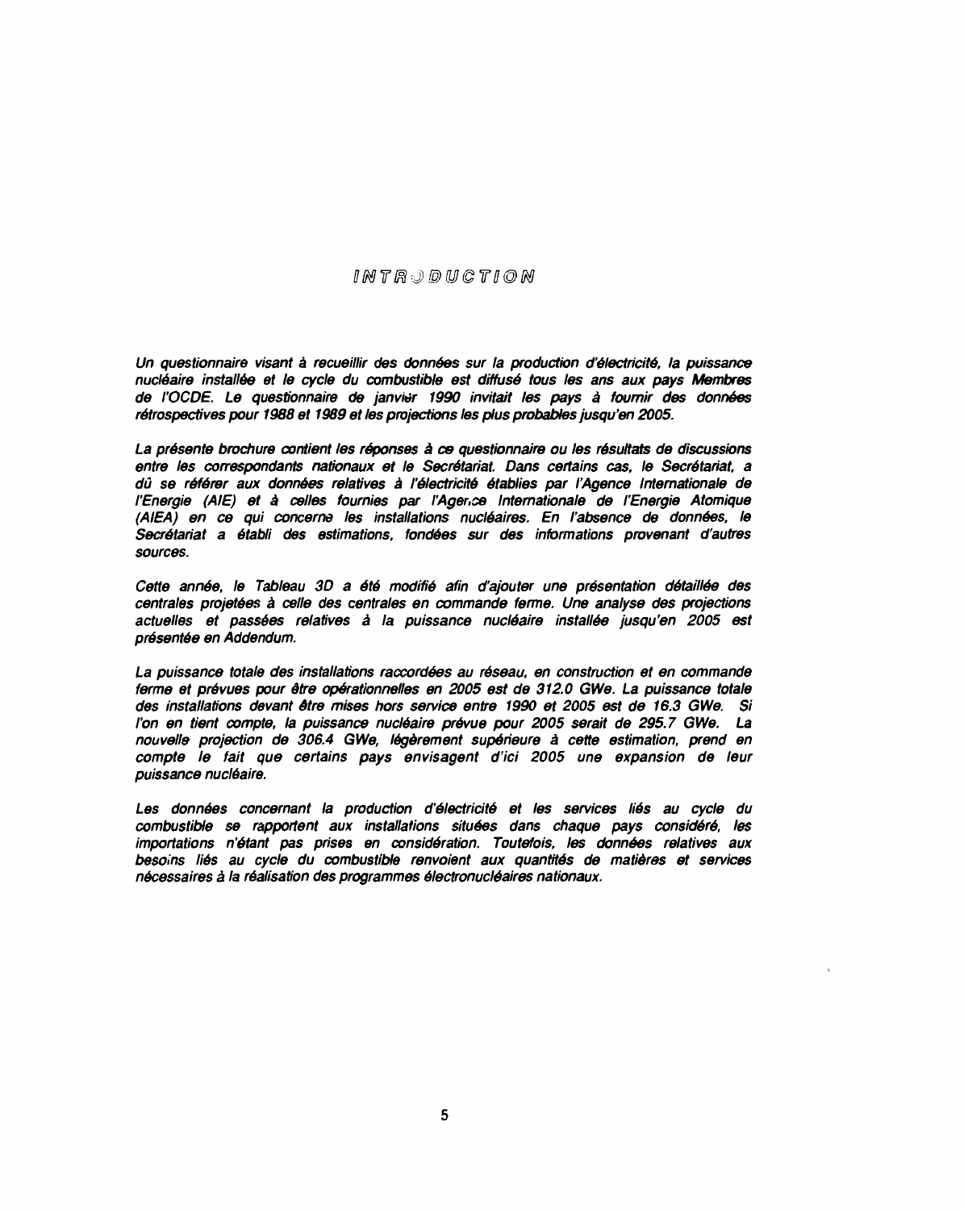# INTRODUCTION

*Un questionnaire visant à recueillir des données sur la production d'électricité, la puissance nucléaire installée et le cycle du combustible est diffusé tous les ans aux pays Membres de l'OCDE. Le questionnaire de janvier 1990 invitait les pays à fournir des données rétrospectives pour 1988 et 1989 et les projections les plus probables jusqu'en 2005.*

*La présente brochure contient les réponses à ce questionnaire ou les résultats de discussions entre les correspondants nationaux et le Secrétariat. Dans certains cas, le Secrétariat, a dû se référer aux données relatives à l'électricité établies par l'Agence Internationale de l'Energie (AIE) et à celles fournies par l'Agence Internationale de l'Energie Atomique (AIEA) en ce qui concerne les installations nucléaires. En l'absence de données, le Secrétariat a établi des estimations, fondées sur des informations provenant d'autres sources.*

*Cette année, le Tableau 3D a été modifié afin d'ajouter une présentation détaillée des centrales projetées à celle des centrales en commande ferme. Une analyse des projections actuelles et passées relatives à la puissance nucléaire installée jusqu'en 2005 est présentée en Addendum.*

*La puissance totale des installations raccordées au réseau, en construction et en commande ferme et prévues pour être opérationnelles en 2005 est de 312.0 GWe. La puissance totale des installations devant être mises hors service entre 1990 et 2005 est de 16.3 GWe. Si l'on en tient compte, la puissance nucléaire prévue pour 2005 serait de 295.7 GWe. La nouvelle projection de 306.4 GWe, légèrement supérieure à cette estimation, prend en compte le fait que certains pays envisagent d'ici 2005 une expansion de leur puissance nucléaire.*

*Les données concernant la production d'électricité et les services liés au cycle du combustible se rapportent aux installations situées dans chaque pays considéré, les importations n'étant pas prises en considération. Toutefois, les données relatives aux besoins liés au cycle du combustible renvoient aux quantités de matières et services nécessaires à la réalisation des programmes électronucléaires nationaux.*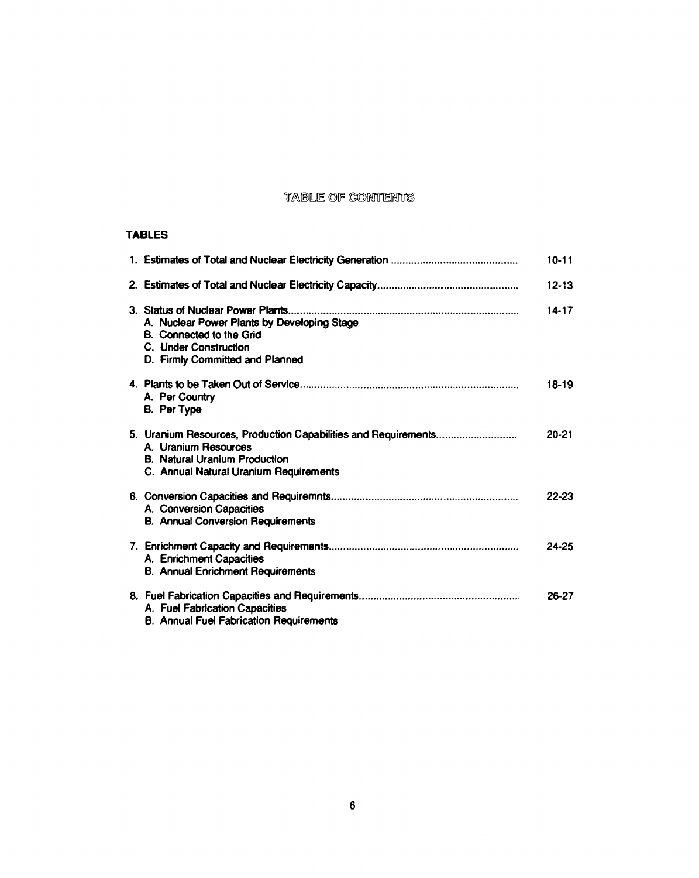# TABLE OF CONTENTS

## TABLES

1. Estimates of Total and Nuclear Electricity Generation ............................................ 10-11

2. Estimates of Total and Nuclear Electricity Capacity................................................ 12-13

3. Status of Nuclear Power Plants.............................................................................. 14-17
   - A. Nuclear Power Plants by Developing Stage
   - B. Connected to the Grid
   - C. Under Construction
   - D. Firmly Committed and Planned

4. Plants to be Taken Out of Service.......................................................................... 18-19
   - A. Per Country
   - B. Per Type

5. Uranium Resources, Production Capabilities and Requirements............................ 20-21
   - A. Uranium Resources
   - B. Natural Uranium Production
   - C. Annual Natural Uranium Requirements

6. Conversion Capacities and Requiremnts................................................................ 22-23
   - A. Conversion Capacities
   - B. Annual Conversion Requirements

7. Enrichment Capacity and Requirements................................................................. 24-25
   - A. Enrichment Capacities
   - B. Annual Enrichment Requirements

8. Fuel Fabrication Capacities and Requirements....................................................... 26-27
   - A. Fuel Fabrication Capacities
   - B. Annual Fuel Fabrication Requirements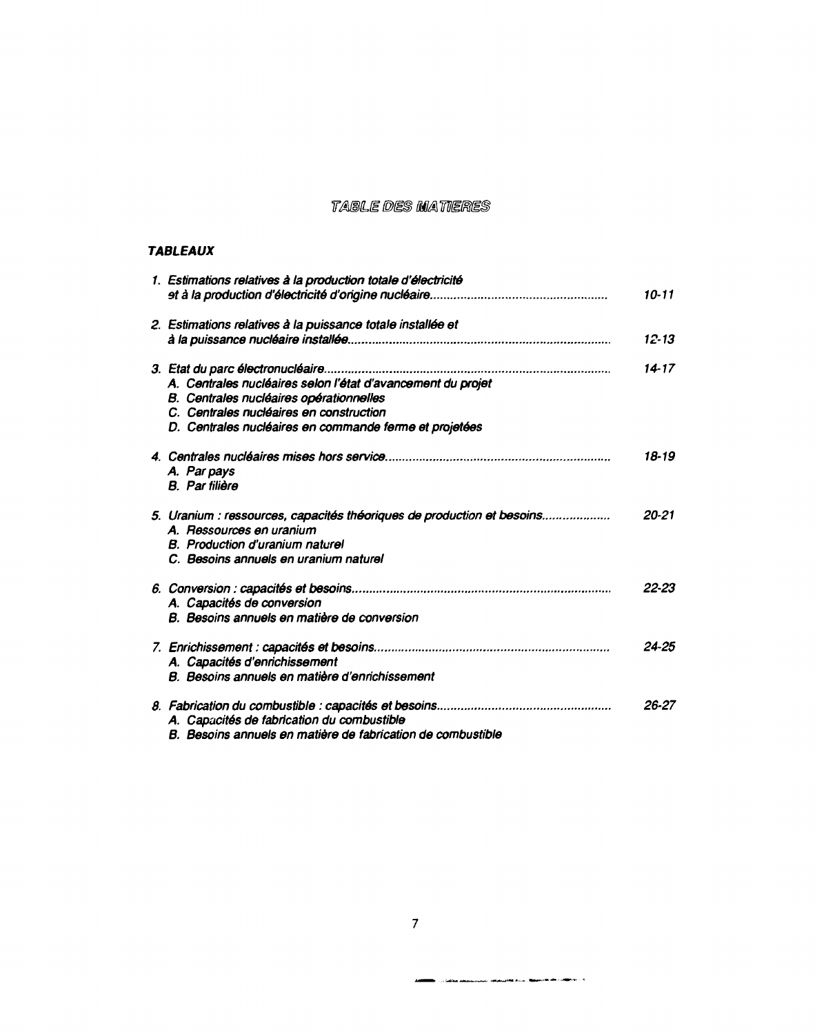# TABLE DES MATIERES

## *TABLEAUX*

| | |
|---|---|
| *1. Estimations relatives à la production totale d'électricité et à la production d'électricité d'origine nucléaire* | *10-11* |
| *2. Estimations relatives à la puissance totale installée et à la puissance nucléaire installée* | *12-13* |
| *3. Etat du parc électronucléaire* | *14-17* |
| *A. Centrales nucléaires selon l'état d'avancement du projet* | |
| *B. Centrales nucléaires opérationnelles* | |
| *C. Centrales nucléaires en construction* | |
| *D. Centrales nucléaires en commande ferme et projetées* | |
| *4. Centrales nucléaires mises hors service* | *18-19* |
| *A. Par pays* | |
| *B. Par filière* | |
| *5. Uranium : ressources, capacités théoriques de production et besoins* | *20-21* |
| *A. Ressources en uranium* | |
| *B. Production d'uranium naturel* | |
| *C. Besoins annuels en uranium naturel* | |
| *6. Conversion : capacités et besoins* | *22-23* |
| *A. Capacités de conversion* | |
| *B. Besoins annuels en matière de conversion* | |
| *7. Enrichissement : capacités et besoins* | *24-25* |
| *A. Capacités d'enrichissement* | |
| *B. Besoins annuels en matière d'enrichissement* | |
| *8. Fabrication du combustible : capacités et besoins* | *26-27* |
| *A. Capacités de fabrication du combustible* | |
| *B. Besoins annuels en matière de fabrication de combustible* | |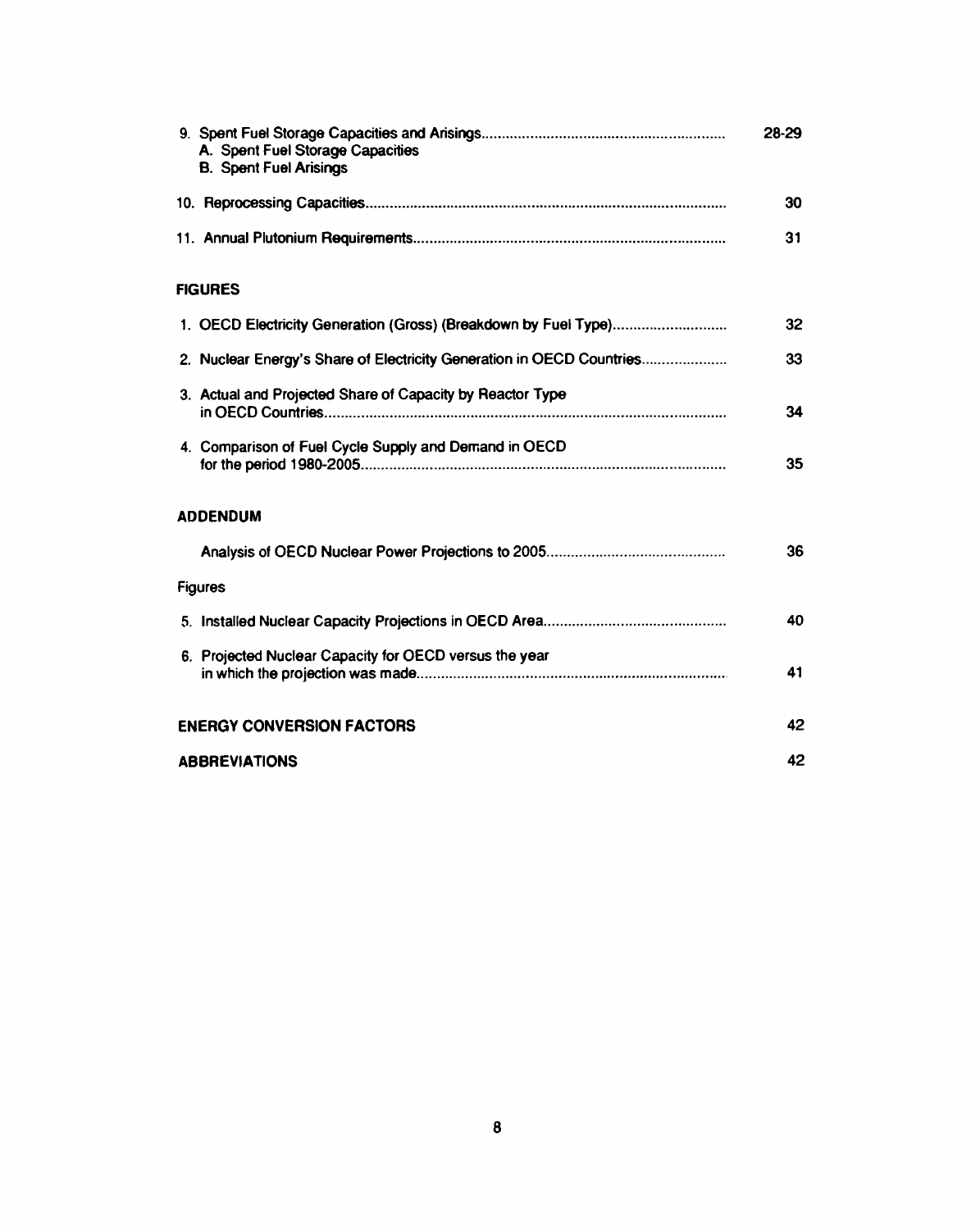9. Spent Fuel Storage Capacities and Arisings............................................................ 28-29
   A. Spent Fuel Storage Capacities
   B. Spent Fuel Arisings

10. Reprocessing Capacities......................................................................................... 30

11. Annual Plutonium Requirements............................................................................ 31

## FIGURES

1. OECD Electricity Generation (Gross) (Breakdown by Fuel Type)............................ 32

2. Nuclear Energy's Share of Electricity Generation in OECD Countries..................... 33

3. Actual and Projected Share of Capacity by Reactor Type in OECD Countries.................................................................................................... 34

4. Comparison of Fuel Cycle Supply and Demand in OECD for the period 1980-2005......................................................................................... 35

## ADDENDUM

Analysis of OECD Nuclear Power Projections to 2005............................................ 36

Figures

5. Installed Nuclear Capacity Projections in OECD Area............................................ 40

6. Projected Nuclear Capacity for OECD versus the year in which the projection was made............................................................................ 41

**ENERGY CONVERSION FACTORS** 42

**ABBREVIATIONS** 42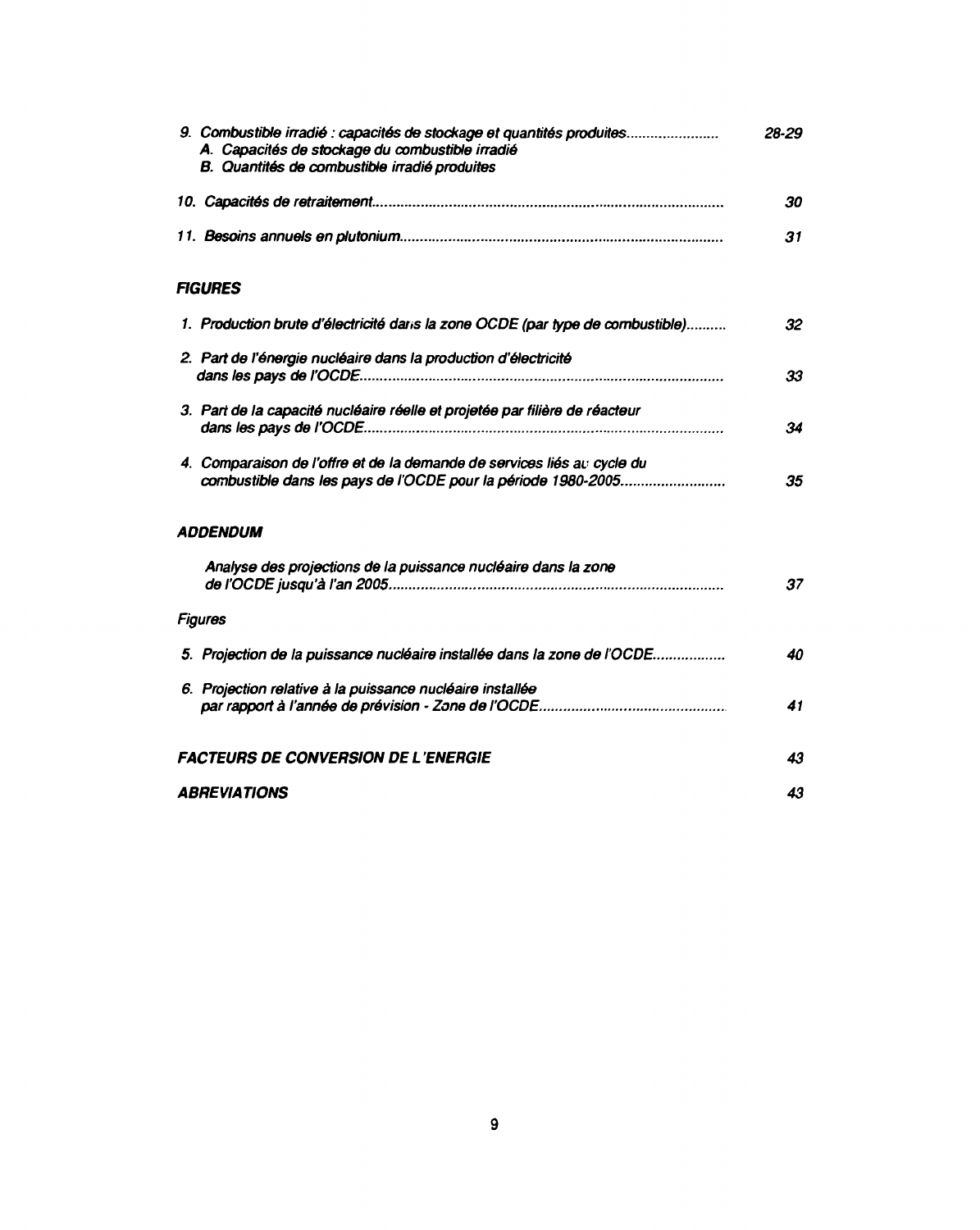9. *Combustible irradié : capacités de stockage et quantités produites....................... 28-29*
   - A. *Capacités de stockage du combustible irradié*
   - B. *Quantités de combustible irradié produites*

10. *Capacités de retraitement....................................................................................... 30*

11. *Besoins annuels en plutonium.................................................................................. 31*

## *FIGURES*

1. *Production brute d'électricité dans la zone OCDE (par type de combustible).......... 32*

2. *Part de l'énergie nucléaire dans la production d'électricité dans les pays de l'OCDE......................................................................................... 33*

3. *Part de la capacité nucléaire réelle et projetée par filière de réacteur dans les pays de l'OCDE......................................................................................... 34*

4. *Comparaison de l'offre et de la demande de services liés au cycle du combustible dans les pays de l'OCDE pour la période 1980-2005.......................... 35*

## *ADDENDUM*

*Analyse des projections de la puissance nucléaire dans la zone de l'OCDE jusqu'à l'an 2005................................................................................... 37*

*Figures*

5. *Projection de la puissance nucléaire installée dans la zone de l'OCDE.................. 40*

6. *Projection relative à la puissance nucléaire installée par rapport à l'année de prévision - Zone de l'OCDE.............................................. 41*

## *FACTEURS DE CONVERSION DE L'ENERGIE* 43

## *ABREVIATIONS* 43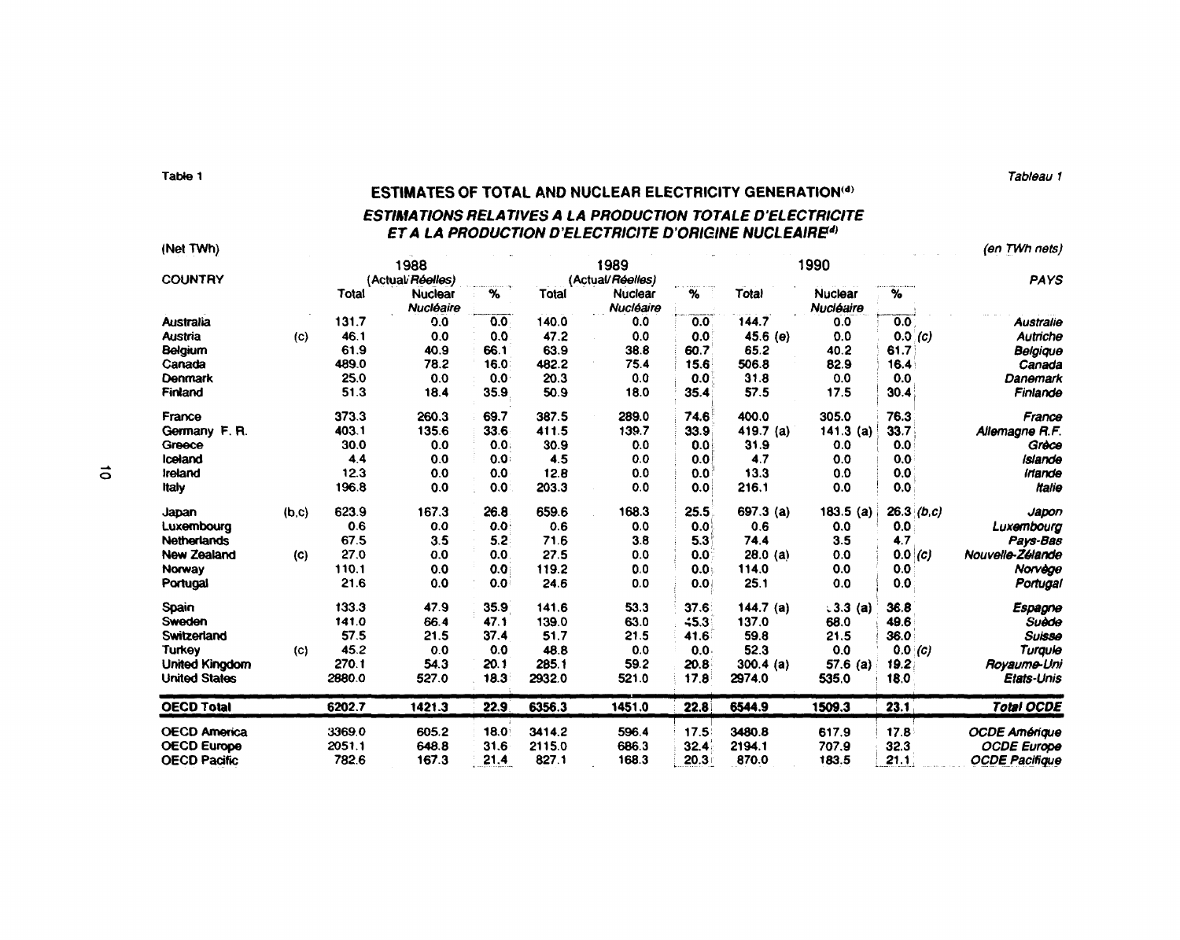Table 1

Tableau 1

## ESTIMATES OF TOTAL AND NUCLEAR ELECTRICITY GENERATION[d]

### *ESTIMATIONS RELATIVES A LA PRODUCTION TOTALE D'ELECTRICITE ET A LA PRODUCTION D'ELECTRICITE D'ORIGINE NUCLEAIRE[d]*

(Net TWh) — *(en TWh nets)*

| COUNTRY | | 1988 (Actual/*Réelles*) | | | 1989 (Actual/*Réelles*) | | | 1990 | | | | *PAYS* |
|---|---|---|---|---|---|---|---|---|---|---|---|---|
| | | Total | Nuclear *Nucléaire* | % | Total | Nuclear *Nucléaire* | % | Total | Nuclear *Nucléaire* | % | | |
| Australia | | 131.7 | 0.0 | 0.0 | 140.0 | 0.0 | 0.0 | 144.7 | 0.0 | 0.0 | | *Australie* |
| Austria | (c) | 46.1 | 0.0 | 0.0 | 47.2 | 0.0 | 0.0 | 45.6 (e) | 0.0 | 0.0 | *(c)* | *Autriche* |
| Belgium | | 61.9 | 40.9 | 66.1 | 63.9 | 38.8 | 60.7 | 65.2 | 40.2 | 61.7 | | *Belgique* |
| Canada | | 489.0 | 78.2 | 16.0 | 482.2 | 75.4 | 15.6 | 506.8 | 82.9 | 16.4 | | *Canada* |
| Denmark | | 25.0 | 0.0 | 0.0 | 20.3 | 0.0 | 0.0 | 31.8 | 0.0 | 0.0 | | *Danemark* |
| Finland | | 51.3 | 18.4 | 35.9 | 50.9 | 18.0 | 35.4 | 57.5 | 17.5 | 30.4 | | *Finlande* |
| France | | 373.3 | 260.3 | 69.7 | 387.5 | 289.0 | 74.6 | 400.0 | 305.0 | 76.3 | | *France* |
| Germany F. R. | | 403.1 | 135.6 | 33.6 | 411.5 | 139.7 | 33.9 | 419.7 (a) | 141.3 (a) | 33.7 | | *Allemagne R.F.* |
| Greece | | 30.0 | 0.0 | 0.0 | 30.9 | 0.0 | 0.0 | 31.9 | 0.0 | 0.0 | | *Grèce* |
| Iceland | | 4.4 | 0.0 | 0.0 | 4.5 | 0.0 | 0.0 | 4.7 | 0.0 | 0.0 | | *Islande* |
| Ireland | | 12.3 | 0.0 | 0.0 | 12.8 | 0.0 | 0.0 | 13.3 | 0.0 | 0.0 | | *Irlande* |
| Italy | | 196.8 | 0.0 | 0.0 | 203.3 | 0.0 | 0.0 | 216.1 | 0.0 | 0.0 | | *Italie* |
| Japan | (b,c) | 623.9 | 167.3 | 26.8 | 659.6 | 168.3 | 25.5 | 697.3 (a) | 183.5 (a) | 26.3 | *(b,c)* | *Japon* |
| Luxembourg | | 0.6 | 0.0 | 0.0 | 0.6 | 0.0 | 0.0 | 0.6 | 0.0 | 0.0 | | *Luxembourg* |
| Netherlands | | 67.5 | 3.5 | 5.2 | 71.6 | 3.8 | 5.3 | 74.4 | 3.5 | 4.7 | | *Pays-Bas* |
| New Zealand | (c) | 27.0 | 0.0 | 0.0 | 27.5 | 0.0 | 0.0 | 28.0 (a) | 0.0 | 0.0 | *(c)* | *Nouvelle-Zélande* |
| Norway | | 110.1 | 0.0 | 0.0 | 119.2 | 0.0 | 0.0 | 114.0 | 0.0 | 0.0 | | *Norvège* |
| Portugal | | 21.6 | 0.0 | 0.0 | 24.6 | 0.0 | 0.0 | 25.1 | 0.0 | 0.0 | | *Portugal* |
| Spain | | 133.3 | 47.9 | 35.9 | 141.6 | 53.3 | 37.6 | 144.7 (a) | 53.3 (a) | 36.8 | | *Espagne* |
| Sweden | | 141.0 | 66.4 | 47.1 | 139.0 | 63.0 | 45.3 | 137.0 | 68.0 | 49.6 | | *Suède* |
| Switzerland | | 57.5 | 21.5 | 37.4 | 51.7 | 21.5 | 41.6 | 59.8 | 21.5 | 36.0 | | *Suisse* |
| Turkey | (c) | 45.2 | 0.0 | 0.0 | 48.8 | 0.0 | 0.0 | 52.3 | 0.0 | 0.0 | *(c)* | *Turquie* |
| United Kingdom | | 270.1 | 54.3 | 20.1 | 285.1 | 59.2 | 20.8 | 300.4 (a) | 57.6 (a) | 19.2 | | *Royaume-Uni* |
| United States | | 2880.0 | 527.0 | 18.3 | 2932.0 | 521.0 | 17.8 | 2974.0 | 535.0 | 18.0 | | *Etats-Unis* |
| **OECD Total** | | **6202.7** | **1421.3** | **22.9** | **6356.3** | **1451.0** | **22.8** | **6544.9** | **1509.3** | **23.1** | | ***Total OCDE*** |
| OECD America | | 3369.0 | 605.2 | 18.0 | 3414.2 | 596.4 | 17.5 | 3480.8 | 617.9 | 17.8 | | *OCDE Amérique* |
| OECD Europe | | 2051.1 | 648.8 | 31.6 | 2115.0 | 686.3 | 32.4 | 2194.1 | 707.9 | 32.3 | | *OCDE Europe* |
| OECD Pacific | | 782.6 | 167.3 | 21.4 | 827.1 | 168.3 | 20.3 | 870.0 | 183.5 | 21.1 | | *OCDE Pacifique* |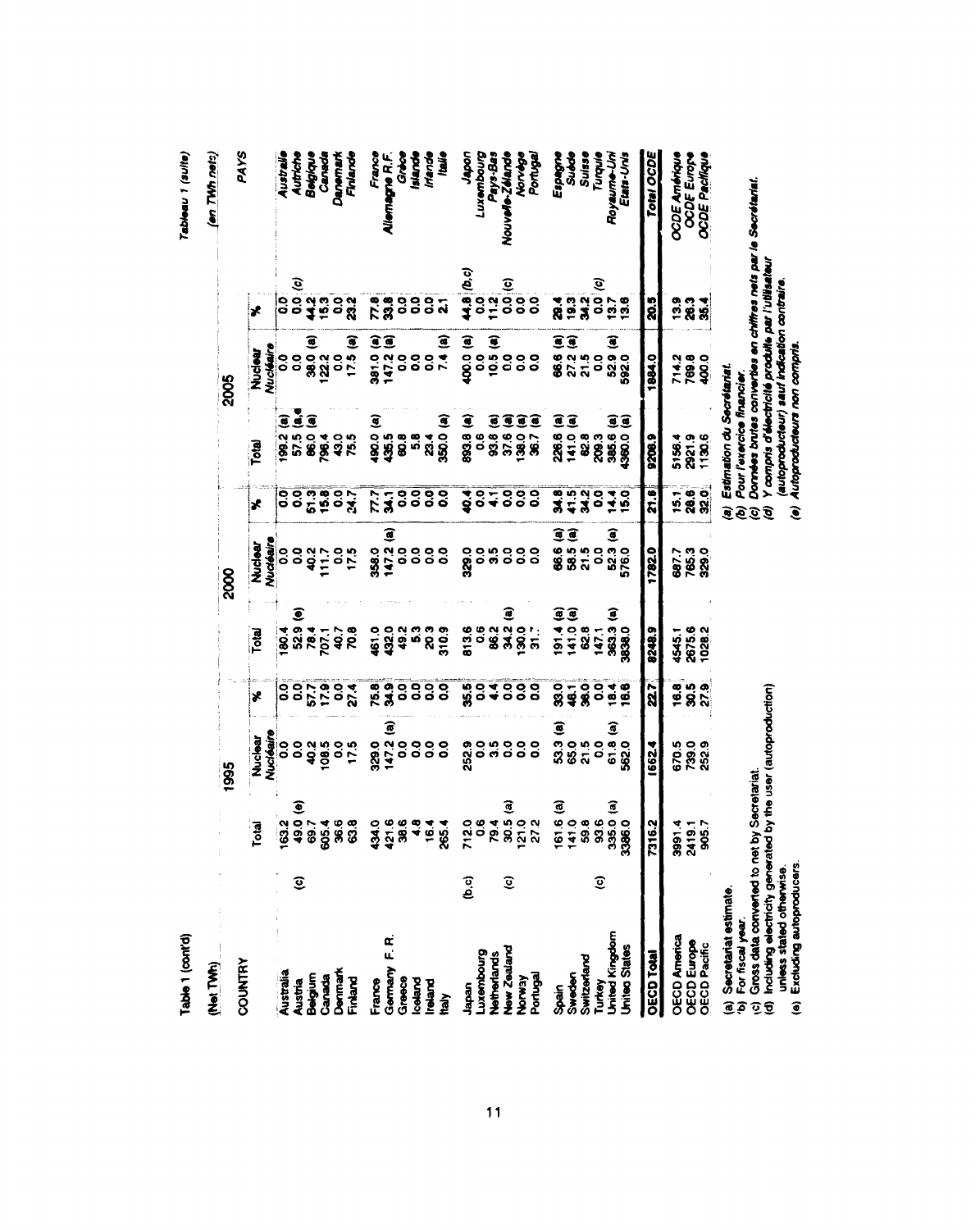Table 1 (cont'd) — Tableau 1 (suite)

(Net TWh) — (en TWh nets)

| COUNTRY | | 1995 Total | 1995 Nuclear Nucléaire | 1995 % | 2000 Total | 2000 Nuclear Nucléaire | 2000 % | 2005 Total | 2005 Nuclear Nucléaire | 2005 % | | PAYS |
|---|---|---|---|---|---|---|---|---|---|---|---|---|
| Australia | | 163.2 | 0.0 | 0.0 | 180.4 | 0.0 | 0.0 | 199.2 (a) | 0.0 | 0.0 | | Australie |
| Austria | (c) | 49.0 (e) | 0.0 | 0.0 | 52.9 (e) | 0.0 | 0.0 | 57.5 (a,e) | 0.0 | 0.0 | (c) | Autriche |
| Belgium | | 69.7 | 40.2 | 57.7 | 78.4 | 40.2 | 51.3 | 86.0 (a) | 38.0 (a) | 44.2 | | Belgique |
| Canada | | 605.4 | 108.5 | 17.9 | 707.1 | 111.7 | 15.8 | 796.4 | 122.2 | 15.3 | | Canada |
| Denmark | | 36.6 | 0.0 | 0.0 | 40.7 | 0.0 | 0.0 | 43.0 | 0.0 | 0.0 | | Danemark |
| Finland | | 63.8 | 17.5 | 27.4 | 70.8 | 17.5 | 24.7 | 75.5 | 17.5 (a) | 23.2 | | Finlande |
| France | | 434.0 | 329.0 | 75.8 | 461.0 | 358.0 | 77.7 | 490.0 (a) | 381.0 (a) | 77.8 | | France |
| Germany F. R. | | 421.6 | 147.2 (a) | 34.9 | 432.0 | 147.2 (a) | 34.1 | 435.5 | 147.2 (a) | 33.8 | | Allemagne R.F. |
| Greece | | 38.6 | 0.0 | 0.0 | 49.2 | 0.0 | 0.0 | 60.8 | 0.0 | 0.0 | | Grèce |
| Iceland | | 4.8 | 0.0 | 0.0 | 5.3 | 0.0 | 0.0 | 5.8 | 0.0 | 0.0 | | Islande |
| Ireland | | 16.4 | 0.0 | 0.0 | 20.3 | 0.0 | 0.0 | 23.4 | 0.0 | 0.0 | | Irlande |
| Italy | | 265.4 | 0.0 | 0.0 | 310.9 | 0.0 | 0.0 | 350.0 (a) | 7.4 (a) | 2.1 | | Italie |
| Japan | (b,c) | 712.0 | 252.9 | 35.5 | 813.6 | 329.0 | 40.4 | 893.8 (a) | 400.0 (a) | 44.8 | (b,c) | Japon |
| Luxembourg | | 0.6 | 0.0 | 0.0 | 0.6 | 0.0 | 0.0 | 0.6 | 0.0 | 0.0 | | Luxembourg |
| Netherlands | | 79.4 | 3.5 | 4.4 | 86.2 | 3.5 | 4.1 | 93.8 (a) | 10.5 (a) | 11.2 | | Pays-Bas |
| New Zealand | (c) | 30.5 (a) | 0.0 | 0.0 | 34.2 (a) | 0.0 | 0.0 | 37.6 (a) | 0.0 | 0.0 | (c) | Nouvelle-Zélande |
| Norway | | 121.0 | 0.0 | 0.0 | 130.0 | 0.0 | 0.0 | 138.0 (a) | 0.0 | 0.0 | | Norvège |
| Portugal | | 27.2 | 0.0 | 0.0 | 31.7 | 0.0 | 0.0 | 36.7 (a) | 0.0 | 0.0 | | Portugal |
| Spain | | 161.6 (a) | 53.3 (a) | 33.0 | 191.4 (a) | 66.6 (a) | 34.8 | 226.6 (a) | 66.6 (a) | 29.4 | | Espagne |
| Sweden | | 141.0 | 65.0 | 46.1 | 141.0 (a) | 58.5 (a) | 41.5 | 141.0 (a) | 27.2 (a) | 19.3 | | Suède |
| Switzerland | | 59.8 | 21.5 | 36.0 | 62.8 | 21.5 | 34.2 | 62.8 | 21.5 | 34.2 | | Suisse |
| Turkey | (c) | 93.6 | 0.0 | 0.0 | 147.1 | 0.0 | 0.0 | 209.3 | 0.0 | 0.0 | (c) | Turquie |
| United Kingdom | | 335.0 (a) | 61.8 (a) | 18.4 | 363.3 (a) | 52.3 (a) | 14.4 | 385.6 (a) | 52.9 (a) | 13.7 | | Royaume-Uni |
| United States | | 3386.0 | 562.0 | 16.6 | 3838.0 | 576.0 | 15.0 | 4360.0 (a) | 592.0 | 13.6 | | Etats-Unis |
| **OECD Total** | | 7316.2 | 1662.4 | 22.7 | 8248.9 | 1782.0 | 21.6 | 9208.9 | 1884.0 | 20.5 | | **Total OCDE** |
| OECD America | | 3991.4 | 670.5 | 16.8 | 4545.1 | 687.7 | 15.1 | 5156.4 | 714.2 | 13.9 | | OCDE Amérique |
| OECD Europe | | 2419.1 | 739.0 | 30.5 | 2675.6 | 765.3 | 28.6 | 2921.9 | 769.8 | 26.3 | | OCDE Europe |
| OECD Pacific | | 905.7 | 252.9 | 27.9 | 1028.2 | 329.0 | 32.0 | 1130.6 | 400.0 | 35.4 | | OCDE Pacifique |

(a) Secretariat estimate.
(b) For fiscal year.
(c) Gross data converted to net by Secretariat.
(d) Including electricity generated by the user (autoproduction) unless stated otherwise.
(e) Excluding autoproducers.

(a) *Estimation du Secrétariat.*
(b) *Pour l'exercice financier.*
(c) *Données brutes converties en chiffres nets par le Secrétariat.*
(d) *Y compris d'électricité produite par l'utilisateur (autoproducteur) sauf indication contraire.*
(e) *Autoproducteurs non compris.*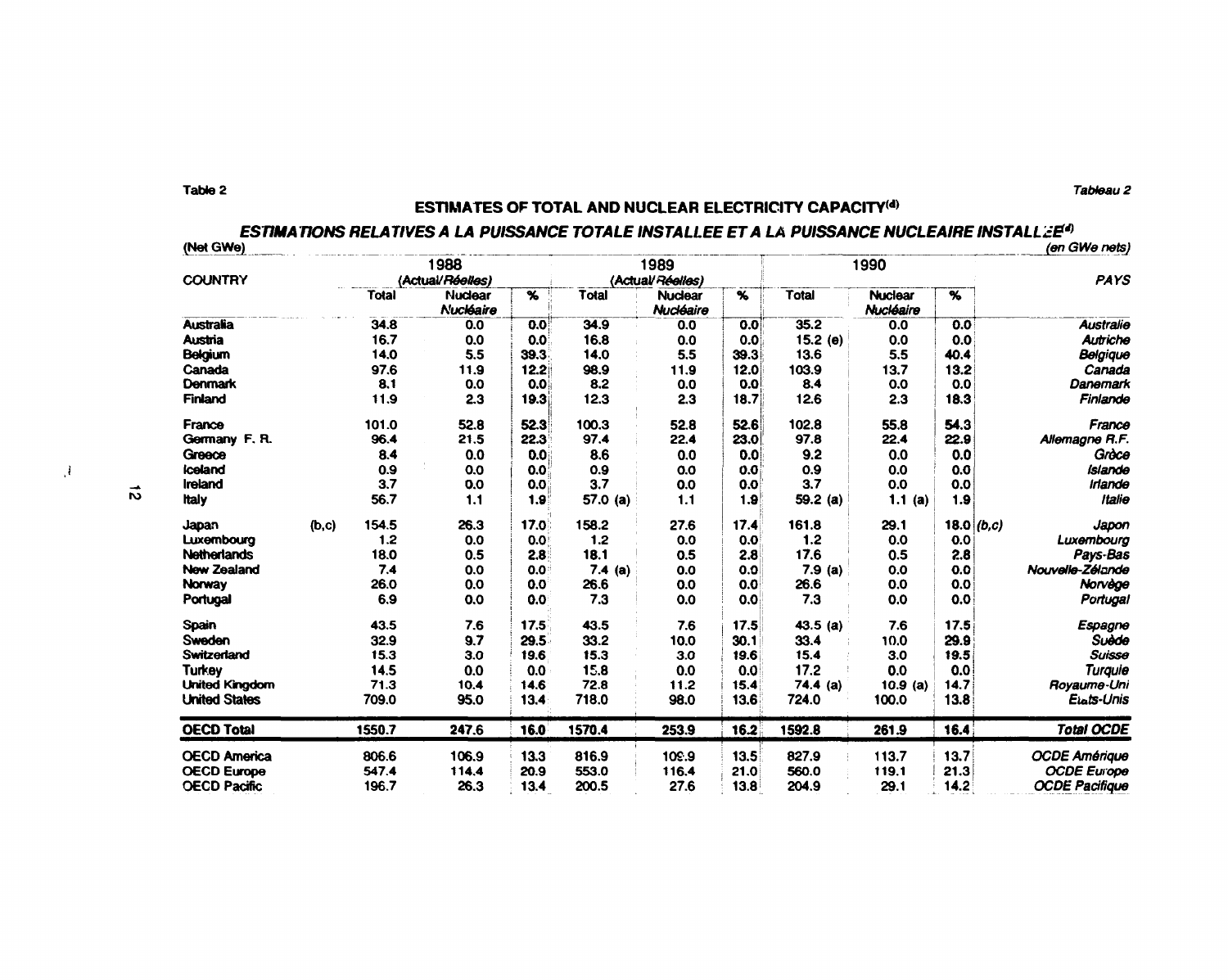Table 2 / *Tableau 2*

## ESTIMATES OF TOTAL AND NUCLEAR ELECTRICITY CAPACITY[d]

## *ESTIMATIONS RELATIVES A LA PUISSANCE TOTALE INSTALLEE ET A LA PUISSANCE NUCLEAIRE INSTALLEE[d]*

(Net GWe) / *(en GWe nets)*

| COUNTRY | | 1988 (Actual/*Réelles*) | | | 1989 (Actual/*Réelles*) | | | 1990 | | | | *PAYS* |
|---|---|---|---|---|---|---|---|---|---|---|---|---|
| | | Total | Nuclear *Nucléaire* | % | Total | Nuclear *Nucléaire* | % | Total | Nuclear *Nucléaire* | % | | |
| Australia | | 34.8 | 0.0 | 0.0 | 34.9 | 0.0 | 0.0 | 35.2 | 0.0 | 0.0 | | *Australie* |
| Austria | | 16.7 | 0.0 | 0.0 | 16.8 | 0.0 | 0.0 | 15.2 (e) | 0.0 | 0.0 | | *Autriche* |
| Belgium | | 14.0 | 5.5 | 39.3 | 14.0 | 5.5 | 39.3 | 13.6 | 5.5 | 40.4 | | *Belgique* |
| Canada | | 97.6 | 11.9 | 12.2 | 98.9 | 11.9 | 12.0 | 103.9 | 13.7 | 13.2 | | *Canada* |
| Denmark | | 8.1 | 0.0 | 0.0 | 8.2 | 0.0 | 0.0 | 8.4 | 0.0 | 0.0 | | *Danemark* |
| Finland | | 11.9 | 2.3 | 19.3 | 12.3 | 2.3 | 18.7 | 12.6 | 2.3 | 18.3 | | *Finlande* |
| France | | 101.0 | 52.8 | 52.3 | 100.3 | 52.8 | 52.6 | 102.8 | 55.8 | 54.3 | | *France* |
| Germany F. R. | | 96.4 | 21.5 | 22.3 | 97.4 | 22.4 | 23.0 | 97.8 | 22.4 | 22.9 | | *Allemagne R.F.* |
| Greece | | 8.4 | 0.0 | 0.0 | 8.6 | 0.0 | 0.0 | 9.2 | 0.0 | 0.0 | | *Grèce* |
| Iceland | | 0.9 | 0.0 | 0.0 | 0.9 | 0.0 | 0.0 | 0.9 | 0.0 | 0.0 | | *Islande* |
| Ireland | | 3.7 | 0.0 | 0.0 | 3.7 | 0.0 | 0.0 | 3.7 | 0.0 | 0.0 | | *Irlande* |
| Italy | | 56.7 | 1.1 | 1.9 | 57.0 (a) | 1.1 | 1.9 | 59.2 (a) | 1.1 (a) | 1.9 | | *Italie* |
| Japan | (b,c) | 154.5 | 26.3 | 17.0 | 158.2 | 27.6 | 17.4 | 161.8 | 29.1 | 18.0 | *(b,c)* | *Japon* |
| Luxembourg | | 1.2 | 0.0 | 0.0 | 1.2 | 0.0 | 0.0 | 1.2 | 0.0 | 0.0 | | *Luxembourg* |
| Netherlands | | 18.0 | 0.5 | 2.8 | 18.1 | 0.5 | 2.8 | 17.6 | 0.5 | 2.8 | | *Pays-Bas* |
| New Zealand | | 7.4 | 0.0 | 0.0 | 7.4 (a) | 0.0 | 0.0 | 7.9 (a) | 0.0 | 0.0 | | *Nouvelle-Zélande* |
| Norway | | 26.0 | 0.0 | 0.0 | 26.6 | 0.0 | 0.0 | 26.6 | 0.0 | 0.0 | | *Norvège* |
| Portugal | | 6.9 | 0.0 | 0.0 | 7.3 | 0.0 | 0.0 | 7.3 | 0.0 | 0.0 | | *Portugal* |
| Spain | | 43.5 | 7.6 | 17.5 | 43.5 | 7.6 | 17.5 | 43.5 (a) | 7.6 | 17.5 | | *Espagne* |
| Sweden | | 32.9 | 9.7 | 29.5 | 33.2 | 10.0 | 30.1 | 33.4 | 10.0 | 29.9 | | *Suède* |
| Switzerland | | 15.3 | 3.0 | 19.6 | 15.3 | 3.0 | 19.6 | 15.4 | 3.0 | 19.5 | | *Suisse* |
| Turkey | | 14.5 | 0.0 | 0.0 | 15.8 | 0.0 | 0.0 | 17.2 | 0.0 | 0.0 | | *Turquie* |
| United Kingdom | | 71.3 | 10.4 | 14.6 | 72.8 | 11.2 | 15.4 | 74.4 (a) | 10.9 (a) | 14.7 | | *Royaume-Uni* |
| United States | | 709.0 | 95.0 | 13.4 | 718.0 | 98.0 | 13.6 | 724.0 | 100.0 | 13.8 | | *Etats-Unis* |
| **OECD Total** | | **1550.7** | **247.6** | **16.0** | **1570.4** | **253.9** | **16.2** | **1592.8** | **261.9** | **16.4** | | ***Total OCDE*** |
| OECD America | | 806.6 | 106.9 | 13.3 | 816.9 | 109.9 | 13.5 | 827.9 | 113.7 | 13.7 | | *OCDE Amérique* |
| OECD Europe | | 547.4 | 114.4 | 20.9 | 553.0 | 116.4 | 21.0 | 560.0 | 119.1 | 21.3 | | *OCDE Europe* |
| OECD Pacific | | 196.7 | 26.3 | 13.4 | 200.5 | 27.6 | 13.8 | 204.9 | 29.1 | 14.2 | | *OCDE Pacifique* |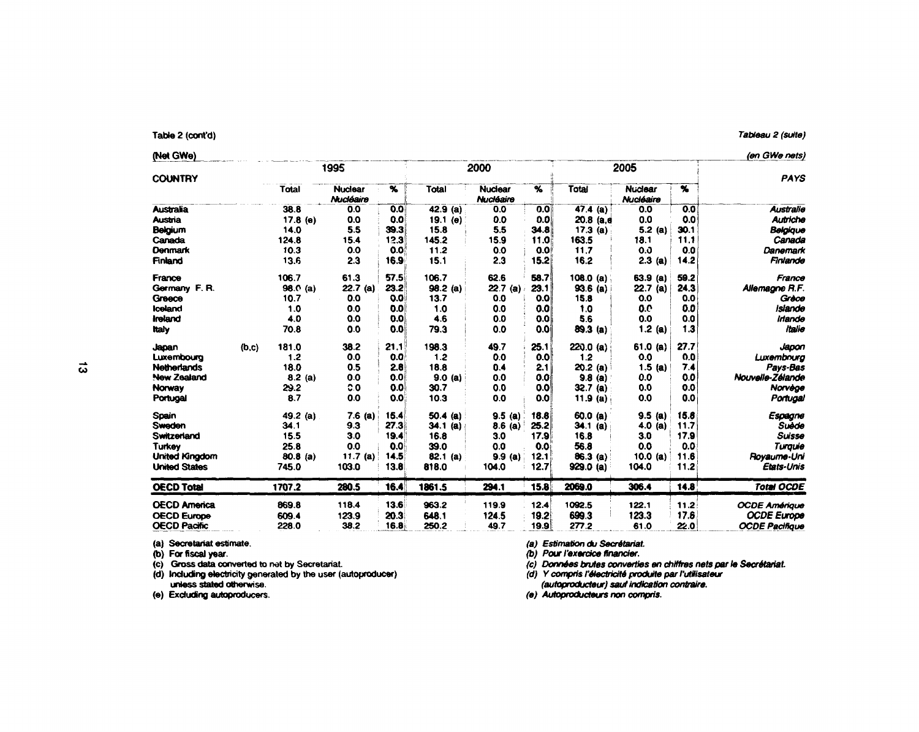Table 2 (cont'd) *Tableau 2 (suite)*

(Net GWe) *(en GWe nets)*

| COUNTRY | | 1995 | | | 2000 | | | 2005 | | | PAYS |
|---|---|---|---|---|---|---|---|---|---|---|---|
| | | Total | Nuclear *Nucléaire* | % | Total | Nuclear *Nucléaire* | % | Total | Nuclear *Nucléaire* | % | |
| Australia | | 38.8 | 0.0 | 0.0 | 42.9 (a) | 0.0 | 0.0 | 47.4 (a) | 0.0 | 0.0 | *Australie* |
| Austria | | 17.8 (e) | 0.0 | 0.0 | 19.1 (e) | 0.0 | 0.0 | 20.8 (a,e | 0.0 | 0.0 | *Autriche* |
| Belgium | | 14.0 | 5.5 | 39.3 | 15.8 | 5.5 | 34.8 | 17.3 (a) | 5.2 (a) | 30.1 | *Belgique* |
| Canada | | 124.8 | 15.4 | 12.3 | 145.2 | 15.9 | 11.0 | 163.5 | 18.1 | 11.1 | *Canada* |
| Denmark | | 10.3 | 0.0 | 0.0 | 11.2 | 0.0 | 0.0 | 11.7 | 0.0 | 0.0 | *Danemark* |
| Finland | | 13.6 | 2.3 | 16.9 | 15.1 | 2.3 | 15.2 | 16.2 | 2.3 (a) | 14.2 | *Finlande* |
| France | | 106.7 | 61.3 | 57.5 | 106.7 | 62.6 | 58.7 | 108.0 (a) | 63.9 (a) | 59.2 | *France* |
| Germany F. R. | | 98.0 (a) | 22.7 (a) | 23.2 | 98.2 (a) | 22.7 (a) | 23.1 | 93.6 (a) | 22.7 (a) | 24.3 | *Allemagne R.F.* |
| Greece | | 10.7 | 0.0 | 0.0 | 13.7 | 0.0 | 0.0 | 15.8 | 0.0 | 0.0 | *Grèce* |
| Iceland | | 1.0 | 0.0 | 0.0 | 1.0 | 0.0 | 0.0 | 1.0 | 0.0 | 0.0 | *Islande* |
| Ireland | | 4.0 | 0.0 | 0.0 | 4.6 | 0.0 | 0.0 | 5.6 | 0.0 | 0.0 | *Irlande* |
| Italy | | 70.8 | 0.0 | 0.0 | 79.3 | 0.0 | 0.0 | 89.3 (a) | 1.2 (a) | 1.3 | *Italie* |
| Japan | (b,c) | 181.0 | 38.2 | 21.1 | 198.3 | 49.7 | 25.1 | 220.0 (a) | 61.0 (a) | 27.7 | *Japon* |
| Luxembourg | | 1.2 | 0.0 | 0.0 | 1.2 | 0.0 | 0.0 | 1.2 | 0.0 | 0.0 | *Luxembourg* |
| Netherlands | | 18.0 | 0.5 | 2.8 | 18.8 | 0.4 | 2.1 | 20.2 (a) | 1.5 (a) | 7.4 | *Pays-Bas* |
| New Zealand | | 8.2 (a) | 0.0 | 0.0 | 9.0 (a) | 0.0 | 0.0 | 9.8 (a) | 0.0 | 0.0 | *Nouvelle-Zélande* |
| Norway | | 29.2 | 0.0 | 0.0 | 30.7 | 0.0 | 0.0 | 32.7 (a) | 0.0 | 0.0 | *Norvège* |
| Portugal | | 8.7 | 0.0 | 0.0 | 10.3 | 0.0 | 0.0 | 11.9 (a) | 0.0 | 0.0 | *Portugal* |
| Spain | | 49.2 (a) | 7.6 (a) | 15.4 | 50.4 (a) | 9.5 (a) | 18.8 | 60.0 (a) | 9.5 (a) | 15.8 | *Espagne* |
| Sweden | | 34.1 | 9.3 | 27.3 | 34.1 (a) | 8.6 (a) | 25.2 | 34.1 (a) | 4.0 (a) | 11.7 | *Suède* |
| Switzerland | | 15.5 | 3.0 | 19.4 | 16.8 | 3.0 | 17.9 | 16.8 | 3.0 | 17.9 | *Suisse* |
| Turkey | | 25.8 | 0.0 | 0.0 | 39.0 | 0.0 | 0.0 | 56.8 | 0.0 | 0.0 | *Turquie* |
| United Kingdom | | 80.8 (a) | 11.7 (a) | 14.5 | 82.1 (a) | 9.9 (a) | 12.1 | 86.3 (a) | 10.0 (a) | 11.6 | *Royaume-Uni* |
| United States | | 745.0 | 103.0 | 13.8 | 818.0 | 104.0 | 12.7 | 929.0 (a) | 104.0 | 11.2 | *Etats-Unis* |
| **OECD Total** | | **1707.2** | **280.5** | **16.4** | **1861.5** | **294.1** | **15.8** | **2069.0** | **306.4** | **14.8** | ***Total OCDE*** |
| OECD America | | 869.8 | 118.4 | 13.6 | 963.2 | 119.9 | 12.4 | 1092.5 | 122.1 | 11.2 | *OCDE Amérique* |
| OECD Europe | | 609.4 | 123.9 | 20.3 | 648.1 | 124.5 | 19.2 | 699.3 | 123.3 | 17.6 | *OCDE Europe* |
| OECD Pacific | | 228.0 | 38.2 | 16.8 | 250.2 | 49.7 | 19.9 | 277.2 | 61.0 | 22.0 | *OCDE Pacifique* |

(a) Secretariat estimate.
(b) For fiscal year.
(c) Gross data converted to net by Secretariat.
(d) Including electricity generated by the user (autoproducer) unless stated otherwise.
(e) Excluding autoproducers.

*(a) Estimation du Secrétariat.*
*(b) Pour l'exercice financier.*
*(c) Données brutes converties en chiffres nets par le Secrétariat.*
*(d) Y compris l'électricité produite par l'utilisateur (autoproducteur) sauf indication contraire.*
*(e) Autoproducteurs non compris.*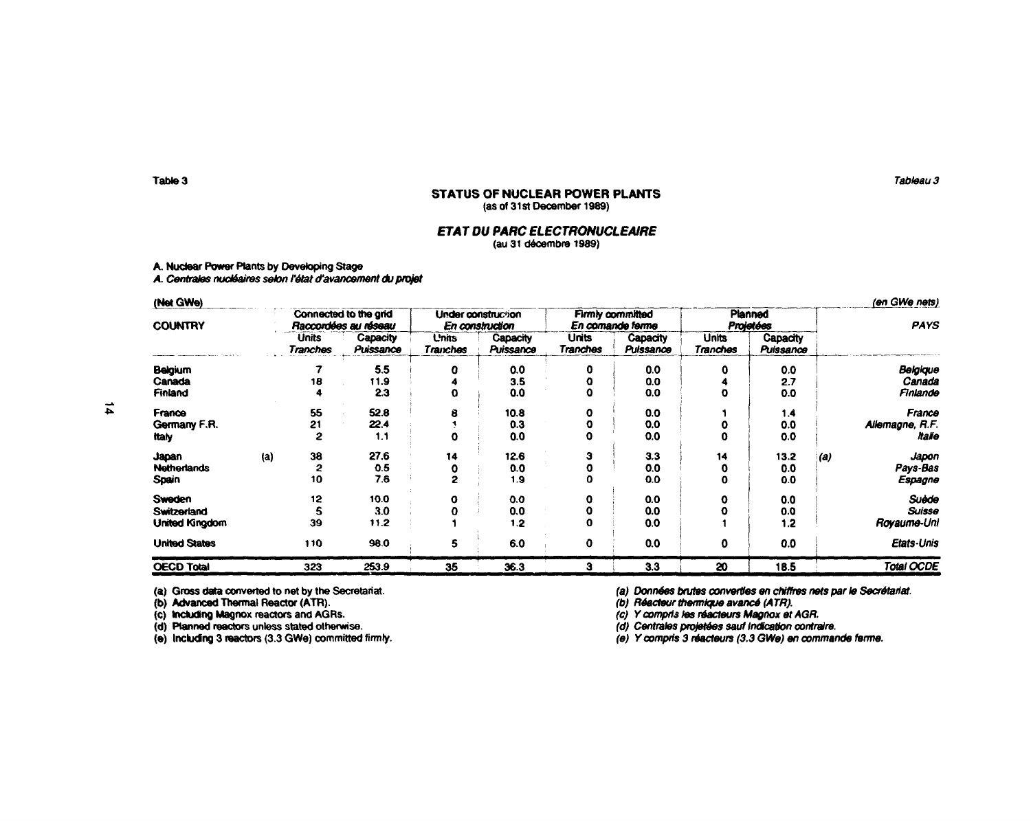Table 3

Tableau 3

## STATUS OF NUCLEAR POWER PLANTS
(as of 31st December 1989)

## *ETAT DU PARC ELECTRONUCLEAIRE*
(au 31 décembre 1989)

### A. Nuclear Power Plants by Developing Stage
### *A. Centrales nucléaires selon l'état d'avancement du projet*

(Net GWe) — *(en GWe nets)*

| COUNTRY | | Connected to the grid *Raccordées au réseau* | | Under construction *En construction* | | Firmly committed *En comande ferme* | | Planned *Projetées* | | | *PAYS* |
|---|---|---|---|---|---|---|---|---|---|---|---|
| | | Units *Tranches* | Capacity *Puissance* | Units *Tranches* | Capacity *Puissance* | Units *Tranches* | Capacity *Puissance* | Units *Tranches* | Capacity *Puissance* | | |
| Belgium | | 7 | 5.5 | 0 | 0.0 | 0 | 0.0 | 0 | 0.0 | | *Belgique* |
| Canada | | 18 | 11.9 | 4 | 3.5 | 0 | 0.0 | 4 | 2.7 | | *Canada* |
| Finland | | 4 | 2.3 | 0 | 0.0 | 0 | 0.0 | 0 | 0.0 | | *Finlande* |
| France | | 55 | 52.8 | 8 | 10.8 | 0 | 0.0 | 1 | 1.4 | | *France* |
| Germany F.R. | | 21 | 22.4 | 1 | 0.3 | 0 | 0.0 | 0 | 0.0 | | *Allemagne, R.F.* |
| Italy | | 2 | 1.1 | 0 | 0.0 | 0 | 0.0 | 0 | 0.0 | | *Italie* |
| Japan | (a) | 38 | 27.6 | 14 | 12.6 | 3 | 3.3 | 14 | 13.2 | *(a)* | *Japon* |
| Netherlands | | 2 | 0.5 | 0 | 0.0 | 0 | 0.0 | 0 | 0.0 | | *Pays-Bas* |
| Spain | | 10 | 7.6 | 2 | 1.9 | 0 | 0.0 | 0 | 0.0 | | *Espagne* |
| Sweden | | 12 | 10.0 | 0 | 0.0 | 0 | 0.0 | 0 | 0.0 | | *Suède* |
| Switzerland | | 5 | 3.0 | 0 | 0.0 | 0 | 0.0 | 0 | 0.0 | | *Suisse* |
| United Kingdom | | 39 | 11.2 | 1 | 1.2 | 0 | 0.0 | 1 | 1.2 | | *Royaume-Uni* |
| United States | | 110 | 98.0 | 5 | 6.0 | 0 | 0.0 | 0 | 0.0 | | *Etats-Unis* |
| **OECD Total** | | 323 | 253.9 | 35 | 36.3 | 3 | 3.3 | 20 | 18.5 | | ***Total OCDE*** |

(a) Gross data converted to net by the Secretariat.
(b) Advanced Thermal Reactor (ATR).
(c) Including Magnox reactors and AGRs.
(d) Planned reactors unless stated otherwise.
(e) Including 3 reactors (3.3 GWe) committed firmly.

*(a) Données brutes converties en chiffres nets par le Secrétariat.*
*(b) Réacteur thermique avancé (ATR).*
*(c) Y compris les réacteurs Magnox et AGR.*
*(d) Centrales projetées sauf indication contraire.*
*(e) Y compris 3 réacteurs (3.3 GWe) en commande ferme.*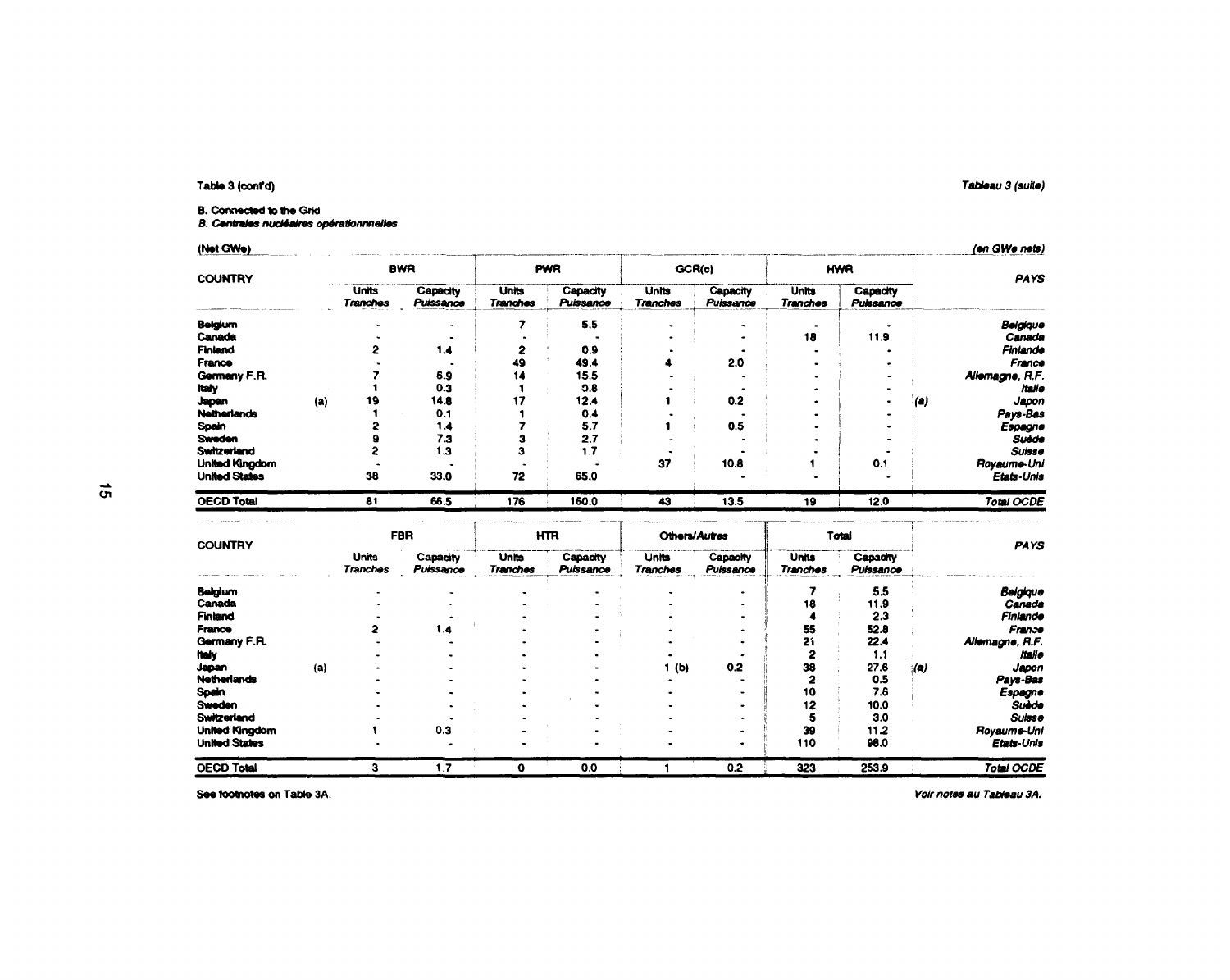Table 3 (cont'd) *Tableau 3 (suite)*

B. Connected to the Grid

*B. Centrales nucléaires opérationnelles*

(Net GWe) *(en GWe nets)*

| COUNTRY | | BWR | | PWR | | GCR(c) | | HWR | | | PAYS |
|---|---|---|---|---|---|---|---|---|---|---|---|
| | | Units *Tranches* | Capacity *Puissance* | Units *Tranches* | Capacity *Puissance* | Units *Tranches* | Capacity *Puissance* | Units *Tranches* | Capacity *Puissance* | | |
| Belgium | | - | - | 7 | 5.5 | - | - | - | - | | *Belgique* |
| Canada | | - | - | - | - | - | - | 18 | 11.9 | | *Canada* |
| Finland | | 2 | 1.4 | 2 | 0.9 | - | - | - | - | | *Finlande* |
| France | | - | - | 49 | 49.4 | 4 | 2.0 | - | - | | *France* |
| Germany F.R. | | 7 | 6.9 | 14 | 15.5 | - | - | - | - | | *Allemagne, R.F.* |
| Italy | | 1 | 0.3 | 1 | 0.8 | - | - | - | - | | *Italie* |
| Japan | (a) | 19 | 14.8 | 17 | 12.4 | 1 | 0.2 | - | - | (a) | *Japon* |
| Netherlands | | 1 | 0.1 | 1 | 0.4 | - | - | - | - | | *Pays-Bas* |
| Spain | | 2 | 1.4 | 7 | 5.7 | 1 | 0.5 | - | - | | *Espagne* |
| Sweden | | 9 | 7.3 | 3 | 2.7 | - | - | - | - | | *Suède* |
| Switzerland | | 2 | 1.3 | 3 | 1.7 | - | - | - | - | | *Suisse* |
| United Kingdom | | - | - | - | - | 37 | 10.8 | 1 | 0.1 | | *Royaume-Uni* |
| United States | | 38 | 33.0 | 72 | 65.0 | - | - | - | - | | *Etats-Unis* |
| **OECD Total** | | 81 | 66.5 | 176 | 160.0 | 43 | 13.5 | 19 | 12.0 | | ***Total OCDE*** |

| COUNTRY | | FBR | | HTR | | Others/*Autres* | | Total | | | PAYS |
|---|---|---|---|---|---|---|---|---|---|---|---|
| | | Units *Tranches* | Capacity *Puissance* | Units *Tranches* | Capacity *Puissance* | Units *Tranches* | Capacity *Puissance* | Units *Tranches* | Capacity *Puissance* | | |
| Belgium | | - | - | - | - | - | - | 7 | 5.5 | | *Belgique* |
| Canada | | - | - | - | - | - | - | 18 | 11.9 | | *Canada* |
| Finland | | - | - | - | - | - | - | 4 | 2.3 | | *Finlande* |
| France | | 2 | 1.4 | - | - | - | - | 55 | 52.8 | | *France* |
| Germany F.R. | | - | - | - | - | - | - | 21 | 22.4 | | *Allemagne, R.F.* |
| Italy | | - | - | - | - | - | - | 2 | 1.1 | | *Italie* |
| Japan | (a) | - | - | - | - | 1 (b) | 0.2 | 38 | 27.6 | (a) | *Japon* |
| Netherlands | | - | - | - | - | - | - | 2 | 0.5 | | *Pays-Bas* |
| Spain | | - | - | - | - | - | - | 10 | 7.6 | | *Espagne* |
| Sweden | | - | - | - | - | - | - | 12 | 10.0 | | *Suède* |
| Switzerland | | - | - | - | - | - | - | 5 | 3.0 | | *Suisse* |
| United Kingdom | | 1 | 0.3 | - | - | - | - | 39 | 11.2 | | *Royaume-Uni* |
| United States | | - | - | - | - | - | - | 110 | 98.0 | | *Etats-Unis* |
| **OECD Total** | | 3 | 1.7 | 0 | 0.0 | 1 | 0.2 | 323 | 253.9 | | ***Total OCDE*** |

See footnotes on Table 3A. *Voir notes au Tableau 3A.*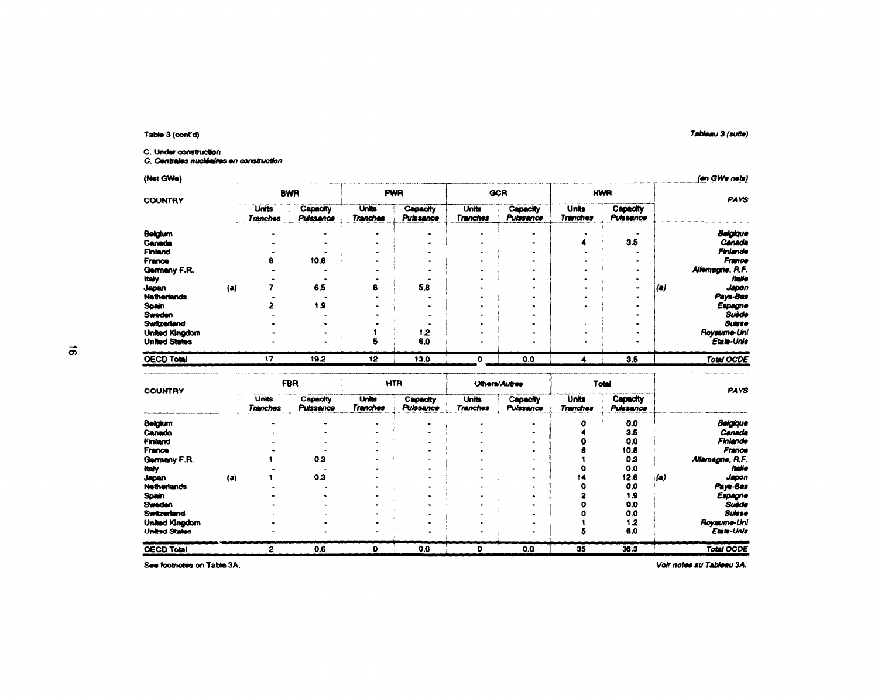Table 3 (cont'd) | *Tableau 3 (suite)*

C. Under construction
*C. Centrales nucléaires en construction*

(Net GWe) | *(en GWe nets)*

| COUNTRY | | BWR | | PWR | | GCR | | HWR | | *PAYS* |
|---|---|---|---|---|---|---|---|---|---|---|
| | | Units *Tranches* | Capacity *Puissance* | Units *Tranches* | Capacity *Puissance* | Units *Tranches* | Capacity *Puissance* | Units *Tranches* | Capacity *Puissance* | |
| Belgium | | - | - | - | - | - | - | - | - | *Belgique* |
| Canada | | - | - | - | - | - | - | 4 | 3.5 | *Canada* |
| Finland | | - | - | - | - | - | - | - | - | *Finlande* |
| France | | 8 | 10.8 | - | - | - | - | - | - | *France* |
| Germany F.R. | | - | - | - | - | - | - | - | - | *Allemagne, R.F.* |
| Italy | | - | - | - | - | - | - | - | - | *Italie* |
| Japan | (a) | 7 | 6.5 | 6 | 5.8 | - | - | - | - | *(a) Japon* |
| Netherlands | | - | - | - | - | - | - | - | - | *Pays-Bas* |
| Spain | | 2 | 1.9 | - | - | - | - | - | - | *Espagne* |
| Sweden | | - | - | - | - | - | - | - | - | *Suède* |
| Switzerland | | - | - | - | - | - | - | - | - | *Suisse* |
| United Kingdom | | - | - | 1 | 1.2 | - | - | - | - | *Royaume-Uni* |
| United States | | - | - | 5 | 6.0 | - | - | - | - | *Etats-Unis* |
| **OECD Total** | | 17 | 19.2 | 12 | 13.0 | 0 | 0.0 | 4 | 3.5 | ***Total OCDE*** |

| COUNTRY | | FBR | | HTR | | Others/*Autres* | | Total | | *PAYS* |
|---|---|---|---|---|---|---|---|---|---|---|
| | | Units *Tranches* | Capacity *Puissance* | Units *Tranches* | Capacity *Puissance* | Units *Tranches* | Capacity *Puissance* | Units *Tranches* | Capacity *Puissance* | |
| Belgium | | - | - | - | - | - | - | 0 | 0.0 | *Belgique* |
| Canada | | - | - | - | - | - | - | 4 | 3.5 | *Canada* |
| Finland | | - | - | - | - | - | - | 0 | 0.0 | *Finlande* |
| France | | - | - | - | - | - | - | 8 | 10.8 | *France* |
| Germany F.R. | | 1 | 0.3 | - | - | - | - | 1 | 0.3 | *Allemagne, R.F.* |
| Italy | | - | - | - | - | - | - | 0 | 0.0 | *Italie* |
| Japan | (a) | 1 | 0.3 | - | - | - | - | 14 | 12.6 | *(a) Japon* |
| Netherlands | | - | - | - | - | - | - | 0 | 0.0 | *Pays-Bas* |
| Spain | | - | - | - | - | - | - | 2 | 1.9 | *Espagne* |
| Sweden | | - | - | - | - | - | - | 0 | 0.0 | *Suède* |
| Switzerland | | - | - | - | - | - | - | 0 | 0.0 | *Suisse* |
| United Kingdom | | - | - | - | - | - | - | 1 | 1.2 | *Royaume-Uni* |
| United States | | - | - | - | - | - | - | 5 | 6.0 | *Etats-Unis* |
| **OECD Total** | | 2 | 0.6 | 0 | 0.0 | 0 | 0.0 | 35 | 36.3 | ***Total OCDE*** |

See footnotes on Table 3A. | *Voir notes au Tableau 3A.*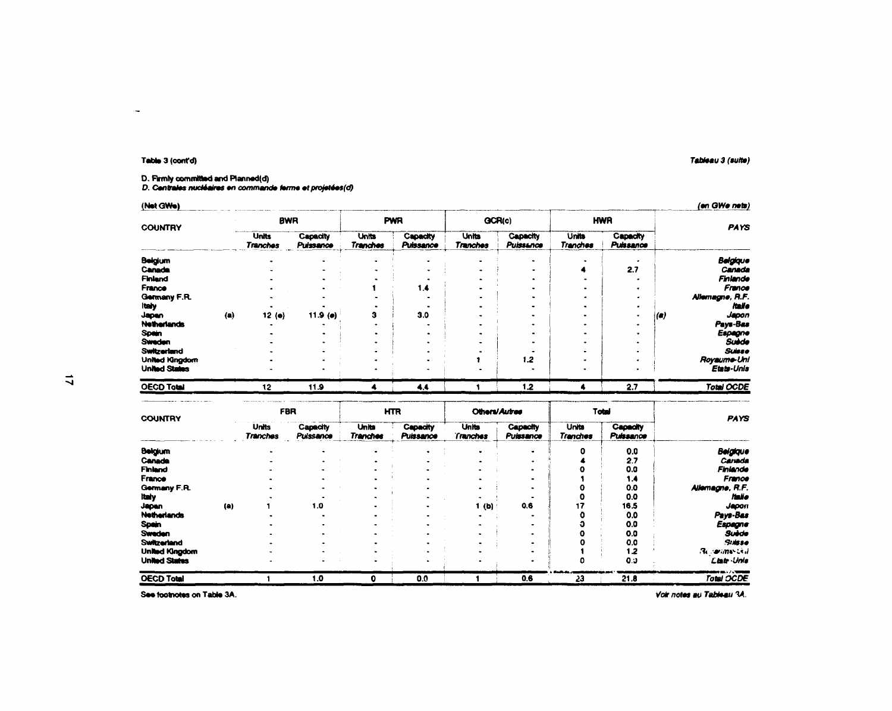Table 3 (cont'd)

*Tableau 3 (suite)*

D. Firmly committed and Planned(d)

*D. Centrales nucléaires en commande ferme et projetées(d)*

(Net GWe)

*(en GWe nets)*

| COUNTRY | | BWR | | PWR | | GCR(c) | | HWR | | | *PAYS* |
|---|---|---|---|---|---|---|---|---|---|---|---|
| | | Units *Tranches* | Capacity *Puissance* | Units *Tranches* | Capacity *Puissance* | Units *Tranches* | Capacity *Puissance* | Units *Tranches* | Capacity *Puissance* | | |
| Belgium | | - | - | - | - | - | - | - | - | | *Belgique* |
| Canada | | - | - | - | - | - | - | 4 | 2.7 | | *Canada* |
| Finland | | - | - | - | - | - | - | - | - | | *Finlande* |
| France | | - | - | 1 | 1.4 | - | - | - | - | | *France* |
| Germany F.R. | | - | - | - | - | - | - | - | - | | *Allemagne, R.F.* |
| Italy | | - | - | - | - | - | - | - | - | | *Italie* |
| Japan | (a) | 12 (e) | 11.9 (e) | 3 | 3.0 | - | - | - | - | (a) | *Japon* |
| Netherlands | | - | - | - | - | - | - | - | - | | *Pays-Bas* |
| Spain | | - | - | - | - | - | - | - | - | | *Espagne* |
| Sweden | | - | - | - | - | - | - | - | - | | *Suède* |
| Switzerland | | - | - | - | - | - | - | - | - | | *Suisse* |
| United Kingdom | | - | - | - | - | 1 | 1.2 | - | - | | *Royaume-Uni* |
| United States | | - | - | - | - | - | - | - | - | | *Etats-Unis* |
| **OECD Total** | | 12 | 11.9 | 4 | 4.4 | 1 | 1.2 | 4 | 2.7 | | ***Total OCDE*** |

| COUNTRY | | FBR | | HTR | | Others/*Autres* | | Total | | *PAYS* |
|---|---|---|---|---|---|---|---|---|---|---|
| | | Units *Tranches* | Capacity *Puissance* | Units *Tranches* | Capacity *Puissance* | Units *Tranches* | Capacity *Puissance* | Units *Tranches* | Capacity *Puissance* | |
| Belgium | | - | - | - | - | - | - | 0 | 0.0 | *Belgique* |
| Canada | | - | - | - | - | - | - | 4 | 2.7 | *Canada* |
| Finland | | - | - | - | - | - | - | 0 | 0.0 | *Finlande* |
| France | | - | - | - | - | - | - | 1 | 1.4 | *France* |
| Germany F.R. | | - | - | - | - | - | - | 0 | 0.0 | *Allemagne, R.F.* |
| Italy | | - | - | - | - | - | - | 0 | 0.0 | *Italie* |
| Japan | (a) | 1 | 1.0 | - | - | 1 (b) | 0.6 | 17 | 16.5 | *Japon* |
| Netherlands | | - | - | - | - | - | - | 0 | 0.0 | *Pays-Bas* |
| Spain | | - | - | - | - | - | - | 0 | 0.0 | *Espagne* |
| Sweden | | - | - | - | - | - | - | 0 | 0.0 | *Suède* |
| Switzerland | | - | - | - | - | - | - | 0 | 0.0 | *Suisse* |
| United Kingdom | | - | - | - | - | - | - | 1 | 1.2 | *Royaume-Uni* |
| United States | | - | - | - | - | - | - | 0 | 0.0 | *Etats-Unis* |
| **OECD Total** | | 1 | 1.0 | 0 | 0.0 | 1 | 0.6 | 23 | 21.8 | ***Total OCDE*** |

See footnotes on Table 3A.

*Voir notes au Tableau 3A.*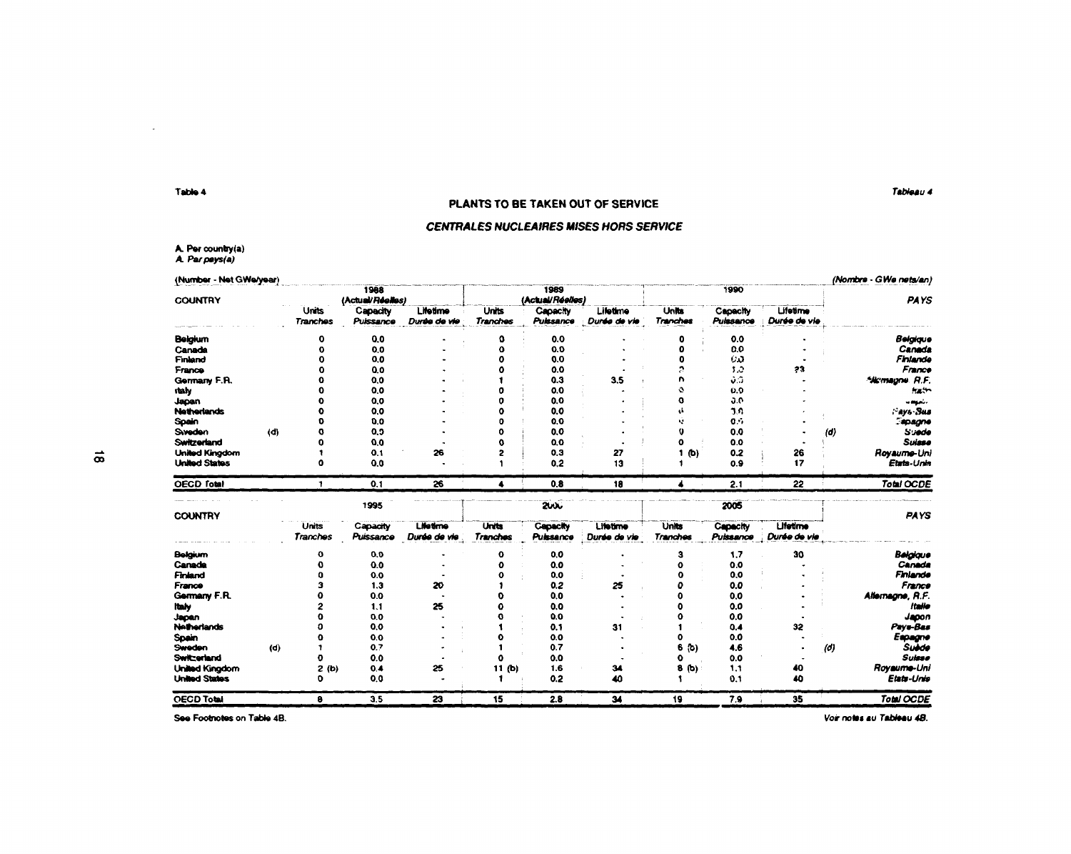Table 4 | *Tableau 4*

## PLANTS TO BE TAKEN OUT OF SERVICE

### *CENTRALES NUCLEAIRES MISES HORS SERVICE*

A. Per country(a)
*A. Par pays(a)*

(Number - Net GWe/year) | *(Nombre - GWe nets/an)*

| COUNTRY | 1988 (Actual/*Réelles*) | | | 1989 (Actual/*Réelles*) | | | 1990 | | | *PAYS* |
|---|---|---|---|---|---|---|---|---|---|---|
| | Units *Tranches* | Capacity *Puissance* | Lifetime *Durée de vie* | Units *Tranches* | Capacity *Puissance* | Lifetime *Durée de vie* | Units *Tranches* | Capacity *Puissance* | Lifetime *Durée de vie* | |
| Belgium | 0 | 0.0 | - | 0 | 0.0 | - | 0 | 0.0 | - | *Belgique* |
| Canada | 0 | 0.0 | - | 0 | 0.0 | - | 0 | 0.0 | - | *Canada* |
| Finland | 0 | 0.0 | - | 0 | 0.0 | - | 0 | 0.0 | - | *Finlande* |
| France | 0 | 0.0 | - | 0 | 0.0 | - | 2 | 1.0 | 23 | *France* |
| Germany F.R. | 0 | 0.0 | - | 1 | 0.3 | 3.5 | 0 | 0.0 | - | *Allemagne, R.F.* |
| Italy | 0 | 0.0 | - | 0 | 0.0 | - | 0 | 0.0 | - | *Italie* |
| Japan | 0 | 0.0 | - | 0 | 0.0 | - | 0 | 0.0 | - | *Japon* |
| Netherlands | 0 | 0.0 | - | 0 | 0.0 | - | 0 | 0.0 | - | *Pays-Bas* |
| Spain | 0 | 0.0 | - | 0 | 0.0 | - | 0 | 0.0 | - | *Espagne* |
| Sweden (d) | 0 | 0.0 | - | 0 | 0.0 | - | 0 | 0.0 | - | (d) *Suède* |
| Switzerland | 0 | 0.0 | - | 0 | 0.0 | - | 0 | 0.0 | - | *Suisse* |
| United Kingdom | 1 | 0.1 | 26 | 2 | 0.3 | 27 | 1 (b) | 0.2 | 26 | *Royaume-Uni* |
| United States | 0 | 0.0 | - | 1 | 0.2 | 13 | 1 | 0.9 | 17 | *Etats-Unis* |
| OECD Total | 1 | 0.1 | 26 | 4 | 0.8 | 18 | 4 | 2.1 | 22 | *Total OCDE* |

| COUNTRY | 1995 | | | 2000 | | | 2005 | | | *PAYS* |
|---|---|---|---|---|---|---|---|---|---|---|
| | Units *Tranches* | Capacity *Puissance* | Lifetime *Durée de vie* | Units *Tranches* | Capacity *Puissance* | Lifetime *Durée de vie* | Units *Tranches* | Capacity *Puissance* | Lifetime *Durée de vie* | |
| Belgium | 0 | 0.0 | - | 0 | 0.0 | - | 3 | 1.7 | 30 | *Belgique* |
| Canada | 0 | 0.0 | - | 0 | 0.0 | - | 0 | 0.0 | - | *Canada* |
| Finland | 0 | 0.0 | - | 0 | 0.0 | - | 0 | 0.0 | - | *Finlande* |
| France | 3 | 1.3 | 20 | 1 | 0.2 | 25 | 0 | 0.0 | - | *France* |
| Germany F.R. | 0 | 0.0 | - | 0 | 0.0 | - | 0 | 0.0 | - | *Allemagne, R.F.* |
| Italy | 2 | 1.1 | 25 | 0 | 0.0 | - | 0 | 0.0 | - | *Italie* |
| Japan | 0 | 0.0 | - | 0 | 0.0 | - | 0 | 0.0 | - | *Japon* |
| Netherlands | 0 | 0.0 | - | 1 | 0.1 | 31 | 1 | 0.4 | 32 | *Pays-Bas* |
| Spain | 0 | 0.0 | - | 0 | 0.0 | - | 0 | 0.0 | - | *Espagne* |
| Sweden (d) | 1 | 0.7 | - | 1 | 0.7 | - | 6 (b) | 4.6 | - | (d) *Suède* |
| Switzerland | 0 | 0.0 | - | 0 | 0.0 | - | 0 | 0.0 | - | *Suisse* |
| United Kingdom | 2 (b) | 0.4 | 25 | 11 (b) | 1.6 | 34 | 8 (b) | 1.1 | 40 | *Royaume-Uni* |
| United States | 0 | 0.0 | - | 1 | 0.2 | 40 | 1 | 0.1 | 40 | *Etats-Unis* |
| OECD Total | 8 | 3.5 | 23 | 15 | 2.8 | 34 | 19 | 7.9 | 35 | *Total OCDE* |

See Footnotes on Table 4B. | *Voir notes au Tableau 4B.*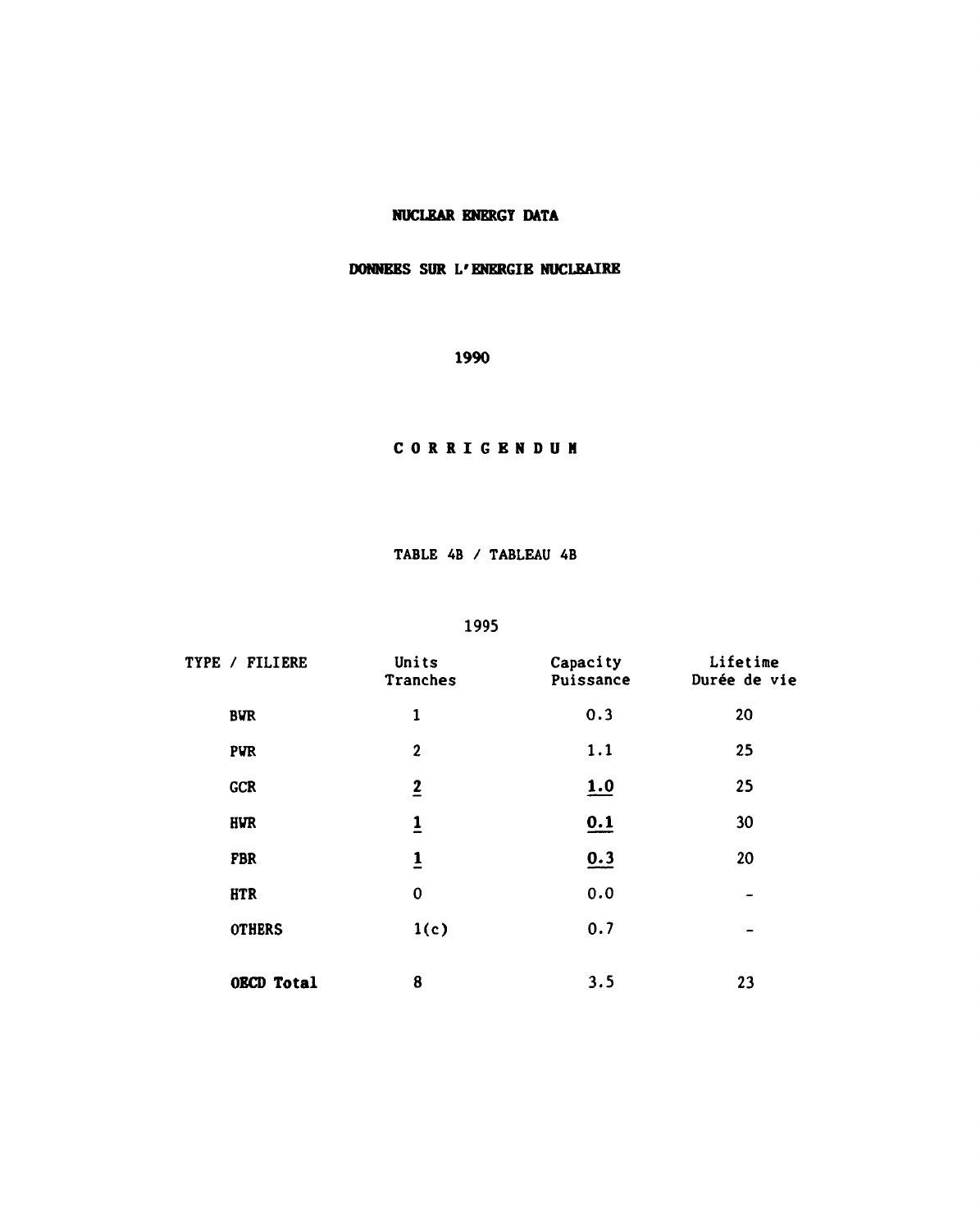# NUCLEAR ENERGY DATA

# DONNEES SUR L'ENERGIE NUCLEAIRE

**1990**

**C O R R I G E N D U M**

TABLE 4B / TABLEAU 4B

1995

| TYPE / FILIERE | Units<br>Tranches | Capacity<br>Puissance | Lifetime<br>Durée de vie |
|---|---|---|---|
| **BWR** | 1 | 0.3 | 20 |
| **PWR** | 2 | 1.1 | 25 |
| **GCR** | **2** | **1.0** | 25 |
| **HWR** | **1** | **0.1** | 30 |
| **FBR** | **1** | **0.3** | 20 |
| **HTR** | 0 | 0.0 | - |
| **OTHERS** | 1(c) | 0.7 | - |
| **OECD Total** | 8 | 3.5 | 23 |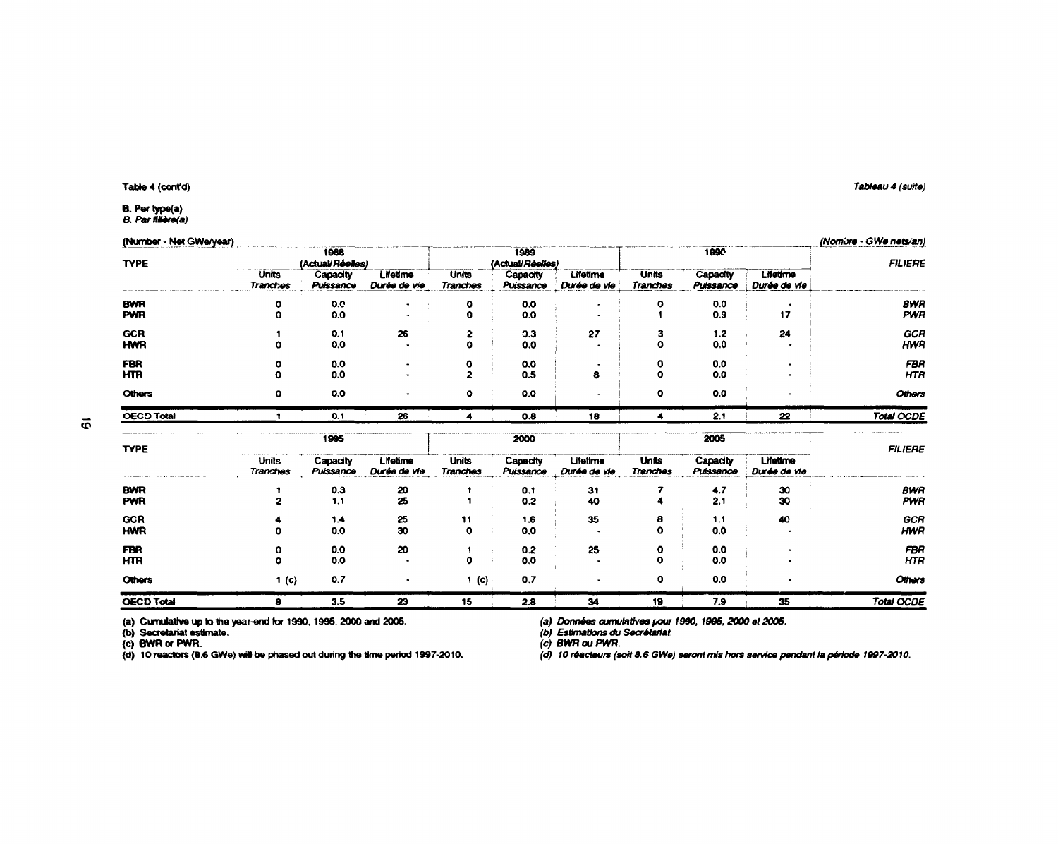Table 4 (cont'd)

*Tableau 4 (suite)*

**B. Per type(a)**
***B. Par filière(a)***

(Number - Net GWe/year) *(Nombre - GWe nets/an)*

| TYPE | 1988 (Actual/*Réelles*) | | | 1989 (Actual/*Réelles*) | | | 1990 | | | *FILIERE* |
|---|---|---|---|---|---|---|---|---|---|---|
| | Units *Tranches* | Capacity *Puissance* | Lifetime *Durée de vie* | Units *Tranches* | Capacity *Puissance* | Lifetime *Durée de vie* | Units *Tranches* | Capacity *Puissance* | Lifetime *Durée de vie* | |
| BWR | 0 | 0.0 | - | 0 | 0.0 | - | 0 | 0.0 | - | *BWR* |
| PWR | 0 | 0.0 | - | 0 | 0.0 | - | 1 | 0.9 | 17 | *PWR* |
| GCR | 1 | 0.1 | 26 | 2 | 0.3 | 27 | 3 | 1.2 | 24 | *GCR* |
| HWR | 0 | 0.0 | - | 0 | 0.0 | - | 0 | 0.0 | - | *HWR* |
| FBR | 0 | 0.0 | - | 0 | 0.0 | - | 0 | 0.0 | - | *FBR* |
| HTR | 0 | 0.0 | - | 2 | 0.5 | 8 | 0 | 0.0 | - | *HTR* |
| Others | 0 | 0.0 | - | 0 | 0.0 | - | 0 | 0.0 | - | *Others* |
| **OECD Total** | 1 | 0.1 | 26 | 4 | 0.8 | 18 | 4 | 2.1 | 22 | ***Total OCDE*** |

| TYPE | 1995 | | | 2000 | | | 2005 | | | *FILIERE* |
|---|---|---|---|---|---|---|---|---|---|---|
| | Units *Tranches* | Capacity *Puissance* | Lifetime *Durée de vie* | Units *Tranches* | Capacity *Puissance* | Lifetime *Durée de vie* | Units *Tranches* | Capacity *Puissance* | Lifetime *Durée de vie* | |
| BWR | 1 | 0.3 | 20 | 1 | 0.1 | 31 | 7 | 4.7 | 30 | *BWR* |
| PWR | 2 | 1.1 | 25 | 1 | 0.2 | 40 | 4 | 2.1 | 30 | *PWR* |
| GCR | 4 | 1.4 | 25 | 11 | 1.6 | 35 | 8 | 1.1 | 40 | *GCR* |
| HWR | 0 | 0.0 | 30 | 0 | 0.0 | - | 0 | 0.0 | - | *HWR* |
| FBR | 0 | 0.0 | 20 | 1 | 0.2 | 25 | 0 | 0.0 | - | *FBR* |
| HTR | 0 | 0.0 | - | 0 | 0.0 | - | 0 | 0.0 | - | *HTR* |
| Others | 1 (c) | 0.7 | - | 1 (c) | 0.7 | - | 0 | 0.0 | - | *Others* |
| **OECD Total** | 8 | 3.5 | 23 | 15 | 2.8 | 34 | 19 | 7.9 | 35 | ***Total OCDE*** |

(a) Cumulative up to the year-end for 1990, 1995, 2000 and 2005.
(b) Secretariat estimate.
(c) BWR or PWR.
(d) 10 reactors (8.6 GWe) will be phased out during the time period 1997-2010.

*(a) Données cumulatives pour 1990, 1995, 2000 et 2005.*
*(b) Estimations du Secrétariat.*
*(c) BWR ou PWR.*
*(d) 10 réacteurs (soit 8.6 GWe) seront mis hors service pendant la période 1997-2010.*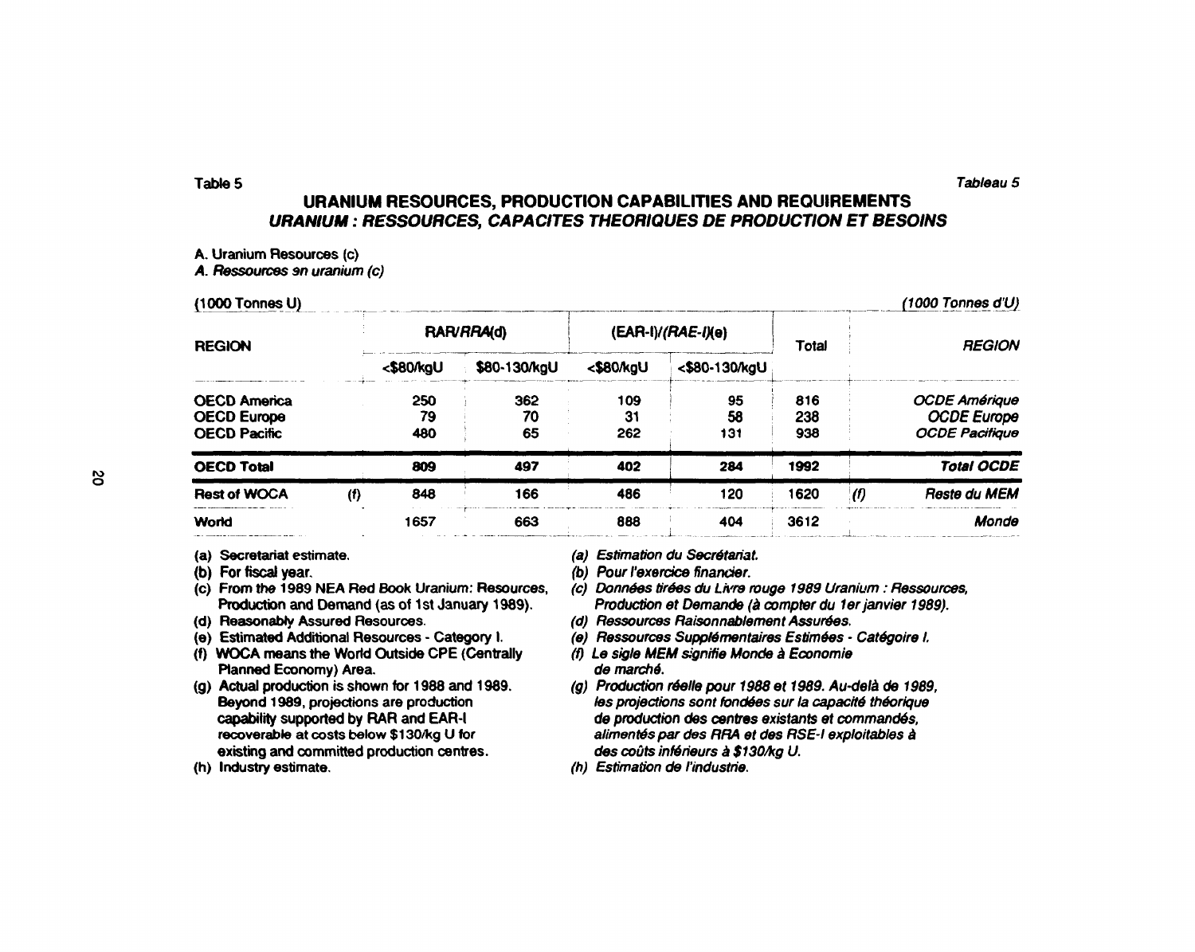Table 5

*Tableau 5*

## URANIUM RESOURCES, PRODUCTION CAPABILITIES AND REQUIREMENTS

## *URANIUM : RESSOURCES, CAPACITES THEORIQUES DE PRODUCTION ET BESOINS*

A. Uranium Resources (c)

*A. Ressources en uranium (c)*

(1000 Tonnes U) *(1000 Tonnes d'U)*

| REGION | | RAR/*RRA*(d) | | (EAR-I)/*(RAE-I)*(e) | | Total | | *REGION* |
|---|---|---|---|---|---|---|---|---|
| | | <$80/kgU | $80-130/kgU | <$80/kgU | <$80-130/kgU | | | |
| OECD America | | 250 | 362 | 109 | 95 | 816 | | *OCDE Amérique* |
| OECD Europe | | 79 | 70 | 31 | 58 | 238 | | *OCDE Europe* |
| OECD Pacific | | 480 | 65 | 262 | 131 | 938 | | *OCDE Pacifique* |
| **OECD Total** | | **809** | **497** | **402** | **284** | **1992** | | ***Total OCDE*** |
| Rest of WOCA | (f) | 848 | 166 | 486 | 120 | 1620 | *(f)* | *Reste du MEM* |
| World | | 1657 | 663 | 888 | 404 | 3612 | | *Monde* |

(a) Secretariat estimate.
(b) For fiscal year.
(c) From the 1989 NEA Red Book Uranium: Resources, Production and Demand (as of 1st January 1989).
(d) Reasonably Assured Resources.
(e) Estimated Additional Resources - Category I.
(f) WOCA means the World Outside CPE (Centrally Planned Economy) Area.
(g) Actual production is shown for 1988 and 1989. Beyond 1989, projections are production capability supported by RAR and EAR-I recoverable at costs below $130/kg U for existing and committed production centres.
(h) Industry estimate.

*(a) Estimation du Secrétariat.*
*(b) Pour l'exercice financier.*
*(c) Données tirées du Livre rouge 1989 Uranium : Ressources, Production et Demande (à compter du 1er janvier 1989).*
*(d) Ressources Raisonnablement Assurées.*
*(e) Ressources Supplémentaires Estimées - Catégoire I.*
*(f) Le sigle MEM signifie Monde à Economie de marché.*
*(g) Production réelle pour 1988 et 1989. Au-delà de 1989, les projections sont fondées sur la capacité théorique de production des centres existants et commandés, alimentés par des RRA et des RSE-I exploitables à des coûts inférieurs à $130/kg U.*
*(h) Estimation de l'industrie.*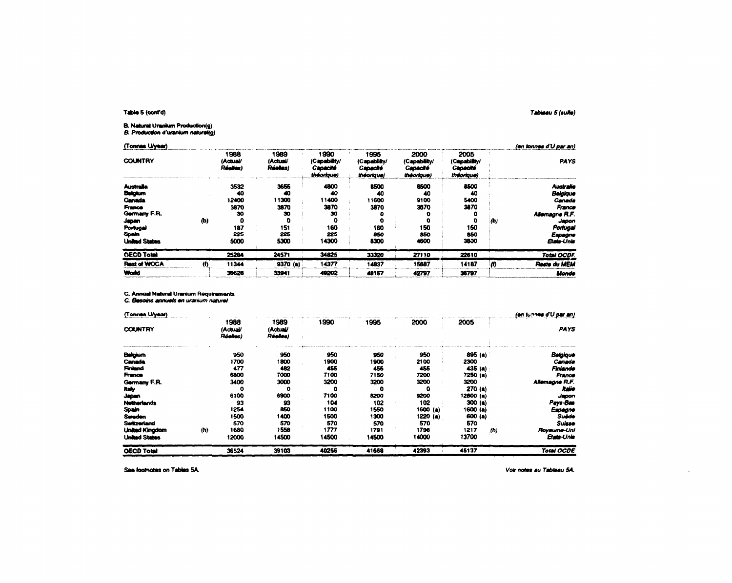Table 5 (cont'd) *Tableau 5 (suite)*

**B. Natural Uranium Production(g)**
***B. Production d'uranium naturel(g)***

(Tonnes U/year) *(en tonnes d'U par an)*

| COUNTRY | | 1988 (Actual/ *Réelles*) | 1989 (Actual/ *Réelles*) | 1990 (Capability/ *Capacité théorique*) | 1995 (Capability/ *Capacité théorique*) | 2000 (Capability/ *Capacité théorique*) | 2005 (Capability/ *Capacité théorique*) | | *PAYS* |
|---|---|---|---|---|---|---|---|---|---|
| Australia | | 3532 | 3655 | 4800 | 8500 | 8500 | 8500 | | *Australie* |
| Belgium | | 40 | 40 | 40 | 40 | 40 | 40 | | *Belgique* |
| Canada | | 12400 | 11300 | 11400 | 11600 | 9100 | 5400 | | *Canada* |
| France | | 3870 | 3870 | 3870 | 3870 | 3870 | 3870 | | *France* |
| Germany F.R. | | 30 | 30 | 30 | 0 | 0 | 0 | | *Allemagne R.F.* |
| Japan | (b) | 0 | 0 | 0 | 0 | 0 | 0 | *(b)* | *Japon* |
| Portugal | | 187 | 151 | 160 | 160 | 150 | 150 | | *Portugal* |
| Spain | | 225 | 225 | 225 | 850 | 850 | 850 | | *Espagne* |
| United States | | 5000 | 5300 | 14300 | 8300 | 4600 | 3800 | | *Etats-Unis* |
| **OECD Total** | | 25284 | 24571 | 34825 | 33320 | 27110 | 22610 | | ***Total OCDE*** |
| **Rest of WOCA** | (f) | 11344 | 9370 (a) | 14377 | 14837 | 15687 | 14187 | *(f)* | ***Reste du MEM*** |
| **World** | | 36628 | 33941 | 49202 | 48157 | 42797 | 36797 | | ***Monde*** |

**C. Annual Natural Uranium Requirements**
***C. Besoins annuels en uranium naturel***

(Tonnes U/year) *(en tonnes d'U par an)*

| COUNTRY | | 1988 (Actual/ *Réelles*) | 1989 (Actual/ *Réelles*) | 1990 | 1995 | 2000 | 2005 | | *PAYS* |
|---|---|---|---|---|---|---|---|---|---|
| Belgium | | 950 | 950 | 950 | 950 | 950 | 895 (a) | | *Belgique* |
| Canada | | 1700 | 1800 | 1900 | 1900 | 2100 | 2300 | | *Canada* |
| Finland | | 477 | 482 | 455 | 455 | 455 | 435 (a) | | *Finlande* |
| France | | 6800 | 7000 | 7100 | 7150 | 7200 | 7250 (a) | | *France* |
| Germany F.R. | | 3400 | 3000 | 3200 | 3200 | 3200 | 3200 | | *Allemagne R.F.* |
| Italy | | 0 | 0 | 0 | 0 | 0 | 270 (a) | | *Italie* |
| Japan | | 6100 | 6900 | 7100 | 8200 | 9200 | 12800 (a) | | *Japon* |
| Netherlands | | 93 | 93 | 104 | 102 | 102 | 300 (a) | | *Pays-Bas* |
| Spain | | 1254 | 850 | 1100 | 1550 | 1600 (a) | 1600 (a) | | *Espagne* |
| Sweden | | 1500 | 1400 | 1500 | 1300 | 1220 (a) | 600 (a) | | *Suède* |
| Switzerland | | 570 | 570 | 570 | 570 | 570 | 570 | | *Suisse* |
| United Kingdom | (h) | 1680 | 1558 | 1777 | 1791 | 1796 | 1217 | *(h)* | *Royaume-Uni* |
| United States | | 12000 | 14500 | 14500 | 14500 | 14000 | 13700 | | *Etats-Unis* |
| **OECD Total** | | 36524 | 39103 | 40256 | 41668 | 42393 | 45137 | | ***Total OCDE*** |

See footnotes on Tables 5A. *Voir notes au Tableau 5A.*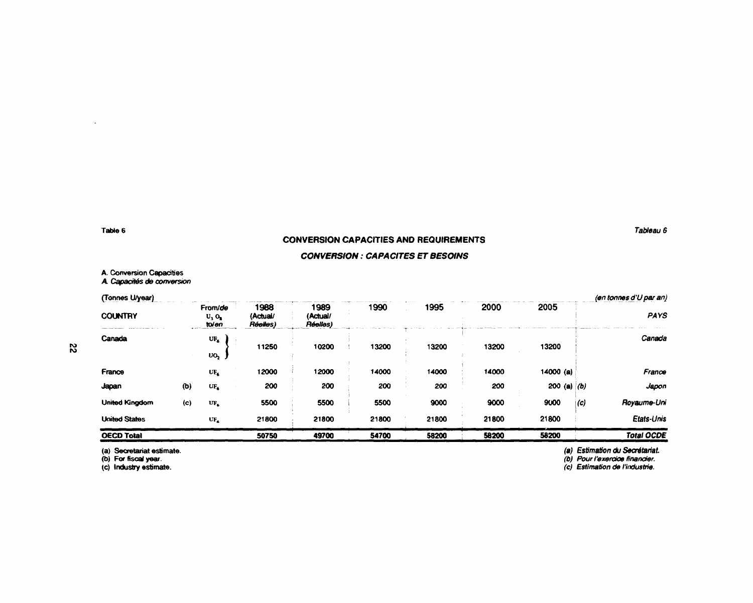Table 6 | *Tableau 6*

## CONVERSION CAPACITIES AND REQUIREMENTS

## *CONVERSION : CAPACITES ET BESOINS*

A. Conversion Capacities
*A. Capacités de conversion*

(Tonnes U/year) | *(en tonnes d'U par an)*

| COUNTRY | | From/*de* $U_3O_8$ to/*en* | 1988 (Actual/ *Réelles*) | 1989 (Actual/ *Réelles*) | 1990 | 1995 | 2000 | 2005 | | *PAYS* |
|---|---|---|---|---|---|---|---|---|---|---|
| Canada | | $UF_6$ / $UO_2$ | 11250 | 10200 | 13200 | 13200 | 13200 | 13200 | | *Canada* |
| France | | $UF_6$ | 12000 | 12000 | 14000 | 14000 | 14000 | 14000 (a) | | *France* |
| Japan | (b) | $UF_6$ | 200 | 200 | 200 | 200 | 200 | 200 (a) | *(b)* | *Japon* |
| United Kingdom | (c) | $UF_6$ | 5500 | 5500 | 5500 | 9000 | 9000 | 9000 | *(c)* | *Royaume-Uni* |
| United States | | $UF_6$ | 21800 | 21800 | 21800 | 21800 | 21800 | 21800 | | *Etats-Unis* |
| **OECD Total** | | | **50750** | **49700** | **54700** | **58200** | **58200** | **58200** | | ***Total OCDE*** |

(a) Secretariat estimate.
(b) For fiscal year.
(c) Industry estimate.

*(a) Estimation du Secrétariat.*
*(b) Pour l'exercice financier.*
*(c) Estimation de l'industrie.*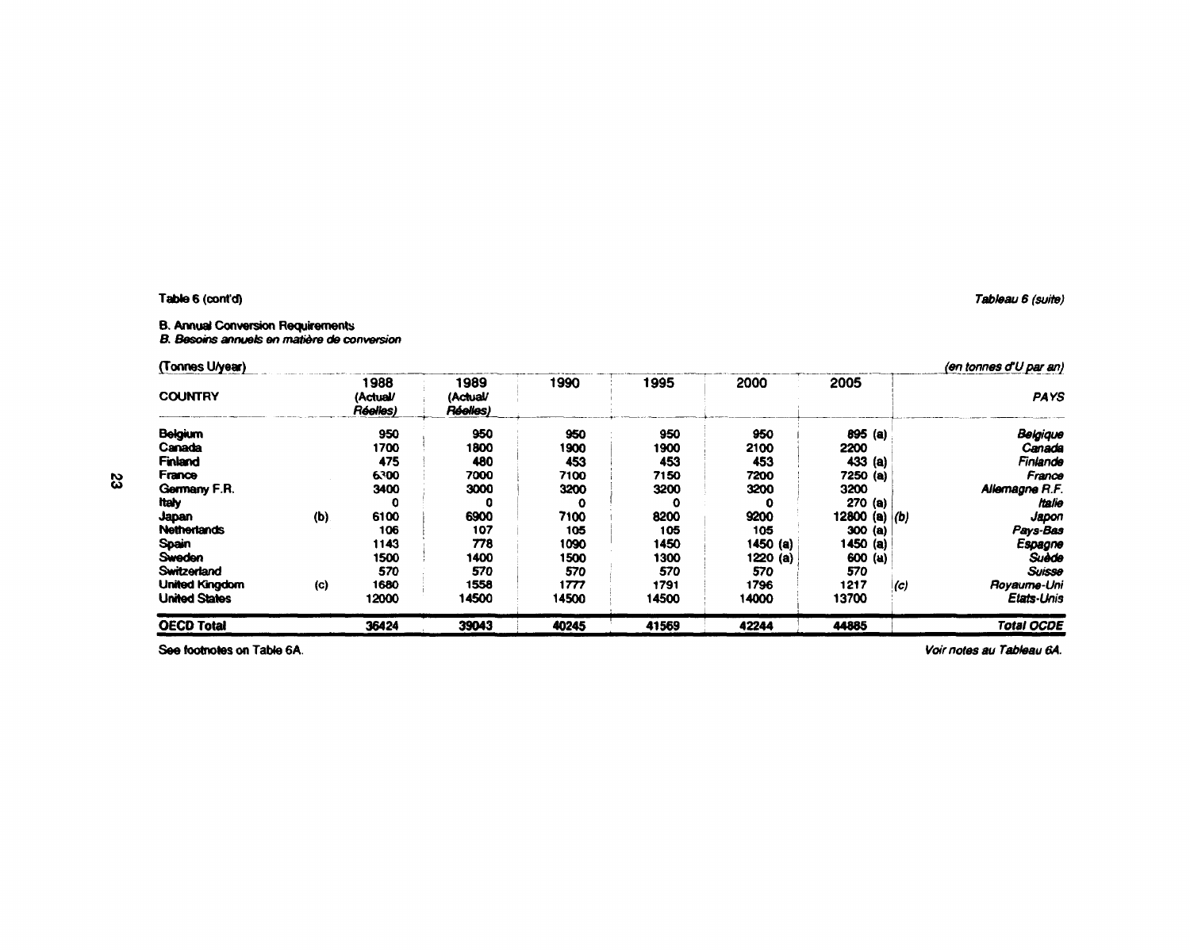Table 6 (cont'd)

*Tableau 6 (suite)*

B. Annual Conversion Requirements

*B. Besoins annuels en matière de conversion*

| (Tonnes U/year) | | 1988 (Actual/ *Réelles*) | 1989 (Actual/ *Réelles*) | 1990 | 1995 | 2000 | 2005 | | *(en tonnes d'U par an)* |
|---|---|---|---|---|---|---|---|---|---|
| COUNTRY | | | | | | | | | *PAYS* |
| Belgium | | 950 | 950 | 950 | 950 | 950 | 895 (a) | | *Belgique* |
| Canada | | 1700 | 1800 | 1900 | 1900 | 2100 | 2200 | | *Canada* |
| Finland | | 475 | 480 | 453 | 453 | 453 | 433 (a) | | *Finlande* |
| France | | 6300 | 7000 | 7100 | 7150 | 7200 | 7250 (a) | | *France* |
| Germany F.R. | | 3400 | 3000 | 3200 | 3200 | 3200 | 3200 | | *Allemagne R.F.* |
| Italy | | 0 | 0 | 0 | 0 | 0 | 270 (a) | | *Italie* |
| Japan | (b) | 6100 | 6900 | 7100 | 8200 | 9200 | 12800 (a) | *(b)* | *Japon* |
| Netherlands | | 106 | 107 | 105 | 105 | 105 | 300 (a) | | *Pays-Bas* |
| Spain | | 1143 | 778 | 1090 | 1450 | 1450 (a) | 1450 (a) | | *Espagne* |
| Sweden | | 1500 | 1400 | 1500 | 1300 | 1220 (a) | 600 (a) | | *Suède* |
| Switzerland | | 570 | 570 | 570 | 570 | 570 | 570 | | *Suisse* |
| United Kingdom | (c) | 1680 | 1558 | 1777 | 1791 | 1796 | 1217 | *(c)* | *Royaume-Uni* |
| United States | | 12000 | 14500 | 14500 | 14500 | 14000 | 13700 | | *Etats-Unis* |
| **OECD Total** | | **36424** | **39043** | **40245** | **41569** | **42244** | **44885** | | ***Total OCDE*** |

See footnotes on Table 6A.

*Voir notes au Tableau 6A.*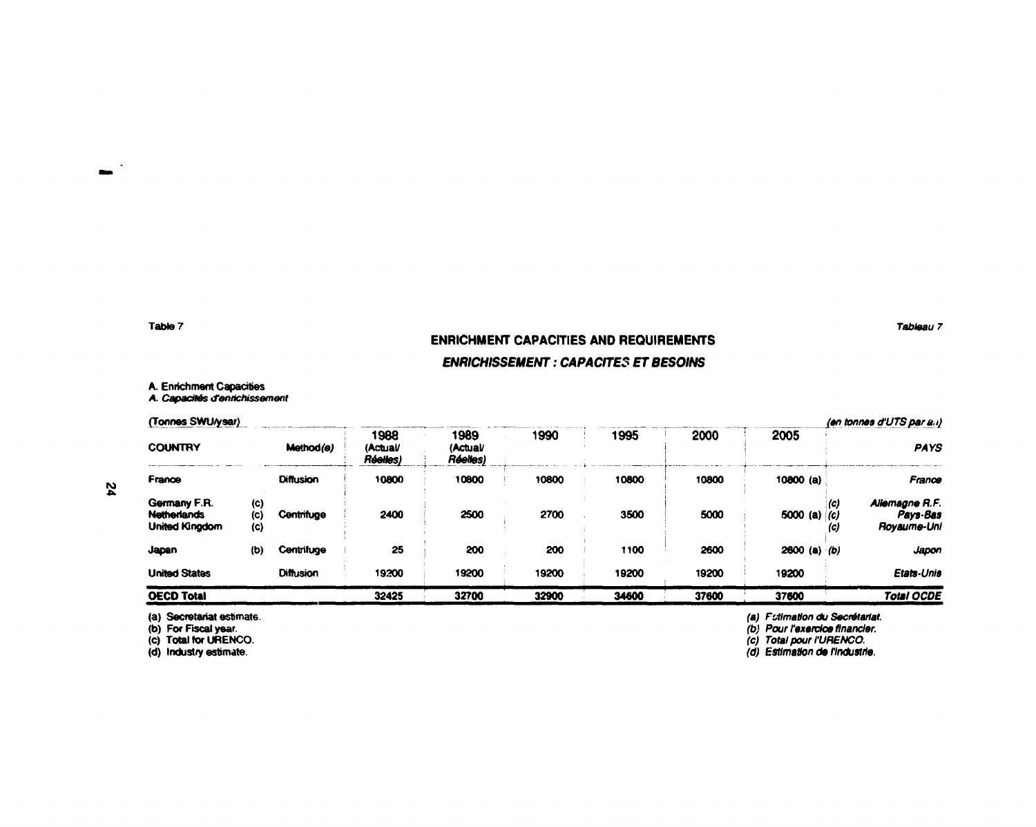Table 7 — *Tableau 7*

## ENRICHMENT CAPACITIES AND REQUIREMENTS

## *ENRICHISSEMENT : CAPACITES ET BESOINS*

A. Enrichment Capacities
*A. Capacités d'enrichissement*

| (Tonnes SWU/year) | | | | | | | | | | (en tonnes d'UTS par an) |
|---|---|---|---|---|---|---|---|---|---|---|
| COUNTRY | | Method(e) | 1988 (Actual/ *Réelles*) | 1989 (Actual/ *Réelles*) | 1990 | 1995 | 2000 | 2005 | | *PAYS* |
| France | | Diffusion | 10800 | 10800 | 10800 | 10800 | 10800 | 10800 (a) | | *France* |
| Germany F.R. | (c) | | | | | | | | (c) | *Allemagne R.F.* |
| Netherlands | (c) | Centrifuge | 2400 | 2500 | 2700 | 3500 | 5000 | 5000 (a) | (c) | *Pays-Bas* |
| United Kingdom | (c) | | | | | | | | (c) | *Royaume-Uni* |
| Japan | (b) | Centrifuge | 25 | 200 | 200 | 1100 | 2600 | 2600 (a) | (b) | *Japon* |
| United States | | Diffusion | 19200 | 19200 | 19200 | 19200 | 19200 | 19200 | | *Etats-Unis* |
| **OECD Total** | | | **32425** | **32700** | **32900** | **34600** | **37600** | **37600** | | ***Total OCDE*** |

(a) Secretariat estimate.
(b) For Fiscal year.
(c) Total for URENCO.
(d) Industry estimate.

*(a) Estimation du Secrétariat.*
*(b) Pour l'exercice financier.*
*(c) Total pour l'URENCO.*
*(d) Estimation de l'industrie.*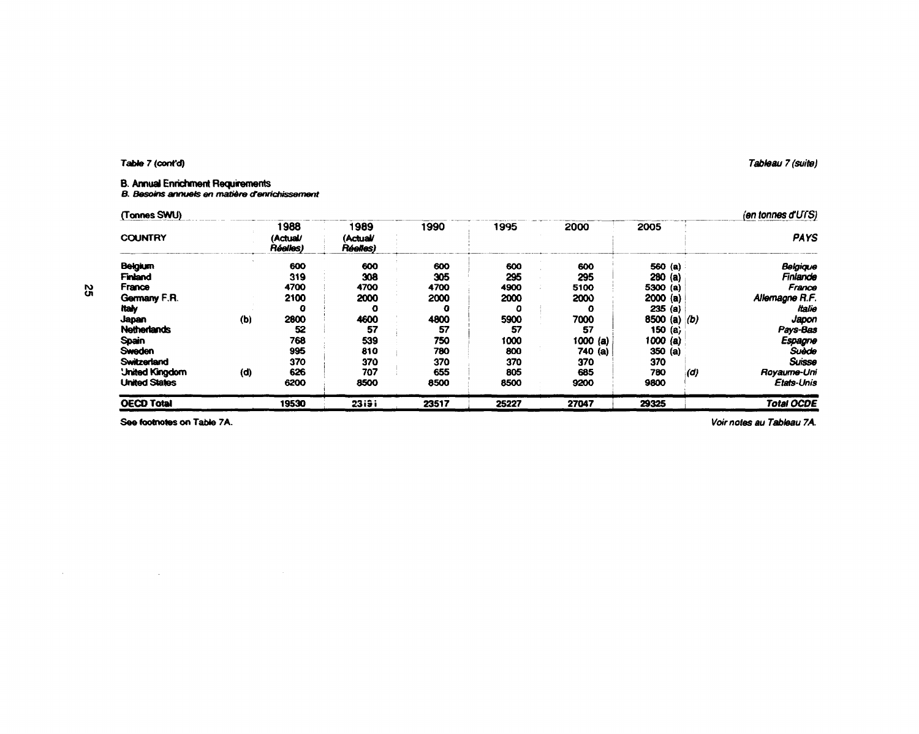Table 7 (cont'd)

*Tableau 7 (suite)*

**B. Annual Enrichment Requirements**
***B. Besoins annuels en matière d'enrichissement***

| (Tonnes SWU) | | | | | | | | | *(en tonnes d'UTS)* |
|---|---|---|---|---|---|---|---|---|---|
| COUNTRY | | 1988 (Actual/ *Réelles*) | 1989 (Actual/ *Réelles*) | 1990 | 1995 | 2000 | 2005 | | *PAYS* |
| Belgium | | 600 | 600 | 600 | 600 | 600 | 560 (a) | | *Belgique* |
| Finland | | 319 | 308 | 305 | 295 | 295 | 280 (a) | | *Finlande* |
| France | | 4700 | 4700 | 4700 | 4900 | 5100 | 5300 (a) | | *France* |
| Germany F.R. | | 2100 | 2000 | 2000 | 2000 | 2000 | 2000 (a) | | *Allemagne R.F.* |
| Italy | | 0 | 0 | 0 | 0 | 0 | 235 (a) | | *Italie* |
| Japan | (b) | 2800 | 4600 | 4800 | 5900 | 7000 | 8500 (a) | *(b)* | *Japon* |
| Netherlands | | 52 | 57 | 57 | 57 | 57 | 150 (a) | | *Pays-Bas* |
| Spain | | 768 | 539 | 750 | 1000 | 1000 (a) | 1000 (a) | | *Espagne* |
| Sweden | | 995 | 810 | 780 | 800 | 740 (a) | 350 (a) | | *Suède* |
| Switzerland | | 370 | 370 | 370 | 370 | 370 | 370 | | *Suisse* |
| United Kingdom | (d) | 626 | 707 | 655 | 805 | 685 | 780 | *(d)* | *Royaume-Uni* |
| United States | | 6200 | 8500 | 8500 | 8500 | 9200 | 9800 | | *Etats-Unis* |
| **OECD Total** | | **19530** | **23191** | **23517** | **25227** | **27047** | **29325** | | ***Total OCDE*** |

See footnotes on Table 7A.

*Voir notes au Tableau 7A.*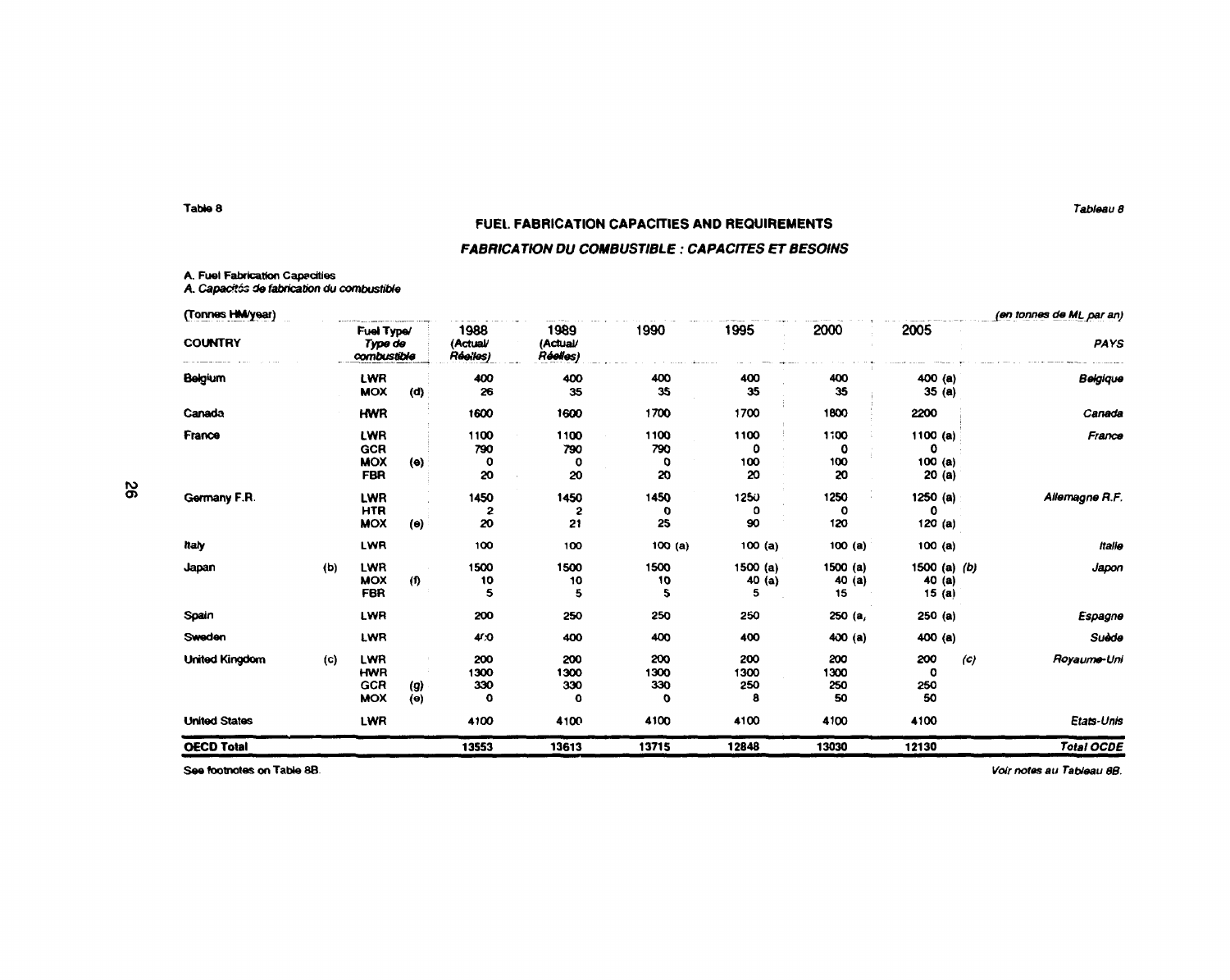Table 8 | *Tableau 8*

## FUEL FABRICATION CAPACITIES AND REQUIREMENTS

## *FABRICATION DU COMBUSTIBLE : CAPACITES ET BESOINS*

A. Fuel Fabrication Capacities
*A. Capacités de fabrication du combustible*

(Tonnes HM/year) | *(en tonnes de ML par an)*

| COUNTRY | | Fuel Type/ *Type de combustible* | | 1988 (Actual/ *Réelles*) | 1989 (Actual/ *Réelles*) | 1990 | 1995 | 2000 | 2005 | | *PAYS* |
|---|---|---|---|---|---|---|---|---|---|---|---|
| Belgium | | LWR | | 400 | 400 | 400 | 400 | 400 | 400 (a) | | *Belgique* |
| | | MOX | (d) | 26 | 35 | 35 | 35 | 35 | 35 (a) | | |
| Canada | | HWR | | 1600 | 1600 | 1700 | 1700 | 1800 | 2200 | | *Canada* |
| France | | LWR | | 1100 | 1100 | 1100 | 1100 | 1100 | 1100 (a) | | *France* |
| | | GCR | | 790 | 790 | 790 | 0 | 0 | 0 | | |
| | | MOX | (e) | 0 | 0 | 0 | 100 | 100 | 100 (a) | | |
| | | FBR | | 20 | 20 | 20 | 20 | 20 | 20 (a) | | |
| Germany F.R. | | LWR | | 1450 | 1450 | 1450 | 1250 | 1250 | 1250 (a) | | *Allemagne R.F.* |
| | | HTR | | 2 | 2 | 0 | 0 | 0 | 0 | | |
| | | MOX | (e) | 20 | 21 | 25 | 90 | 120 | 120 (a) | | |
| Italy | | LWR | | 100 | 100 | 100 (a) | 100 (a) | 100 (a) | 100 (a) | | *Italie* |
| Japan | (b) | LWR | | 1500 | 1500 | 1500 | 1500 (a) | 1500 (a) | 1500 (a) | *(b)* | *Japon* |
| | | MOX | (f) | 10 | 10 | 10 | 40 (a) | 40 (a) | 40 (a) | | |
| | | FBR | | 5 | 5 | 5 | 5 | 15 | 15 (a) | | |
| Spain | | LWR | | 200 | 250 | 250 | 250 | 250 (a) | 250 (a) | | *Espagne* |
| Sweden | | LWR | | 400 | 400 | 400 | 400 | 400 (a) | 400 (a) | | *Suède* |
| United Kingdom | (c) | LWR | | 200 | 200 | 200 | 200 | 200 | 200 | *(c)* | *Royaume-Uni* |
| | | HWR | | 1300 | 1300 | 1300 | 1300 | 1300 | 0 | | |
| | | GCR | (g) | 330 | 330 | 330 | 250 | 250 | 250 | | |
| | | MOX | (e) | 0 | 0 | 0 | 8 | 50 | 50 | | |
| United States | | LWR | | 4100 | 4100 | 4100 | 4100 | 4100 | 4100 | | *Etats-Unis* |
| **OECD Total** | | | | **13553** | **13613** | **13715** | **12848** | **13030** | **12130** | | ***Total OCDE*** |

See footnotes on Table 8B. | *Voir notes au Tableau 8B.*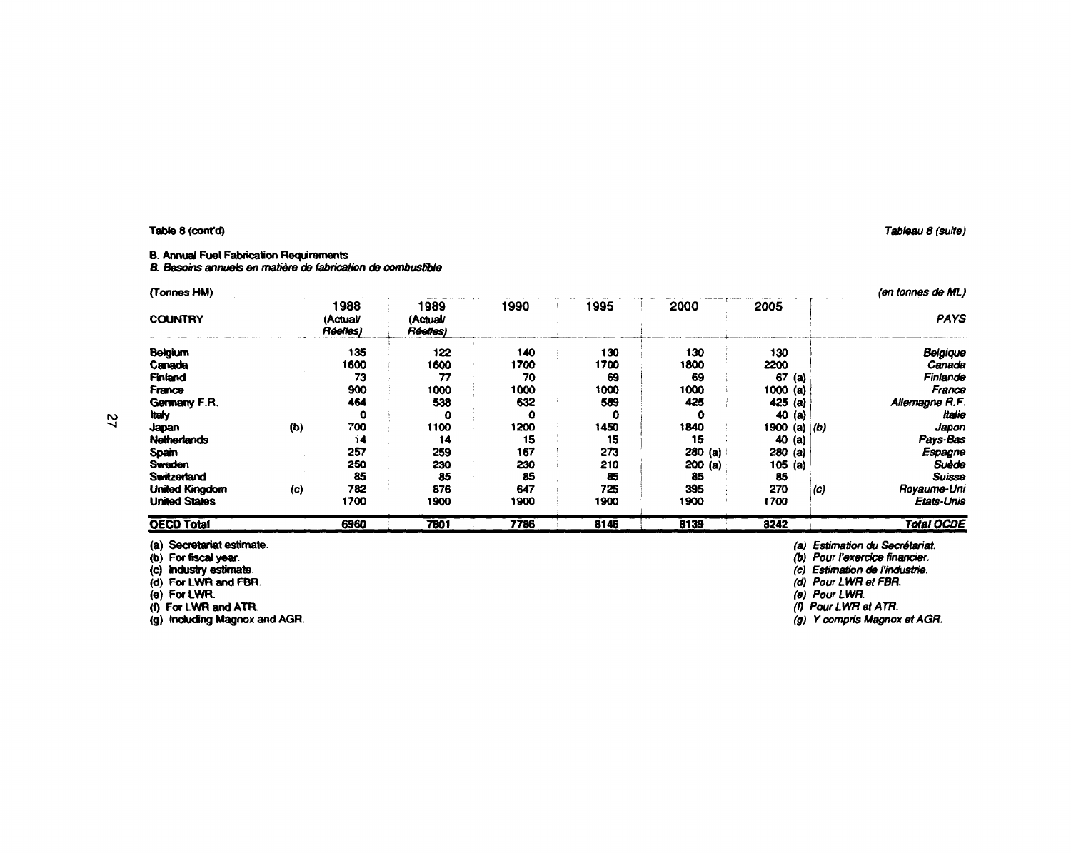Table 8 (cont'd)

*Tableau 8 (suite)*

**B. Annual Fuel Fabrication Requirements**

***B. Besoins annuels en matière de fabrication de combustible***

(Tonnes HM) *(en tonnes de ML)*

| COUNTRY | | 1988 (Actual/ *Réelles*) | 1989 (Actual/ *Réelles*) | 1990 | 1995 | 2000 | 2005 | | *PAYS* |
|---|---|---|---|---|---|---|---|---|---|
| Belgium | | 135 | 122 | 140 | 130 | 130 | 130 | | *Belgique* |
| Canada | | 1600 | 1600 | 1700 | 1700 | 1800 | 2200 | | *Canada* |
| Finland | | 73 | 77 | 70 | 69 | 69 | 67 (a) | | *Finlande* |
| France | | 900 | 1000 | 1000 | 1000 | 1000 | 1000 (a) | | *France* |
| Germany F.R. | | 464 | 538 | 632 | 589 | 425 | 425 (a) | | *Allemagne R.F.* |
| Italy | | 0 | 0 | 0 | 0 | 0 | 40 (a) | | *Italie* |
| Japan | (b) | 700 | 1100 | 1200 | 1450 | 1840 | 1900 (a) | *(b)* | *Japon* |
| Netherlands | | 14 | 14 | 15 | 15 | 15 | 40 (a) | | *Pays-Bas* |
| Spain | | 257 | 259 | 167 | 273 | 280 (a) | 280 (a) | | *Espagne* |
| Sweden | | 250 | 230 | 230 | 210 | 200 (a) | 105 (a) | | *Suède* |
| Switzerland | | 85 | 85 | 85 | 85 | 85 | 85 | | *Suisse* |
| United Kingdom | (c) | 782 | 876 | 647 | 725 | 395 | 270 | *(c)* | *Royaume-Uni* |
| United States | | 1700 | 1900 | 1900 | 1900 | 1900 | 1700 | | *Etats-Unis* |
| **OECD Total** | | **6960** | **7801** | **7786** | **8146** | **8139** | **8242** | | ***Total OCDE*** |

(a) Secretariat estimate.
(b) For fiscal year.
(c) Industry estimate.
(d) For LWR and FBR.
(e) For LWR.
(f) For LWR and ATR.
(g) Including Magnox and AGR.

*(a) Estimation du Secrétariat.*
*(b) Pour l'exercice financier.*
*(c) Estimation de l'industrie.*
*(d) Pour LWR et FBR.*
*(e) Pour LWR.*
*(f) Pour LWR et ATR.*
*(g) Y compris Magnox et AGR.*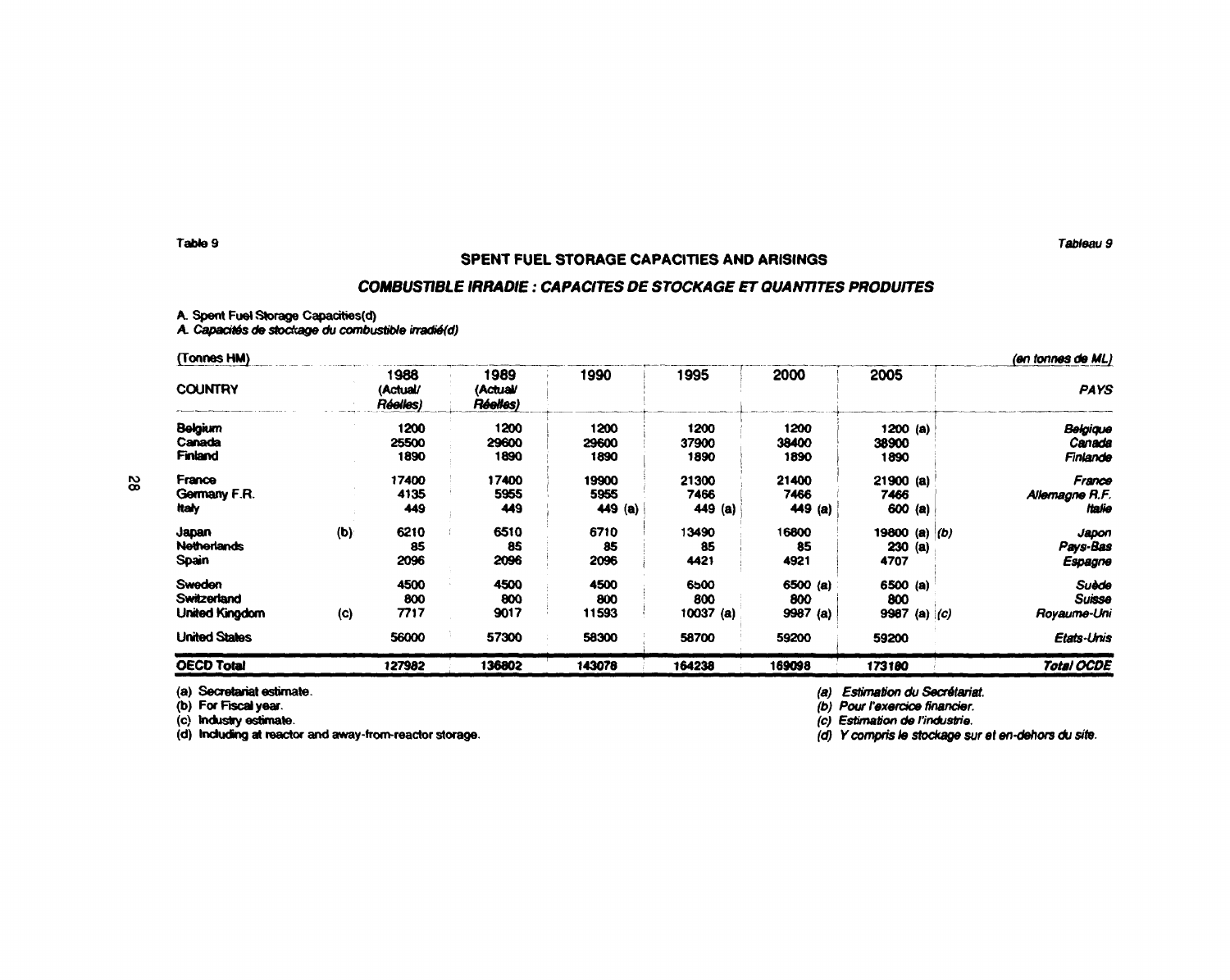Table 9 / *Tableau 9*

## SPENT FUEL STORAGE CAPACITIES AND ARISINGS

## *COMBUSTIBLE IRRADIE : CAPACITES DE STOCKAGE ET QUANTITES PRODUITES*

A. Spent Fuel Storage Capacities(d)

*A. Capacités de stockage du combustible irradié(d)*

(Tonnes HM) — *(en tonnes de ML)*

| COUNTRY | | 1988 (Actual/ *Réelles*) | 1989 (Actual/ *Réelles*) | 1990 | 1995 | 2000 | 2005 | | *PAYS* |
|---|---|---|---|---|---|---|---|---|---|
| Belgium | | 1200 | 1200 | 1200 | 1200 | 1200 | 1200 (a) | | *Belgique* |
| Canada | | 25500 | 29600 | 29600 | 37900 | 38400 | 38900 | | *Canada* |
| Finland | | 1890 | 1890 | 1890 | 1890 | 1890 | 1890 | | *Finlande* |
| France | | 17400 | 17400 | 19900 | 21300 | 21400 | 21900 (a) | | *France* |
| Germany F.R. | | 4135 | 5955 | 5955 | 7466 | 7466 | 7466 | | *Allemagne R.F.* |
| Italy | | 449 | 449 | 449 (a) | 449 (a) | 449 (a) | 600 (a) | | *Italie* |
| Japan | (b) | 6210 | 6510 | 6710 | 13490 | 16800 | 19800 (a) | *(b)* | *Japon* |
| Netherlands | | 85 | 85 | 85 | 85 | 85 | 230 (a) | | *Pays-Bas* |
| Spain | | 2096 | 2096 | 2096 | 4421 | 4921 | 4707 | | *Espagne* |
| Sweden | | 4500 | 4500 | 4500 | 6500 | 6500 (a) | 6500 (a) | | *Suède* |
| Switzerland | | 800 | 800 | 800 | 800 | 800 | 800 | | *Suisse* |
| United Kingdom | (c) | 7717 | 9017 | 11593 | 10037 (a) | 9987 (a) | 9987 (a) | *(c)* | *Royaume-Uni* |
| United States | | 56000 | 57300 | 58300 | 58700 | 59200 | 59200 | | *Etats-Unis* |
| **OECD Total** | | **127982** | **136802** | **143078** | **164238** | **169098** | **173180** | | ***Total OCDE*** |

(a) Secretariat estimate.
(b) For Fiscal year.
(c) Industry estimate.
(d) Including at reactor and away-from-reactor storage.

*(a) Estimation du Secrétariat.*
*(b) Pour l'exercice financier.*
*(c) Estimation de l'industrie.*
*(d) Y compris le stockage sur et en-dehors du site.*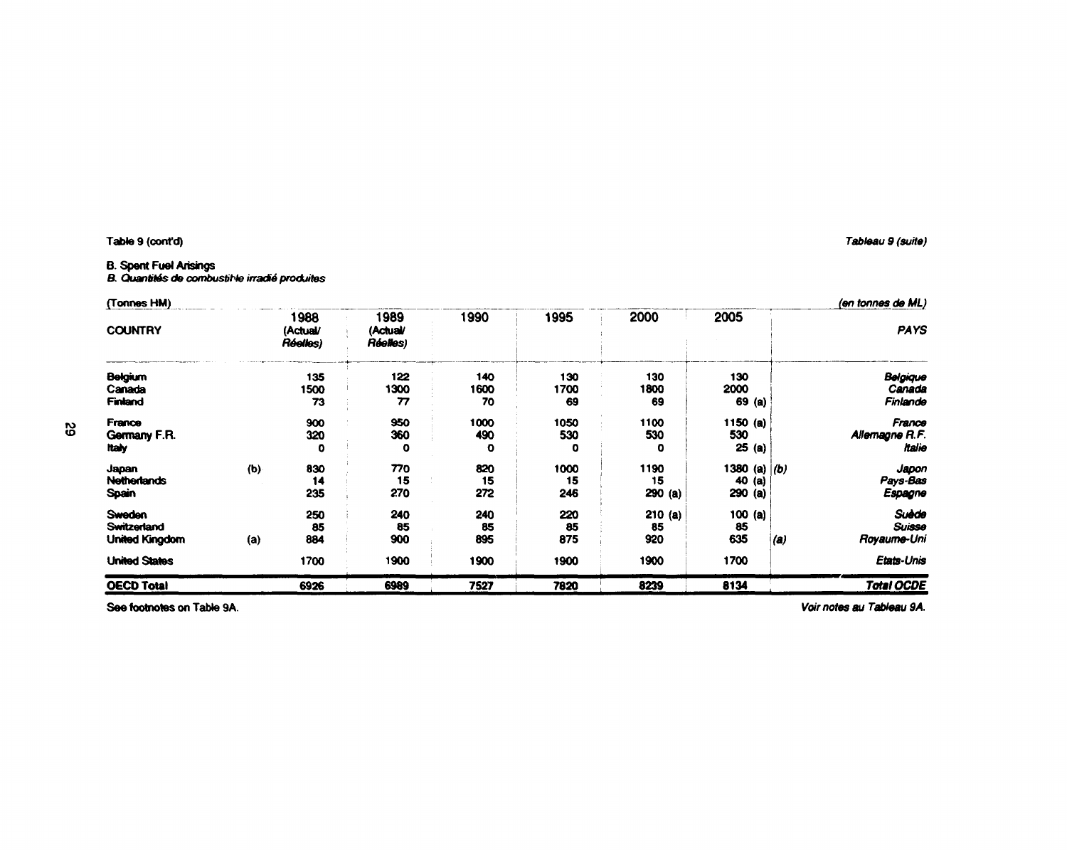Table 9 (cont'd) | *Tableau 9 (suite)*

**B. Spent Fuel Arisings**
*B. Quantités de combustible irradié produites*

(Tonnes HM) | *(en tonnes de ML)*

| COUNTRY | | 1988 (Actual/ *Réelles*) | 1989 (Actual/ *Réelles*) | 1990 | 1995 | 2000 | 2005 | | *PAYS* |
|---|---|---|---|---|---|---|---|---|---|
| Belgium | | 135 | 122 | 140 | 130 | 130 | 130 | | *Belgique* |
| Canada | | 1500 | 1300 | 1600 | 1700 | 1800 | 2000 | | *Canada* |
| Finland | | 73 | 77 | 70 | 69 | 69 | 69 (a) | | *Finlande* |
| France | | 900 | 950 | 1000 | 1050 | 1100 | 1150 (a) | | *France* |
| Germany F.R. | | 320 | 360 | 490 | 530 | 530 | 530 | | *Allemagne R.F.* |
| Italy | | 0 | 0 | 0 | 0 | 0 | 25 (a) | | *Italie* |
| Japan | (b) | 830 | 770 | 820 | 1000 | 1190 | 1380 (a) | *(b)* | *Japon* |
| Netherlands | | 14 | 15 | 15 | 15 | 15 | 40 (a) | | *Pays-Bas* |
| Spain | | 235 | 270 | 272 | 246 | 290 (a) | 290 (a) | | *Espagne* |
| Sweden | | 250 | 240 | 240 | 220 | 210 (a) | 100 (a) | | *Suède* |
| Switzerland | | 85 | 85 | 85 | 85 | 85 | 85 | | *Suisse* |
| United Kingdom | (a) | 884 | 900 | 895 | 875 | 920 | 635 | *(a)* | *Royaume-Uni* |
| United States | | 1700 | 1900 | 1900 | 1900 | 1900 | 1700 | | *Etats-Unis* |
| **OECD Total** | | **6926** | **6989** | **7527** | **7820** | **8239** | **8134** | | ***Total OCDE*** |

See footnotes on Table 9A. | *Voir notes au Tableau 9A.*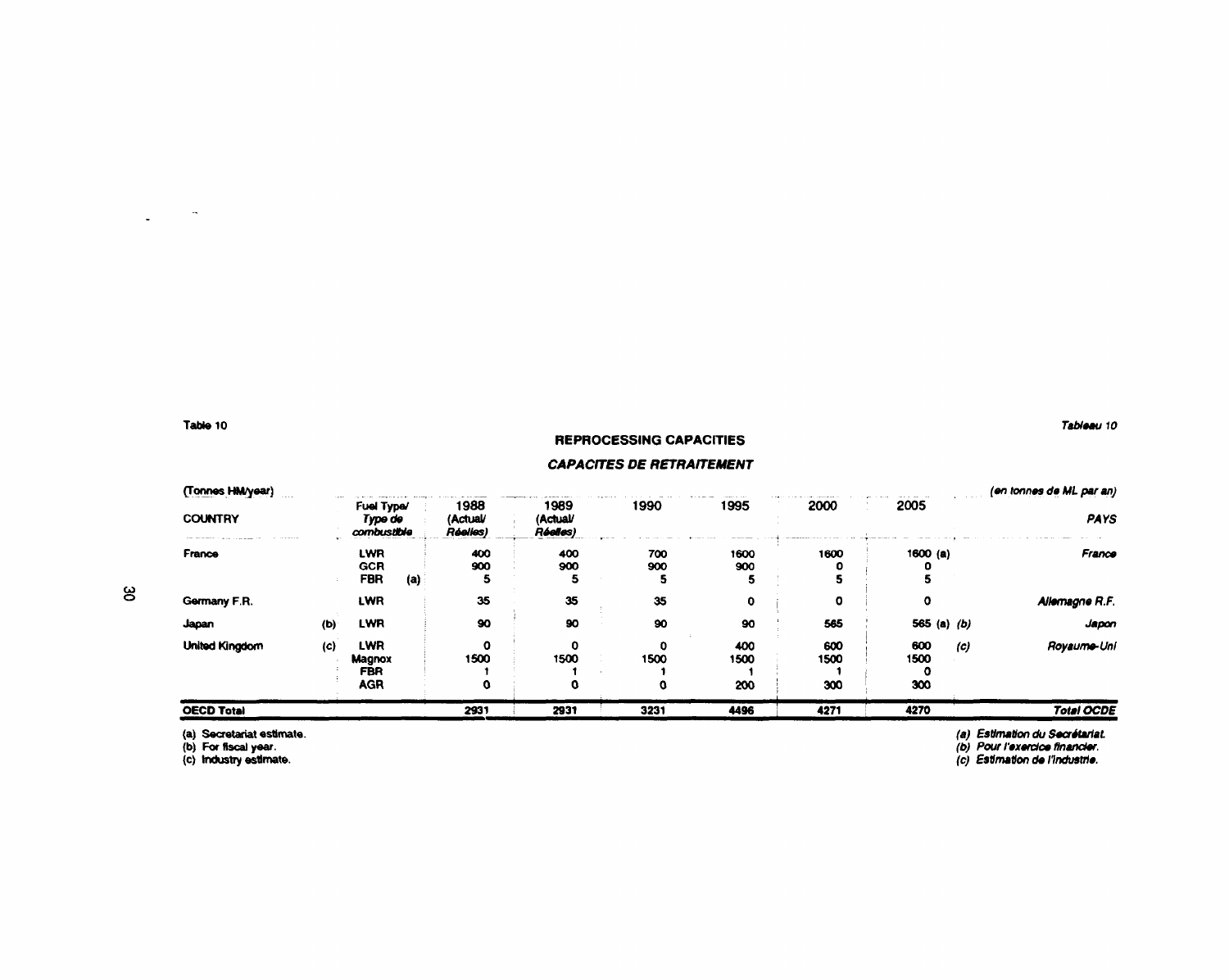Table 10 | *Tableau 10*

## REPROCESSING CAPACITIES

## *CAPACITES DE RETRAITEMENT*

(Tonnes HM/year) | *(en tonnes de ML par an)*

| COUNTRY | | Fuel Type/ *Type de combustible* | 1988 (Actual/ *Réelles*) | 1989 (Actual/ *Réelles*) | 1990 | 1995 | 2000 | 2005 | | *PAYS* |
|---|---|---|---|---|---|---|---|---|---|---|
| France | | LWR | 400 | 400 | 700 | 1600 | 1600 | 1600 (a) | | *France* |
| | | GCR | 900 | 900 | 900 | 900 | 0 | 0 | | |
| | | FBR (a) | 5 | 5 | 5 | 5 | 5 | 5 | | |
| Germany F.R. | | LWR | 35 | 35 | 35 | 0 | 0 | 0 | | *Allemagne R.F.* |
| Japan | (b) | LWR | 90 | 90 | 90 | 90 | 565 | 565 (a) | *(b)* | *Japon* |
| United Kingdom | (c) | LWR | 0 | 0 | 0 | 400 | 600 | 600 | *(c)* | *Royaume-Uni* |
| | | Magnox | 1500 | 1500 | 1500 | 1500 | 1500 | 1500 | | |
| | | FBR | 1 | 1 | 1 | 1 | 1 | 0 | | |
| | | AGR | 0 | 0 | 0 | 200 | 300 | 300 | | |
| **OECD Total** | | | **2931** | **2931** | **3231** | **4496** | **4271** | **4270** | | ***Total OCDE*** |

(a) Secretariat estimate.
(b) For fiscal year.
(c) Industry estimate.

*(a) Estimation du Secrétariat.*
*(b) Pour l'exercice financier.*
*(c) Estimation de l'industrie.*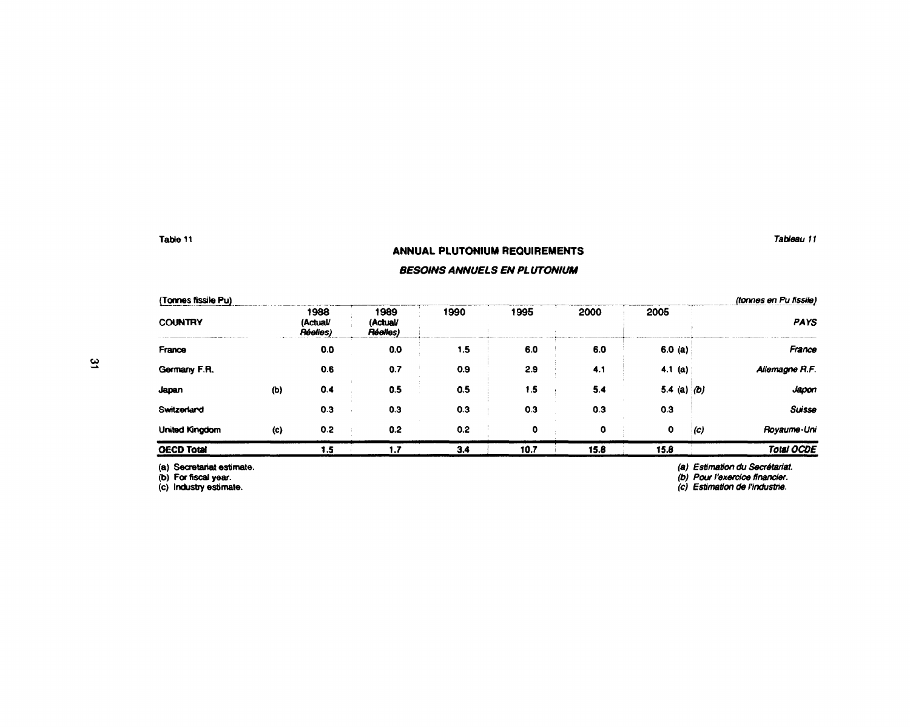Table 11 | *Tableau 11*

## ANNUAL PLUTONIUM REQUIREMENTS

### *BESOINS ANNUELS EN PLUTONIUM*

| (Tonnes fissile Pu) COUNTRY | | 1988 (Actual/ *Réelles)* | 1989 (Actual/ *Réelles)* | 1990 | 1995 | 2000 | 2005 | | *(tonnes en Pu fissile)* *PAYS* |
|---|---|---|---|---|---|---|---|---|---|
| France | | 0.0 | 0.0 | 1.5 | 6.0 | 6.0 | 6.0 (a) | | *France* |
| Germany F.R. | | 0.6 | 0.7 | 0.9 | 2.9 | 4.1 | 4.1 (a) | | *Allemagne R.F.* |
| Japan | (b) | 0.4 | 0.5 | 0.5 | 1.5 | 5.4 | 5.4 (a) | *(b)* | *Japon* |
| Switzerland | | 0.3 | 0.3 | 0.3 | 0.3 | 0.3 | 0.3 | | *Suisse* |
| United Kingdom | (c) | 0.2 | 0.2 | 0.2 | 0 | 0 | 0 | *(c)* | *Royaume-Uni* |
| **OECD Total** | | **1.5** | **1.7** | **3.4** | **10.7** | **15.8** | **15.8** | | ***Total OCDE*** |

(a) Secretariat estimate.
(b) For fiscal year.
(c) Industry estimate.

*(a) Estimation du Secrétariat.*
*(b) Pour l'exercice financier.*
*(c) Estimation de l'industrie.*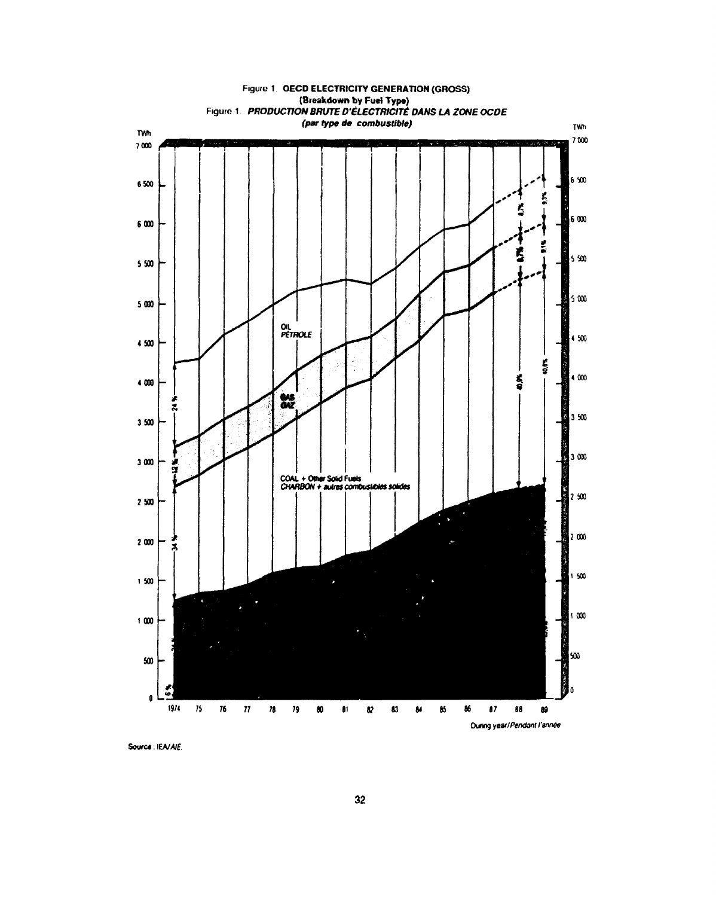Figure 1. **OECD ELECTRICITY GENERATION (GROSS)**
**(Breakdown by Fuel Type)**

Figure 1. ***PRODUCTION BRUTE D'ÉLECTRICITÉ DANS LA ZONE OCDE***
***(par type de combustible)***

TWh

7 000

6 500

6 000

5 500

5 000

4 500

4 000

3 500

3 000

2 500

2 000

1 500

1 000

500

0

OIL
*PÉTROLE*

GAS
*GAZ*

COAL + Other Solid Fuels
*CHARBON + autres combustibles solides*

24 %

12 %

34 %

6 %

8,7%

8,7%

9,1%

9,5%

40,9%

40,8%

1974 75 76 77 78 79 80 81 82 83 84 85 86 87 88 89

During year/*Pendant l'année*

Source: IEA/AIE.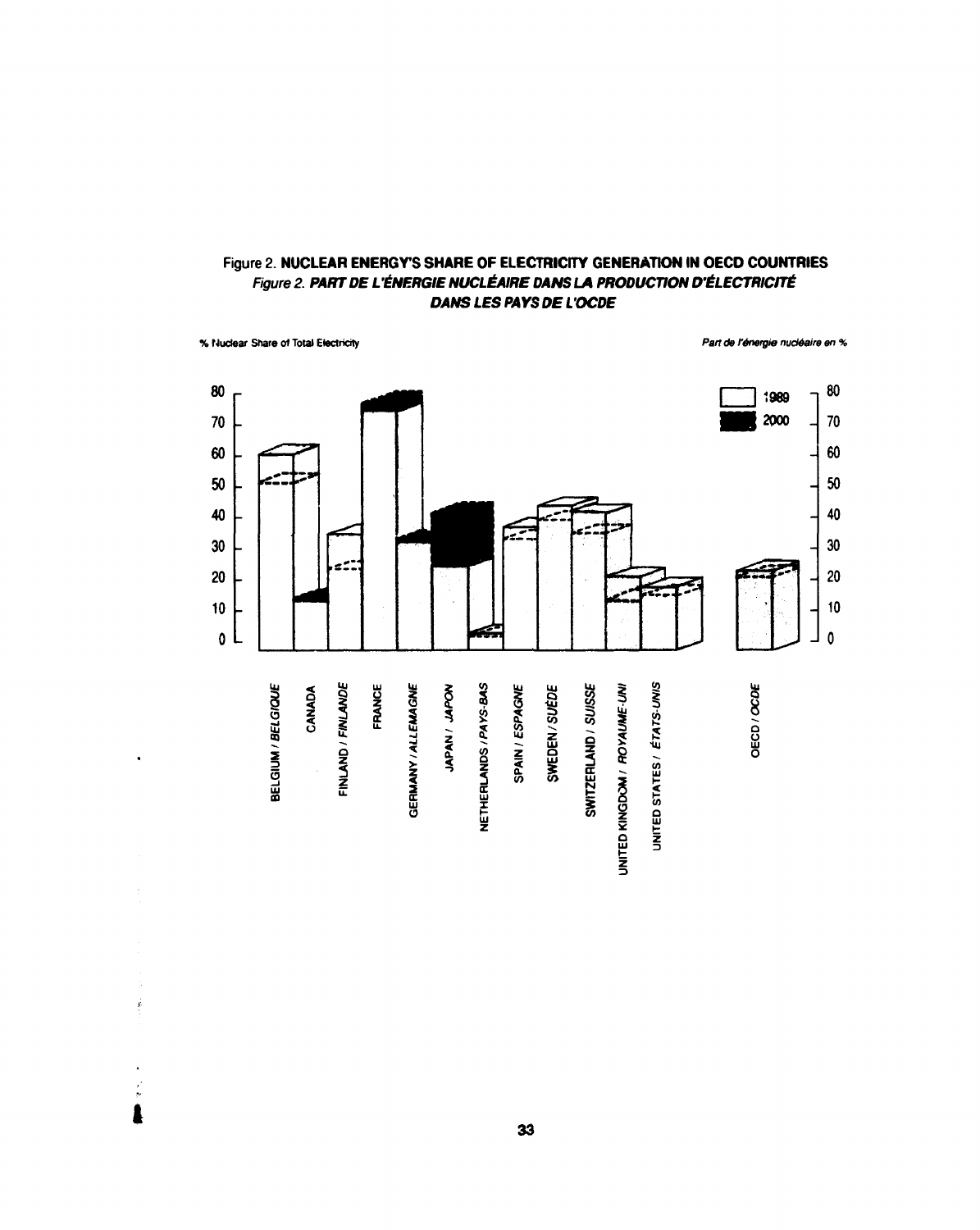Figure 2. **NUCLEAR ENERGY'S SHARE OF ELECTRICITY GENERATION IN OECD COUNTRIES**

*Figure 2.* ***PART DE L'ÉNERGIE NUCLÉAIRE DANS LA PRODUCTION D'ÉLECTRICITÉ DANS LES PAYS DE L'OCDE***

% Nuclear Share of Total Electricity

*Part de l'énergie nucléaire en %*

1989

2000

BELGIUM / *BELGIQUE*
CANADA
FINLAND / *FINLANDE*
FRANCE
GERMANY / *ALLEMAGNE*
JAPAN / *JAPON*
NETHERLANDS / *PAYS-BAS*
SPAIN / *ESPAGNE*
SWEDEN / *SUÈDE*
SWITZERLAND / *SUISSE*
UNITED KINGDOM / *ROYAUME-UNI*
UNITED STATES / *ÉTATS-UNIS*
OECD / *OCDE*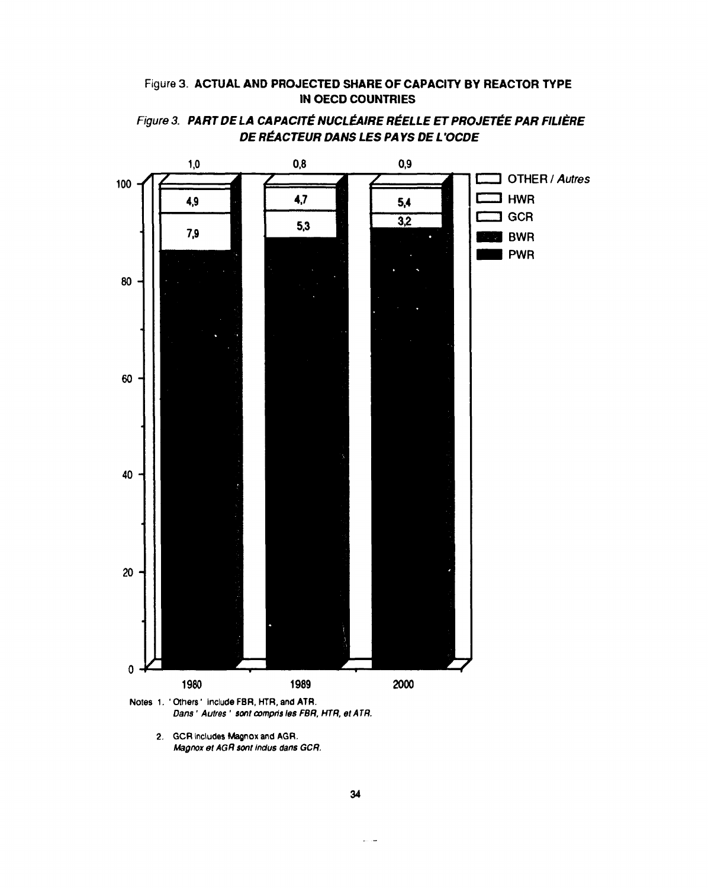Figure 3. **ACTUAL AND PROJECTED SHARE OF CAPACITY BY REACTOR TYPE IN OECD COUNTRIES**

*Figure 3.* ***PART DE LA CAPACITÉ NUCLÉAIRE RÉELLE ET PROJETÉE PAR FILIÈRE DE RÉACTEUR DANS LES PAYS DE L'OCDE***

| | 1980 | 1989 | 2000 |
|---|---|---|---|
| OTHER / *Autres* | 1,0 | 0,8 | 0,9 |
| HWR | 4,9 | 4,7 | 5,4 |
| GCR | 7,9 | 5,3 | 3,2 |

Notes 1. ' Others ' include FBR, HTR, and ATR.
*Dans ' Autres ' sont compris les FBR, HTR, et ATR.*

2. GCR includes Magnox and AGR.
*Magnox et AGR sont inclus dans GCR.*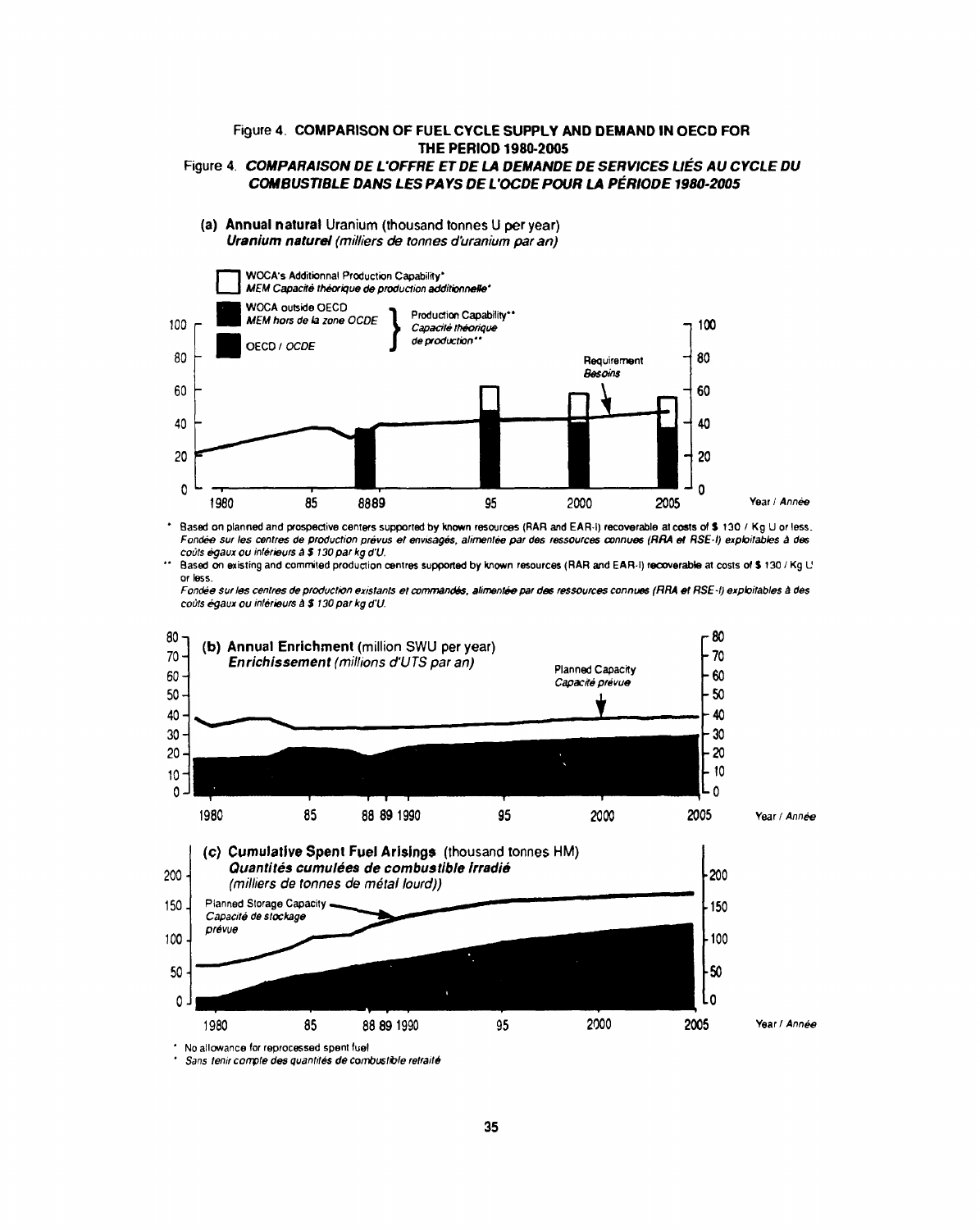Figure 4. **COMPARISON OF FUEL CYCLE SUPPLY AND DEMAND IN OECD FOR THE PERIOD 1980-2005**

Figure 4. ***COMPARAISON DE L'OFFRE ET DE LA DEMANDE DE SERVICES LIÉS AU CYCLE DU COMBUSTIBLE DANS LES PAYS DE L'OCDE POUR LA PÉRIODE 1980-2005***

**(a) Annual natural** Uranium (thousand tonnes U per year)
***Uranium naturel*** *(milliers de tonnes d'uranium par an)*

WOCA's Additionnal Production Capability*
*MEM Capacité théorique de production additionnelle**

WOCA outside OECD
*MEM hors de la zone OCDE*

OECD / *OCDE*

Production Capability**
*Capacité théorique de production***

Requirement
*Besoins*

Year / *Année*

\* Based on planned and prospective centers supported by known resources (RAR and EAR-I) recoverable at costs of $ 130 / Kg U or less.
*Fondée sur les centres de production prévus et envisagés, alimentée par des ressources connues (RRA et RSE-I) exploitables à des coûts égaux ou inférieurs à $ 130 par kg d'U.*

\*\* Based on existing and commited production centres supported by known resources (RAR and EAR-I) recoverable at costs of $ 130 / Kg U or less.
*Fondée sur les centres de production existants et commandés, alimentée par des ressources connues (RRA et RSE-I) exploitables à des coûts égaux ou inférieurs à $ 130 par kg d'U.*

**(b) Annual Enrichment** (million SWU per year)
***Enrichissement*** *(millions d'UTS par an)*

Planned Capacity
*Capacité prévue*

Year / *Année*

**(c) Cumulative Spent Fuel Arisings** (thousand tonnes HM)
***Quantités cumulées de combustible irradié***
*(milliers de tonnes de métal lourd))*

Planned Storage Capacity
*Capacité de stockage prévue*

Year / *Année*

\* No allowance for reprocessed spent fuel
\* *Sans tenir compte des quantités de combustible retraité*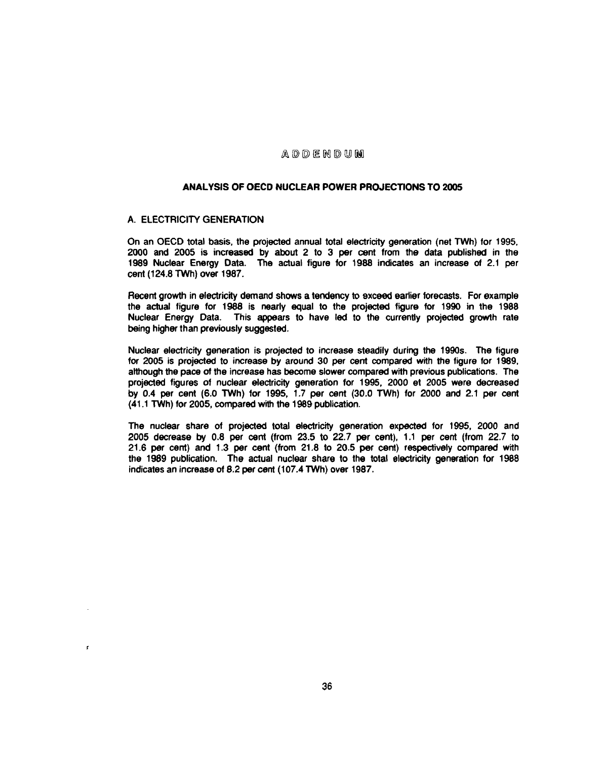# ADDENDUM

## ANALYSIS OF OECD NUCLEAR POWER PROJECTIONS TO 2005

### A. ELECTRICITY GENERATION

On an OECD total basis, the projected annual total electricity generation (net TWh) for 1995, 2000 and 2005 is increased by about 2 to 3 per cent from the data published in the 1989 Nuclear Energy Data. The actual figure for 1988 indicates an increase of 2.1 per cent (124.8 TWh) over 1987.

Recent growth in electricity demand shows a tendency to exceed earlier forecasts. For example the actual figure for 1988 is nearly equal to the projected figure for 1990 in the 1988 Nuclear Energy Data. This appears to have led to the currently projected growth rate being higher than previously suggested.

Nuclear electricity generation is projected to increase steadily during the 1990s. The figure for 2005 is projected to increase by around 30 per cent compared with the figure for 1989, although the pace of the increase has become slower compared with previous publications. The projected figures of nuclear electricity generation for 1995, 2000 et 2005 were decreased by 0.4 per cent (6.0 TWh) for 1995, 1.7 per cent (30.0 TWh) for 2000 and 2.1 per cent (41.1 TWh) for 2005, compared with the 1989 publication.

The nuclear share of projected total electricity generation expected for 1995, 2000 and 2005 decrease by 0.8 per cent (from 23.5 to 22.7 per cent), 1.1 per cent (from 22.7 to 21.6 per cent) and 1.3 per cent (from 21.8 to 20.5 per cent) respectively compared with the 1989 publication. The actual nuclear share to the total electricity generation for 1988 indicates an increase of 8.2 per cent (107.4 TWh) over 1987.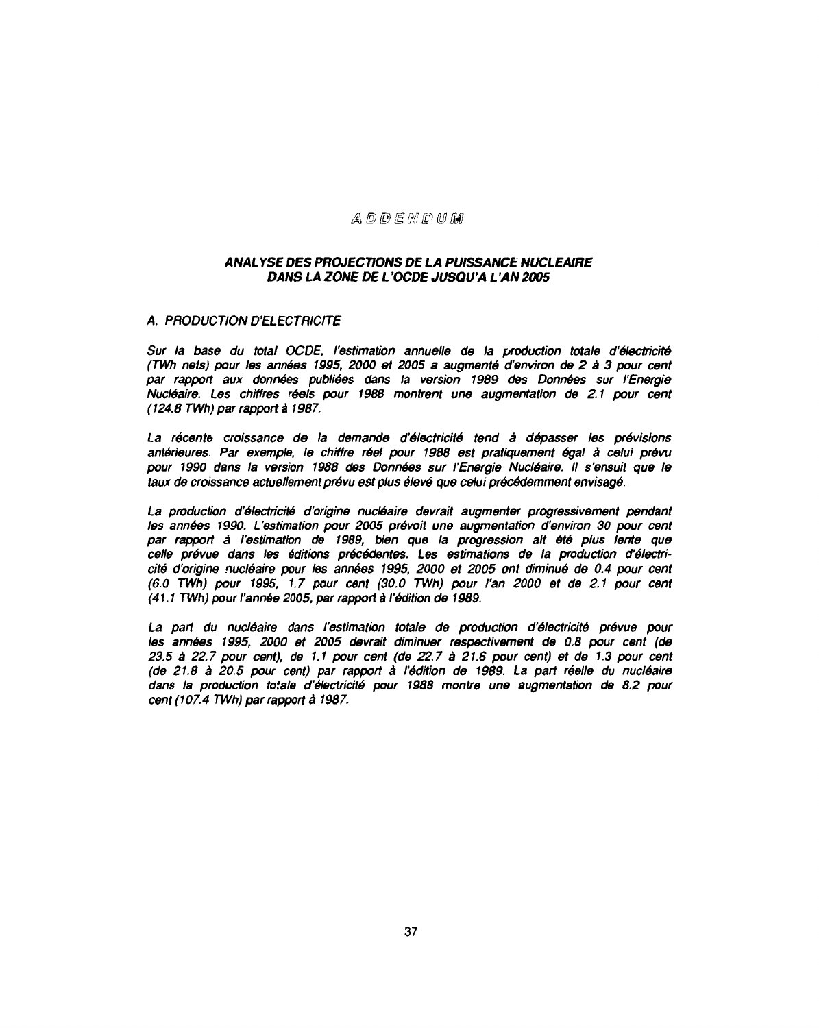# ADDENDUM

## ANALYSE DES PROJECTIONS DE LA PUISSANCE NUCLEAIRE DANS LA ZONE DE L'OCDE JUSQU'A L'AN 2005

### A. PRODUCTION D'ELECTRICITE

*Sur la base du total OCDE, l'estimation annuelle de la production totale d'électricité (TWh nets) pour les années 1995, 2000 et 2005 a augmenté d'environ de 2 à 3 pour cent par rapport aux données publiées dans la version 1989 des Données sur l'Energie Nucléaire. Les chiffres réels pour 1988 montrent une augmentation de 2.1 pour cent (124.8 TWh) par rapport à 1987.*

*La récente croissance de la demande d'électricité tend à dépasser les prévisions antérieures. Par exemple, le chiffre réel pour 1988 est pratiquement égal à celui prévu pour 1990 dans la version 1988 des Données sur l'Energie Nucléaire. Il s'ensuit que le taux de croissance actuellement prévu est plus élevé que celui précédemment envisagé.*

*La production d'électricité d'origine nucléaire devrait augmenter progressivement pendant les années 1990. L'estimation pour 2005 prévoit une augmentation d'environ 30 pour cent par rapport à l'estimation de 1989, bien que la progression ait été plus lente que celle prévue dans les éditions précédentes. Les estimations de la production d'électricité d'origine nucléaire pour les années 1995, 2000 et 2005 ont diminué de 0.4 pour cent (6.0 TWh) pour 1995, 1.7 pour cent (30.0 TWh) pour l'an 2000 et de 2.1 pour cent (41.1 TWh) pour l'année 2005, par rapport à l'édition de 1989.*

*La part du nucléaire dans l'estimation totale de production d'électricité prévue pour les années 1995, 2000 et 2005 devrait diminuer respectivement de 0.8 pour cent (de 23.5 à 22.7 pour cent), de 1.1 pour cent (de 22.7 à 21.6 pour cent) et de 1.3 pour cent (de 21.8 à 20.5 pour cent) par rapport à l'édition de 1989. La part réelle du nucléaire dans la production totale d'électricité pour 1988 montre une augmentation de 8.2 pour cent (107.4 TWh) par rapport à 1987.*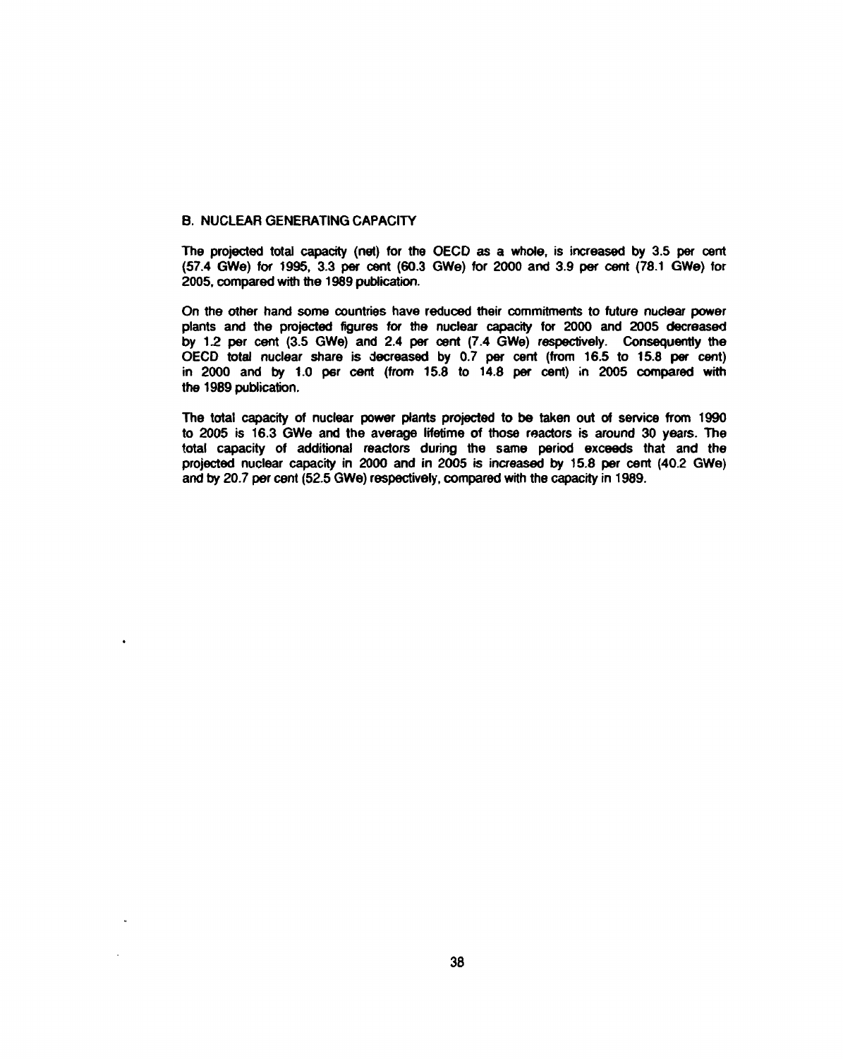## B. NUCLEAR GENERATING CAPACITY

The projected total capacity (net) for the OECD as a whole, is increased by 3.5 per cent (57.4 GWe) for 1995, 3.3 per cent (60.3 GWe) for 2000 and 3.9 per cent (78.1 GWe) for 2005, compared with the 1989 publication.

On the other hand some countries have reduced their commitments to future nuclear power plants and the projected figures for the nuclear capacity for 2000 and 2005 decreased by 1.2 per cent (3.5 GWe) and 2.4 per cent (7.4 GWe) respectively. Consequently the OECD total nuclear share is decreased by 0.7 per cent (from 16.5 to 15.8 per cent) in 2000 and by 1.0 per cent (from 15.8 to 14.8 per cent) in 2005 compared with the 1989 publication.

The total capacity of nuclear power plants projected to be taken out of service from 1990 to 2005 is 16.3 GWe and the average lifetime of those reactors is around 30 years. The total capacity of additional reactors during the same period exceeds that and the projected nuclear capacity in 2000 and in 2005 is increased by 15.8 per cent (40.2 GWe) and by 20.7 per cent (52.5 GWe) respectively, compared with the capacity in 1989.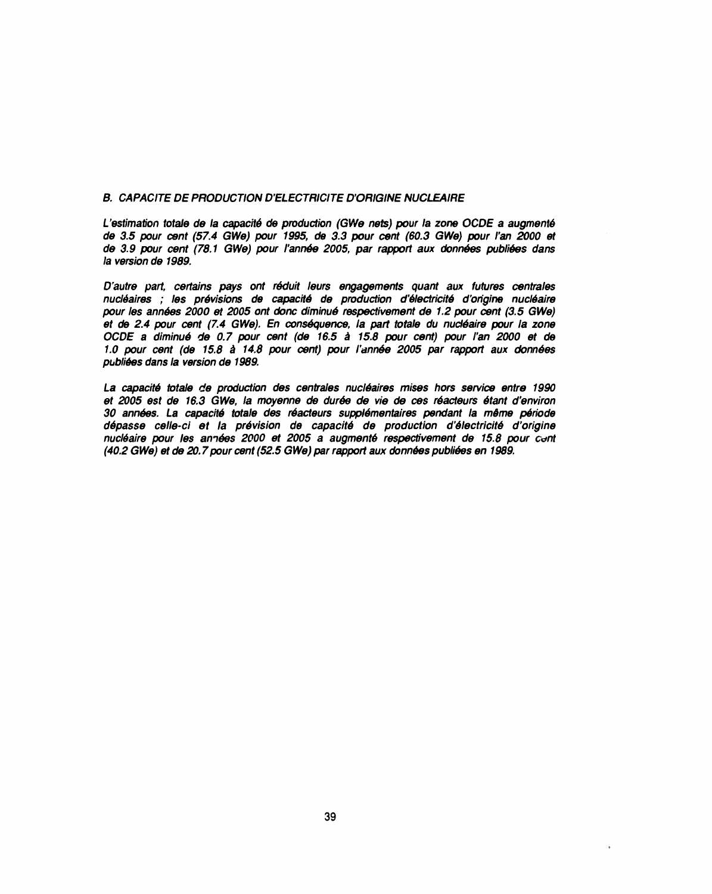## B. CAPACITE DE PRODUCTION D'ELECTRICITE D'ORIGINE NUCLEAIRE

*L'estimation totale de la capacité de production (GWe nets) pour la zone OCDE a augmenté de 3.5 pour cent (57.4 GWe) pour 1995, de 3.3 pour cent (60.3 GWe) pour l'an 2000 et de 3.9 pour cent (78.1 GWe) pour l'année 2005, par rapport aux données publiées dans la version de 1989.*

*D'autre part, certains pays ont réduit leurs engagements quant aux futures centrales nucléaires ; les prévisions de capacité de production d'électricité d'origine nucléaire pour les années 2000 et 2005 ont donc diminué respectivement de 1.2 pour cent (3.5 GWe) et de 2.4 pour cent (7.4 GWe). En conséquence, la part totale du nucléaire pour la zone OCDE a diminué de 0.7 pour cent (de 16.5 à 15.8 pour cent) pour l'an 2000 et de 1.0 pour cent (de 15.8 à 14.8 pour cent) pour l'année 2005 par rapport aux données publiées dans la version de 1989.*

*La capacité totale de production des centrales nucléaires mises hors service entre 1990 et 2005 est de 16.3 GWe, la moyenne de durée de vie de ces réacteurs étant d'environ 30 années. La capacité totale des réacteurs supplémentaires pendant la même période dépasse celle-ci et la prévision de capacité de production d'électricité d'origine nucléaire pour les années 2000 et 2005 a augmenté respectivement de 15.8 pour cent (40.2 GWe) et de 20.7 pour cent (52.5 GWe) par rapport aux données publiées en 1989.*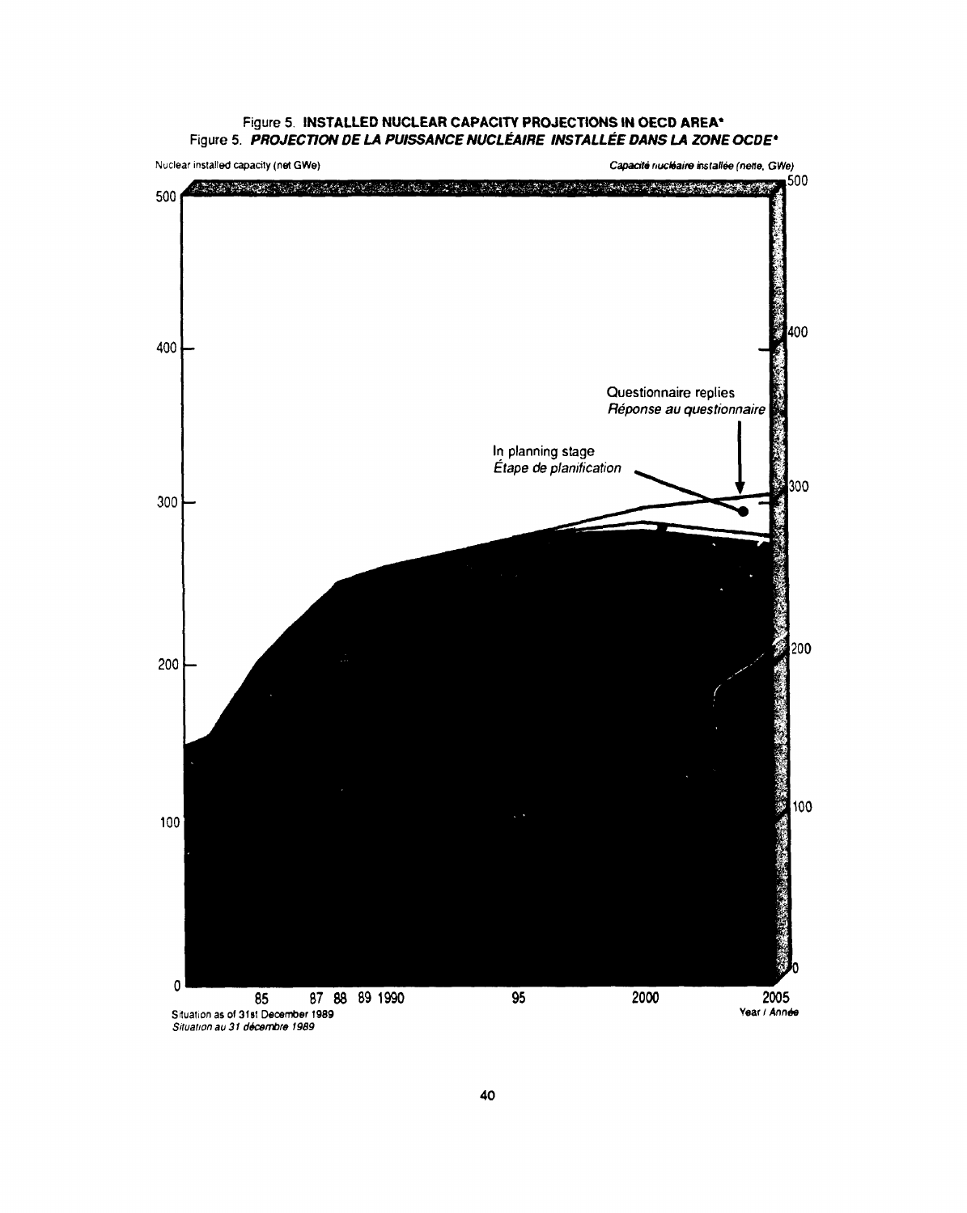Figure 5. **INSTALLED NUCLEAR CAPACITY PROJECTIONS IN OECD AREA***

Figure 5. ***PROJECTION DE LA PUISSANCE NUCLÉAIRE INSTALLÉE DANS LA ZONE OCDE****

Nuclear installed capacity (net GWe)

*Capacité nucléaire installée (nette, GWe)*

Questionnaire replies
*Réponse au questionnaire*

In planning stage
*Étape de planification*

500, 400, 300, 200, 100, 0

85, 87, 88, 89, 1990, 95, 2000, 2005

Year / *Année*

Situation as of 31st December 1989
*Situation au 31 décembre 1989*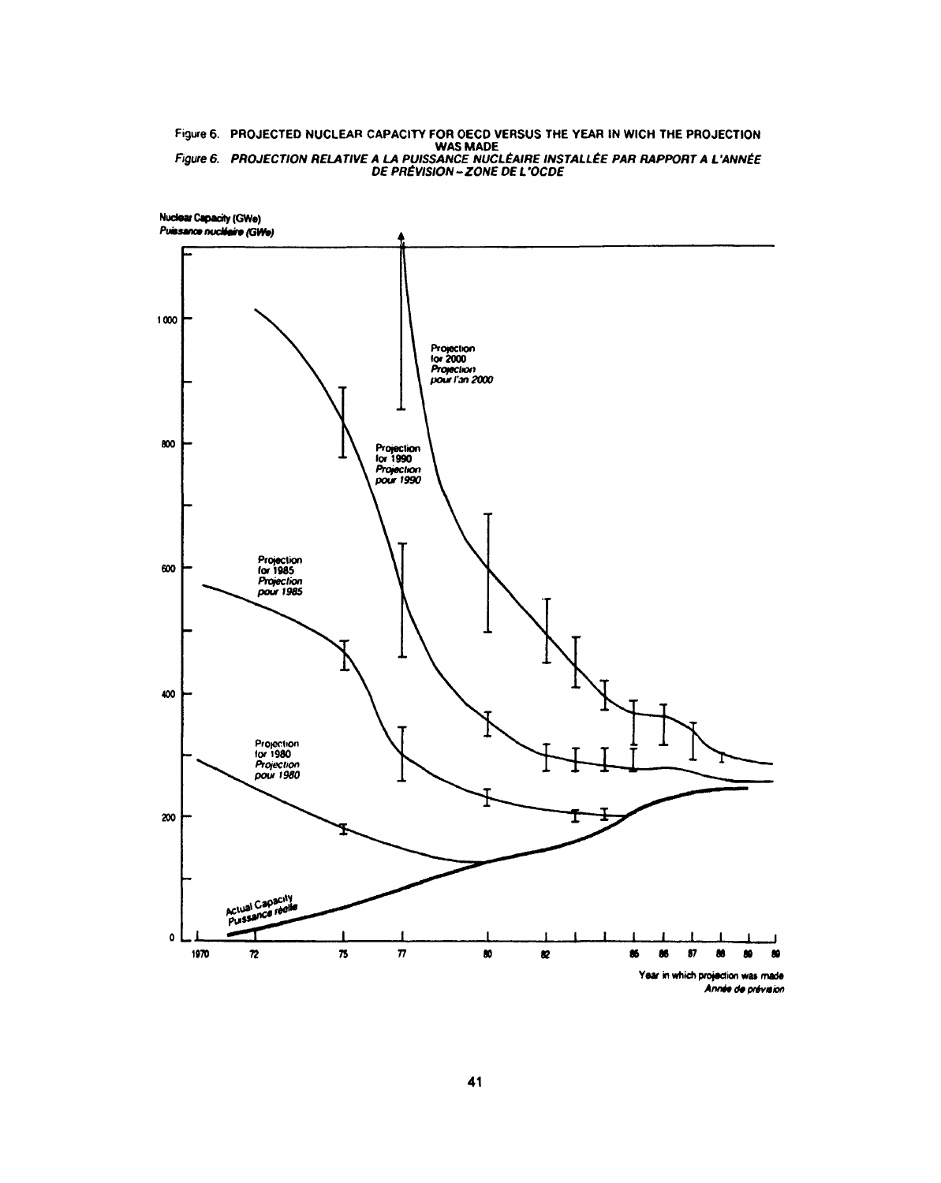Figure 6. PROJECTED NUCLEAR CAPACITY FOR OECD VERSUS THE YEAR IN WICH THE PROJECTION WAS MADE

*Figure 6. PROJECTION RELATIVE A LA PUISSANCE NUCLÉAIRE INSTALLÉE PAR RAPPORT A L'ANNÉE DE PRÉVISION – ZONE DE L'OCDE*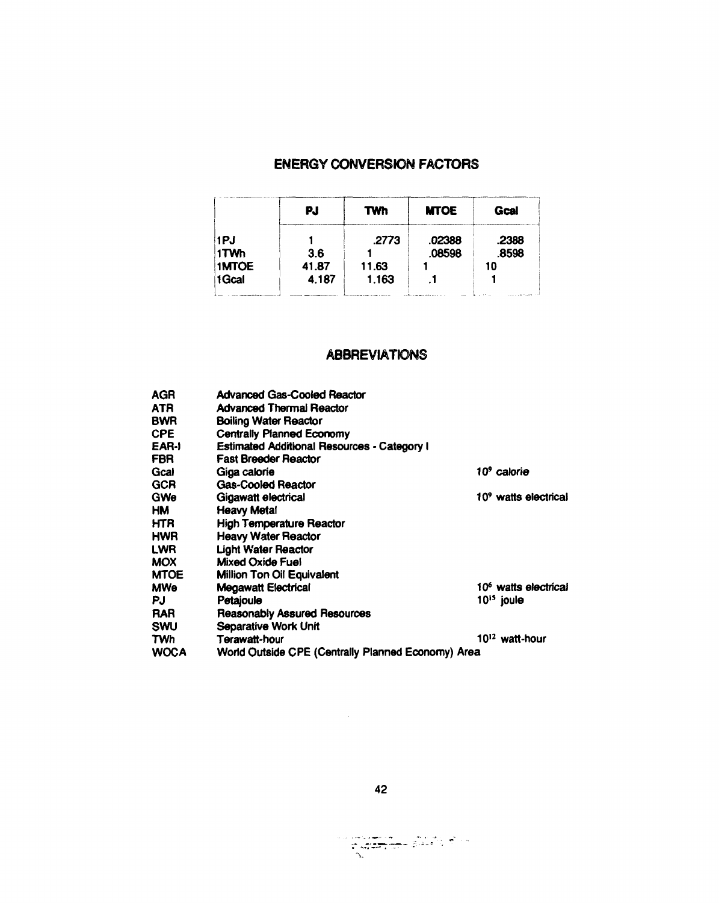## ENERGY CONVERSION FACTORS

| | PJ | TWh | MTOE | Gcal |
|---|---|---|---|---|
| 1PJ | 1 | .2773 | .02388 | .2388 |
| 1TWh | 3.6 | 1 | .08598 | .8598 |
| 1MTOE | 41.87 | 11.63 | 1 | 10 |
| 1Gcal | 4.187 | 1.163 | .1 | 1 |

## ABBREVIATIONS

| | | |
|---|---|---|
| AGR | Advanced Gas-Cooled Reactor | |
| ATR | Advanced Thermal Reactor | |
| BWR | Boiling Water Reactor | |
| CPE | Centrally Planned Economy | |
| EAR-I | Estimated Additional Resources - Category I | |
| FBR | Fast Breeder Reactor | |
| Gcal | Giga calorie | $10^9$ calorie |
| GCR | Gas-Cooled Reactor | |
| GWe | Gigawatt electrical | $10^9$ watts electrical |
| HM | Heavy Metal | |
| HTR | High Temperature Reactor | |
| HWR | Heavy Water Reactor | |
| LWR | Light Water Reactor | |
| MOX | Mixed Oxide Fuel | |
| MTOE | Million Ton Oil Equivalent | |
| MWe | Megawatt Electrical | $10^6$ watts electrical |
| PJ | Petajoule | $10^{15}$ joule |
| RAR | Reasonably Assured Resources | |
| SWU | Separative Work Unit | |
| TWh | Terawatt-hour | $10^{12}$ watt-hour |
| WOCA | World Outside CPE (Centrally Planned Economy) Area | |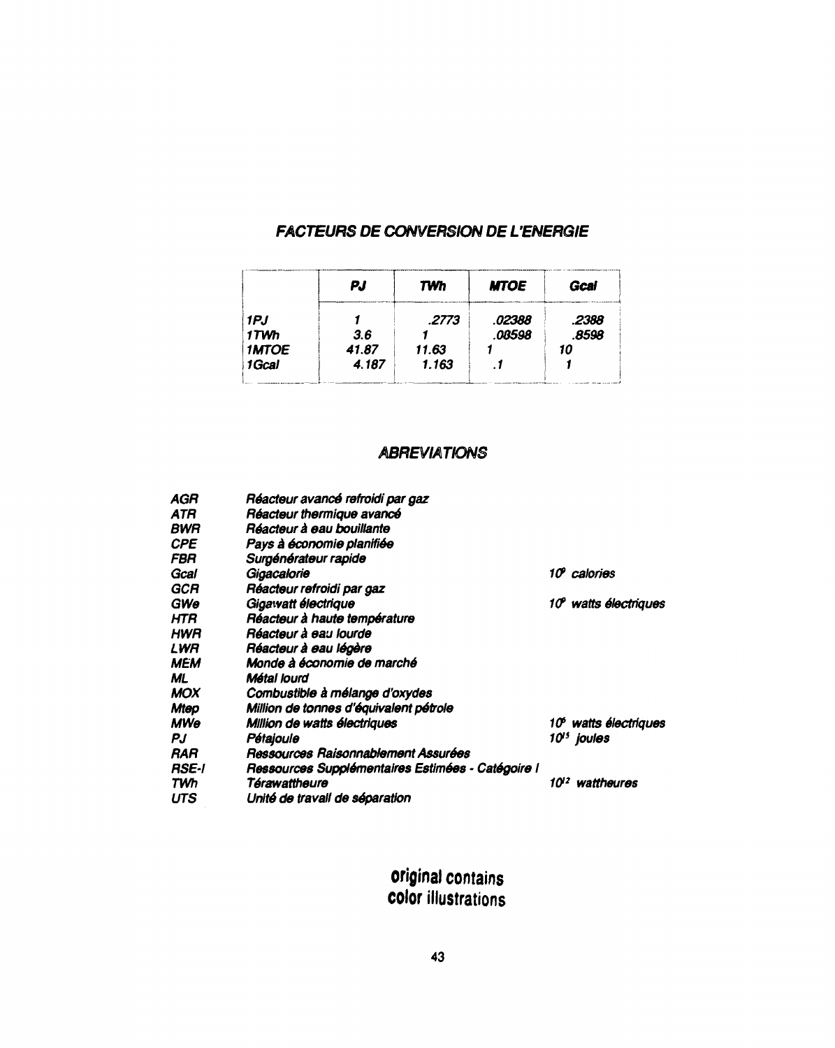## *FACTEURS DE CONVERSION DE L'ENERGIE*

| | *PJ* | *TWh* | *MTOE* | *Gcal* |
|---|---|---|---|---|
| *1PJ* | *1* | *.2773* | *.02388* | *.2388* |
| *1TWh* | *3.6* | *1* | *.08598* | *.8598* |
| *1MTOE* | *41.87* | *11.63* | *1* | *10* |
| *1Gcal* | *4.187* | *1.163* | *.1* | *1* |

## *ABREVIATIONS*

| | | |
|---|---|---|
| *AGR* | *Réacteur avancé refroidi par gaz* | |
| *ATR* | *Réacteur thermique avancé* | |
| *BWR* | *Réacteur à eau bouillante* | |
| *CPE* | *Pays à économie planifiée* | |
| *FBR* | *Surgénérateur rapide* | |
| *Gcal* | *Gigacalorie* | *$10^9$ calories* |
| *GCR* | *Réacteur refroidi par gaz* | |
| *GWe* | *Gigawatt électrique* | *$10^9$ watts électriques* |
| *HTR* | *Réacteur à haute température* | |
| *HWR* | *Réacteur à eau lourde* | |
| *LWR* | *Réacteur à eau légère* | |
| *MEM* | *Monde à économie de marché* | |
| *ML* | *Métal lourd* | |
| *MOX* | *Combustible à mélange d'oxydes* | |
| *Mtep* | *Million de tonnes d'équivalent pétrole* | |
| *MWe* | *Million de watts électriques* | *$10^6$ watts électriques* |
| *PJ* | *Pétajoule* | *$10^{15}$ joules* |
| *RAR* | *Ressources Raisonnablement Assurées* | |
| *RSE-I* | *Ressources Supplémentaires Estimées - Catégoire I* | |
| *TWh* | *Térawattheure* | *$10^{12}$ wattheures* |
| *UTS* | *Unité de travail de séparation* | |

**original contains color illustrations**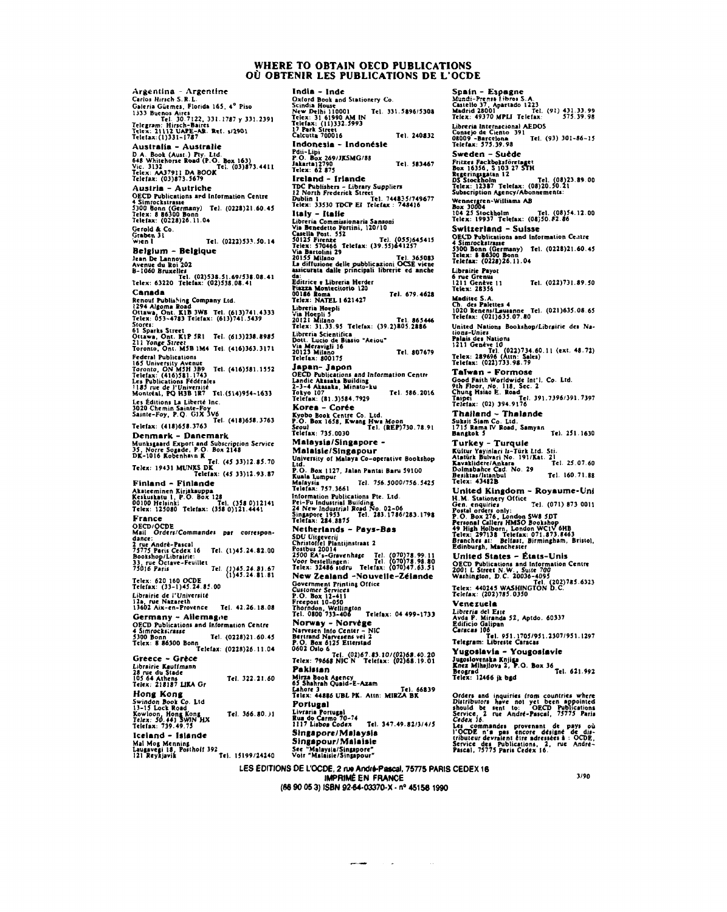# WHERE TO OBTAIN OECD PUBLICATIONS
# OÙ OBTENIR LES PUBLICATIONS DE L'OCDE

**Argentina - Argentine**
Carlos Hirsch S.R.L.
Galería Güemes, Florida 165, 4° Piso
1333 Buenos Aires
Tel. 30.7122, 331.1787 y 331.2391
Telegram: Hirsch-Baires
Telex: 21112 UAPE-AR. Ref. s/2901
Telefax: (1)331-1787

**Australia - Australie**
D.A. Book (Aust.) Pty. Ltd.
648 Whitehorse Road (P.O. Box 163)
Vic. 3132 Tel. (03)873.4411
Telex: AA37911 DA BOOK
Telefax: (03)873.5679

**Austria - Autriche**
OECD Publications and Information Centre
4 Simrockstrasse
5300 Bonn (Germany) Tel. (0228)21.60.45
Telex: 8 86300 Bonn
Telefax: (0228)26.11.04

Gerold & Co.
Graben 31
Wien I Tel. (0222)533.50.14

**Belgium - Belgique**
Jean De Lannoy
Avenue du Roi 202
B-1060 Bruxelles
Tel. (02)538.51.69/538.08.41
Telex: 63220 Telefax: (02)538.08.41

**Canada**
Renouf Publishing Company Ltd.
1294 Algoma Road
Ottawa, Ont. K1B 3W8 Tel. (613)741.4333
Telex: 053-4783 Telefax: (613)741.5439
Stores:
61 Sparks Street
Ottawa, Ont. K1P 5R1 Tel. (613)238.8985
211 Yonge Street
Toronto, Ont. M5B 1M4 Tel. (416)363.3171

Federal Publications
165 University Avenue
Toronto, ON M5H 3B9 Tel. (416)581.1552
Telefax: (416)581.1743
Les Publications Fédérales
1185 rue de l'Université
Montréal, PQ H3B 1R7 Tel.(514)954-1633

Les Éditions La Liberté Inc.
3020 Chemin Sainte-Foy
Sainte-Foy, P.Q. G1X 3V6
Tel. (418)658.3763
Telefax: (418)658.3763

**Denmark - Danemark**
Munksgaard Export and Subscription Service
35, Nørre Søgade, P.O. Box 2148
DK-1016 København K
Tel. (45 33)12.85.70
Telex: 19431 MUNKS DK
Telefax: (45 33)12.93.87

**Finland - Finlande**
Akateeminen Kirjakauppa
Keskuskatu 1, P.O. Box 128
00100 Helsinki Tel. (358 0)12141
Telex: 125080 Telefax: (358 0)121.4441

**France**
OECD/OCDE
Mail Orders/Commandes par correspondance:
2 rue André-Pascal
75775 Paris Cedex 16 Tel. (1)45.24.82.00
Bookshop/Librairie:
33, rue Octave-Feuillet
75016 Paris Tel. (1)45.24.81.67
(1)45.24.81.81
Telex: 620 160 OCDE
Telefax: (33-1)45.24.85.00

Librairie de l'Université
12a, rue Nazareth
13602 Aix-en-Provence Tel. 42.26.18.08

**Germany - Allemagne**
OECD Publications and Information Centre
4 Simrockstrasse
5300 Bonn Tel. (0228)21.60.45
Telex: 8 86300 Bonn
Telefax: (0228)26.11.04

**Greece - Grèce**
Librairie Kauffmann
28 rue du Stade
105 64 Athens Tel. 322.21.60
Telex: 218187 LIKA Gr

**Hong Kong**
Swindon Book Co. Ltd
13-15 Lock Road
Kowloon, Hong Kong Tel. 366.80.31
Telex: 50 441 SWIN HX
Telefax: 739.49.75

**Iceland - Islande**
Mal Mog Menning
Laugavegi 18, Postholf 392
121 Reykjavik Tel. 15199/24240

**India - Inde**
Oxford Book and Stationery Co.
Scindia House
New Delhi 110001 Tel. 331.5896/5308
Telex: 31 61990 AM IN
Telefax: (11)332.5993
17 Park Street
Calcutta 700016 Tel. 240832

**Indonesia - Indonésie**
Pdii-Lipi
P.O. Box 269/JKSMG/88
Jakarta12790 Tel. 583467
Telex: 62 875

**Ireland - Irlande**
TDC Publishers - Library Suppliers
12 North Frederick Street
Dublin 1 Tel. 744835/749677
Telex: 33530 TDCP EI Telefax: 748416

**Italy - Italie**
Libreria Commissionaria Sansoni
Via Benedetto Fortini, 120/10
Casella Post. 552
50125 Firenze Tel. (055)645415
Telex: 570466 Telefax: (39.55)641257
Via Bartolini 29
20155 Milano Tel. 365083
La diffusione delle pubblicazioni OCSE viene assicurata dalle principali librerie ed anche da:
Editrice e Libreria Herder
Piazza Montecitorio 120
00186 Roma Tel. 679.4628
Telex: NATEL I 621427

Libreria Hoepli
Via Hoepli 5
20121 Milano Tel. 865446
Telex: 31.33.95 Telefax: (39.2)805.2886

Libreria Scientifica
Dott. Lucio de Biasio "Aeiou"
Via Meravigli 16
20123 Milano Tel. 807679
Telefax: 800175

**Japan - Japon**
OECD Publications and Information Centre
Landic Akasaka Building
2-3-4 Akasaka, Minato-ku
Tokyo 107 Tel. 586.2016
Telefax: (81.3)584.7929

**Korea - Corée**
Kyobo Book Centre Co. Ltd.
P.O. Box 1658, Kwang Hwa Moon
Seoul Tel. (REP)730.78.91
Telefax: 735.0030

**Malaysia/Singapore - Malaisie/Singapour**
University of Malaya Co-operative Bookshop Ltd.
P.O. Box 1127, Jalan Pantai Baru 59100
Kuala Lumpur
Malaysia Tel. 756.5000/756.5425
Telefax: 757.3661

Information Publications Pte. Ltd.
Pei-Fu Industrial Building
24 New Industrial Road No. 02-06
Singapore 1953 Tel. 283.1786/283.1798
Telefax: 284.8875

**Netherlands - Pays-Bas**
SDU Uitgeverij
Christoffel Plantijnstraat 2
Postbus 20014
2500 EA's-Gravenhage Tel. (070)78.99.11
Voor bestellingen: Tel. (070)78.98.80
Telex: 32486 stdru Telefax: (070)47.63.51

**New Zealand - Nouvelle-Zélande**
Government Printing Office
Customer Services
P.O. Box 12-411
Freepost 10-050
Thorndon, Wellington
Tel. 0800 733-406 Telefax: 04 499-1733

**Norway - Norvège**
Narvesen Info Center - NIC
Bertrand Narvesens vei 2
P.O. Box 6125 Etterstad
0602 Oslo 6
Tel. (02)67.83.10/(02)68.40.20
Telex: 79668 NIC N Telefax: (02)68.19.01

**Pakistan**
Mirza Book Agency
65 Shahrah Quaid-E-Azam
Lahore 3 Tel. 66839
Telex: 44886 UBL PK. Attn: MIRZA BK

**Portugal**
Livraria Portugal
Rua do Carmo 70-74
1117 Lisboa Codex Tel. 347.49.82/3/4/5

**Singapore/Malaysia**
**Singapour/Malaisie**
See "Malaysia/Singapore"
Voir "Malaisie/Singapour"

**Spain - Espagne**
Mundi-Prensa Libros S.A.
Castelló 37, Apartado 1223
Madrid 28001 Tel. (91) 431.33.99
Telex: 49370 MPLI Telefax: 575.39.98

Libreria Internacional AEDOS
Consejo de Ciento 391
08009 -Barcelona Tel. (93) 301-86-15
Telefax: 575.39.98

**Sweden - Suède**
Fritzes Fackboksföretaget
Box 16356, S 103 27 STH
Regeringsgatan 12
DS Stockholm Tel. (08)23.89.00
Telex: 12387 Telefax: (08)20.50.21
Subscription Agency/Abonnements:
Wennergren-Williams AB
Box 30004
104 25 Stockholm Tel. (08)54.12.00
Telex: 19937 Telefax: (08)50.82.86

**Switzerland - Suisse**
OECD Publications and Information Centre
4 Simrockstrasse
5300 Bonn (Germany) Tel. (0228)21.60.45
Telex: 8 86300 Bonn
Telefax: (0228)26.11.04

Librairie Payot
6 rue Grenus
1211 Genève 11 Tel. (022)731.89.50
Telex: 28356

Maditec S.A.
Ch. des Palettes 4
1020 Renens/Lausanne Tel. (021)635.08.65
Telefax: (021)635.07.80

United Nations Bookshop/Librairie des Nations-Unies
Palais des Nations
1211 Genève 10
Tel. (022)734.60.11 (ext. 48.72)
Telex: 289696 (Attn: Sales)
Telefax: (022)733.98.79

**Taiwan - Formose**
Good Faith Worldwide Int'l. Co. Ltd.
9th Floor, No. 118, Sec. 2
Chung Hsiao E. Road
Taipei Tel. 391.7396/391.7397
Telefax: (02) 394.9176

**Thailand - Thaïlande**
Suksit Siam Co. Ltd.
1715 Rama IV Road, Samyan
Bangkok 5 Tel. 251.1630

**Turkey - Turquie**
Kültur Yayinlari Is-Türk Ltd. Sti.
Atatürk Bulvari No. 191/Kat. 21
Kavaklidere/Ankara Tel. 25.07.60
Dolmabahce Cad. No. 29
Besiktas/Istanbul Tel. 160.71.88
Telex: 43482B

**United Kingdom - Royaume-Uni**
H.M. Stationery Office
Gen. enquiries Tel. (071) 873 0011
Postal orders only:
P.O. Box 276, London SW8 5DT
Personal Callers HMSO Bookshop
49 High Holborn, London WC1V 6HB
Telex: 297138 Telefax: 071.873.8463
Branches at: Belfast, Birmingham, Bristol, Edinburgh, Manchester

**United States - États-Unis**
OECD Publications and Information Centre
2001 L Street N.W., Suite 700
Washington, D.C. 20036-4095
Tel. (202)785.6323
Telex: 440245 WASHINGTON D.C.
Telefax: (202)785.0350

**Venezuela**
Libreria del Este
Avda F. Miranda 52, Aptdo. 60337
Edificio Galipan
Caracas 106
Tel. 951.1705/951.2307/951.1297
Telegram: Libreste Caracas

**Yugoslavia - Yougoslavie**
Jugoslovenska Knjiga
Knez Mihajlova 2, P.O. Box 36
Beograd Tel. 621.992
Telex: 12466 jk bgd

Orders and inquiries from countries where Distributors have not yet been appointed should be sent to: OECD Publications Service, 2 rue André-Pascal, 75775 Paris Cedex 16.

Les commandes provenant de pays où l'OCDE n'a pas encore désigné de distributeur devraient être adressées à : OCDE, Service des Publications, 2, rue André-Pascal, 75775 Paris Cedex 16.

3/90

LES ÉDITIONS DE L'OCDE, 2 rue André-Pascal, 75775 PARIS CEDEX 16
IMPRIMÉ EN FRANCE
(66 90 05 3) ISBN 92-64-03370-X - n° 45158 1990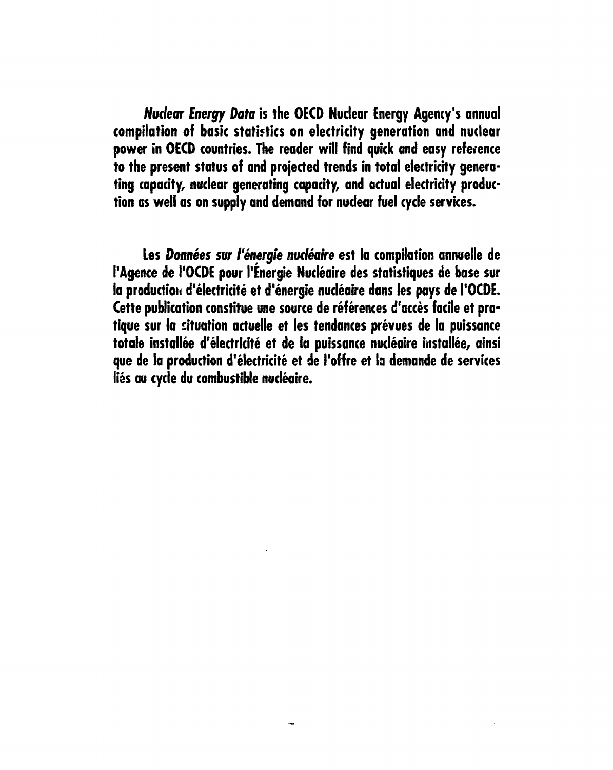*Nuclear Energy Data* is the OECD Nuclear Energy Agency's annual compilation of basic statistics on electricity generation and nuclear power in OECD countries. The reader will find quick and easy reference to the present status of and projected trends in total electricity generating capacity, nuclear generating capacity, and actual electricity production as well as on supply and demand for nuclear fuel cycle services.

Les *Données sur l'énergie nucléaire* est la compilation annuelle de l'Agence de l'OCDE pour l'Énergie Nucléaire des statistiques de base sur la production d'électricité et d'énergie nucléaire dans les pays de l'OCDE. Cette publication constitue une source de références d'accès facile et pratique sur la situation actuelle et les tendances prévues de la puissance totale installée d'électricité et de la puissance nucléaire installée, ainsi que de la production d'électricité et de l'offre et la demande de services liés au cycle du combustible nucléaire.